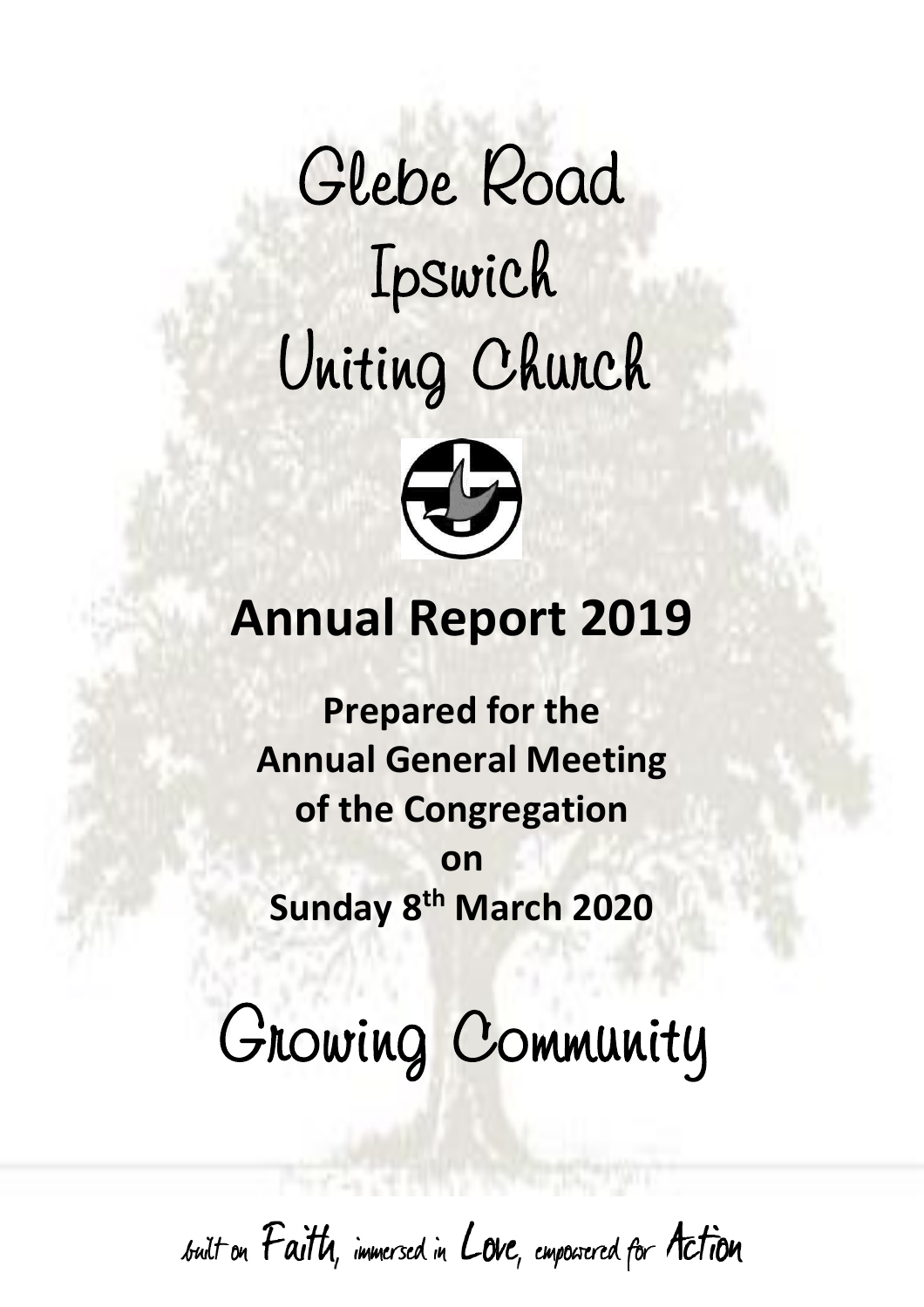# Glebe Road Ipswich Uniting Church

## Annual Report 2019

**Prepared for the Annual General Meeting of the Congregation on Sunday 8th March 2020**

# Growing Community

built on Faith, immersed in Love, empowered for Action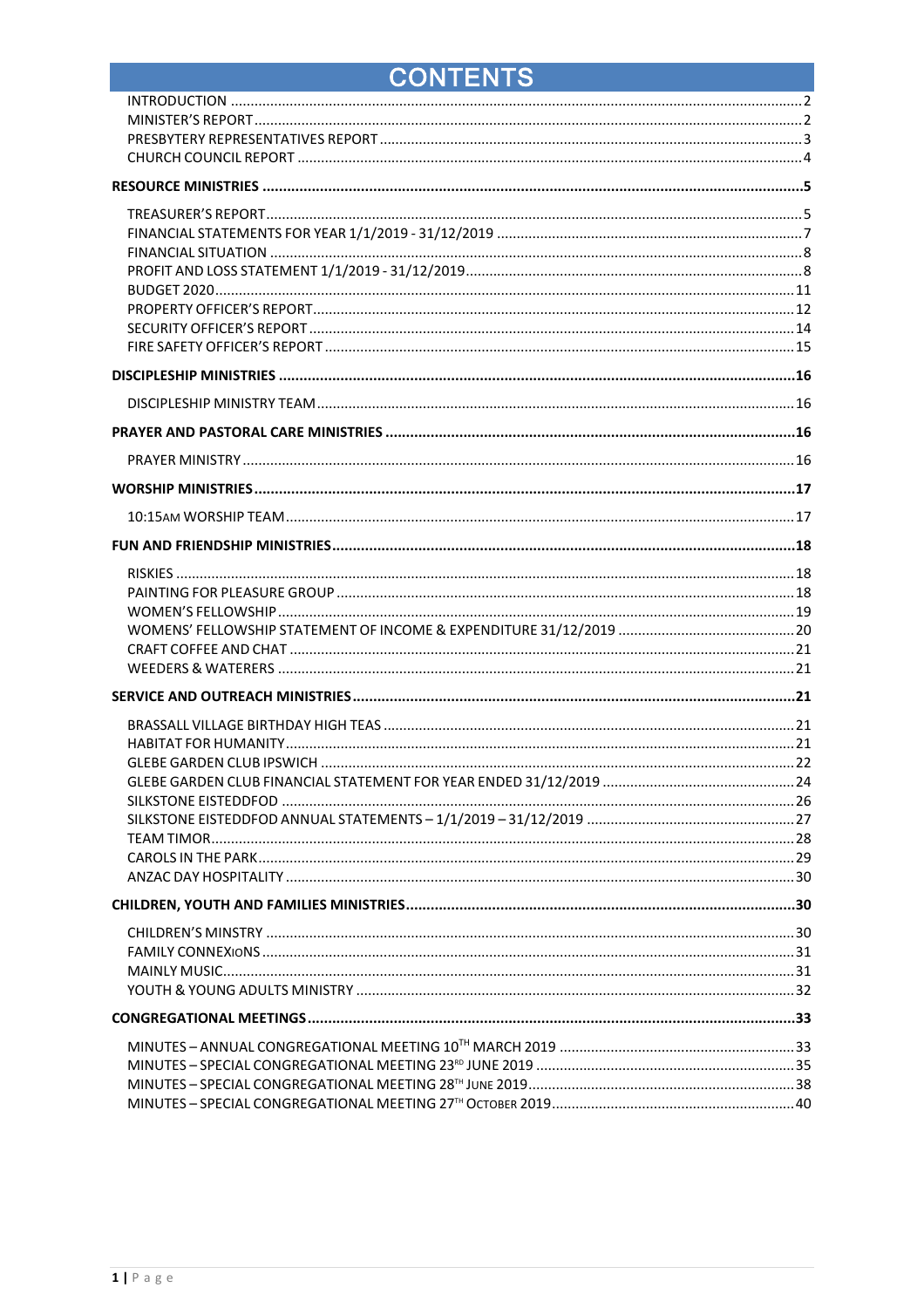# CONTENTS

INTRODUCTION ........ 2
MINISTER'S REPORT ........ 2
PRESBYTERY REPRESENTATIVES REPORT ........ 3
CHURCH COUNCIL REPORT ........ 4

**RESOURCE MINISTRIES ........ 5**

TREASURER'S REPORT ........ 5
FINANCIAL STATEMENTS FOR YEAR 1/1/2019 - 31/12/2019 ........ 7
FINANCIAL SITUATION ........ 8
PROFIT AND LOSS STATEMENT 1/1/2019 - 31/12/2019 ........ 8
BUDGET 2020 ........ 11
PROPERTY OFFICER'S REPORT ........ 12
SECURITY OFFICER'S REPORT ........ 14
FIRE SAFETY OFFICER'S REPORT ........ 15

**DISCIPLESHIP MINISTRIES ........ 16**

DISCIPLESHIP MINISTRY TEAM ........ 16

**PRAYER AND PASTORAL CARE MINISTRIES ........ 16**

PRAYER MINISTRY ........ 16

**WORSHIP MINISTRIES ........ 17**

10:15AM WORSHIP TEAM ........ 17

**FUN AND FRIENDSHIP MINISTRIES ........ 18**

RISKIES ........ 18
PAINTING FOR PLEASURE GROUP ........ 18
WOMEN'S FELLOWSHIP ........ 19
WOMENS' FELLOWSHIP STATEMENT OF INCOME & EXPENDITURE 31/12/2019 ........ 20
CRAFT COFFEE AND CHAT ........ 21
WEEDERS & WATERERS ........ 21

**SERVICE AND OUTREACH MINISTRIES ........ 21**

BRASSALL VILLAGE BIRTHDAY HIGH TEAS ........ 21
HABITAT FOR HUMANITY ........ 21
GLEBE GARDEN CLUB IPSWICH ........ 22
GLEBE GARDEN CLUB FINANCIAL STATEMENT FOR YEAR ENDED 31/12/2019 ........ 24
SILKSTONE EISTEDDFOD ........ 26
SILKSTONE EISTEDDFOD ANNUAL STATEMENTS – 1/1/2019 – 31/12/2019 ........ 27
TEAM TIMOR ........ 28
CAROLS IN THE PARK ........ 29
ANZAC DAY HOSPITALITY ........ 30

**CHILDREN, YOUTH AND FAMILIES MINISTRIES ........ 30**

CHILDREN'S MINSTRY ........ 30
FAMILY CONNEXIONS ........ 31
MAINLY MUSIC ........ 31
YOUTH & YOUNG ADULTS MINISTRY ........ 32

**CONGREGATIONAL MEETINGS ........ 33**

MINUTES – ANNUAL CONGREGATIONAL MEETING 10TH MARCH 2019 ........ 33
MINUTES – SPECIAL CONGREGATIONAL MEETING 23RD JUNE 2019 ........ 35
MINUTES – SPECIAL CONGREGATIONAL MEETING 28TH JUNE 2019 ........ 38
MINUTES – SPECIAL CONGREGATIONAL MEETING 27TH OCTOBER 2019 ........ 40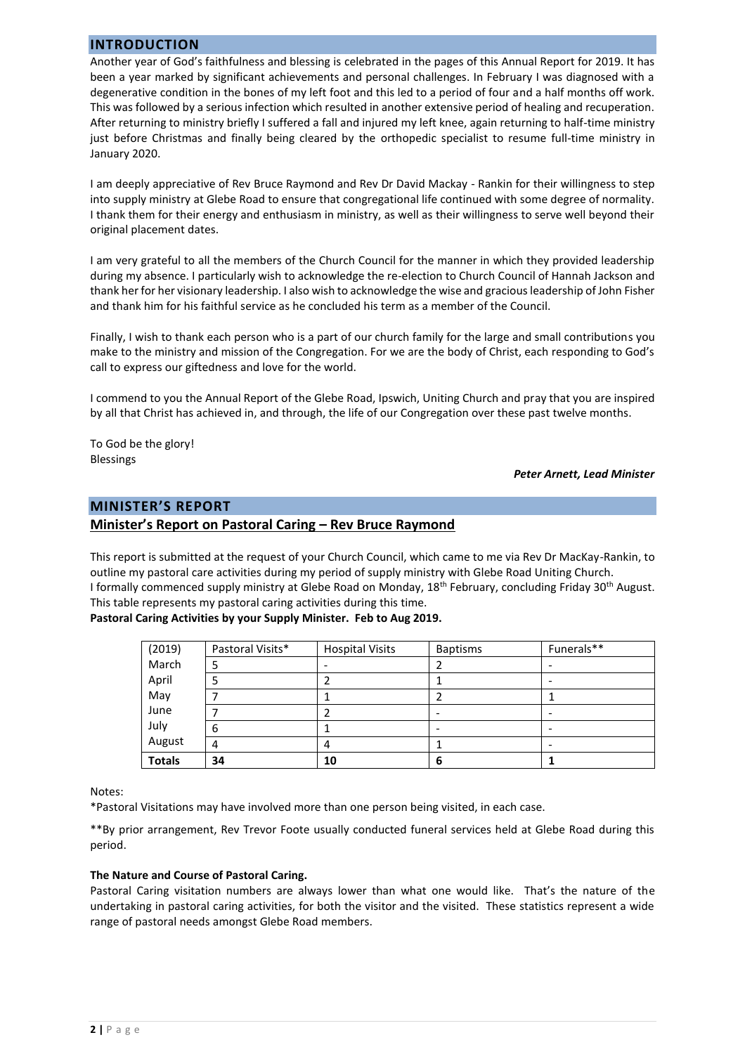## INTRODUCTION

Another year of God's faithfulness and blessing is celebrated in the pages of this Annual Report for 2019. It has been a year marked by significant achievements and personal challenges. In February I was diagnosed with a degenerative condition in the bones of my left foot and this led to a period of four and a half months off work. This was followed by a serious infection which resulted in another extensive period of healing and recuperation. After returning to ministry briefly I suffered a fall and injured my left knee, again returning to half-time ministry just before Christmas and finally being cleared by the orthopedic specialist to resume full-time ministry in January 2020.

I am deeply appreciative of Rev Bruce Raymond and Rev Dr David Mackay - Rankin for their willingness to step into supply ministry at Glebe Road to ensure that congregational life continued with some degree of normality. I thank them for their energy and enthusiasm in ministry, as well as their willingness to serve well beyond their original placement dates.

I am very grateful to all the members of the Church Council for the manner in which they provided leadership during my absence. I particularly wish to acknowledge the re-election to Church Council of Hannah Jackson and thank her for her visionary leadership. I also wish to acknowledge the wise and gracious leadership of John Fisher and thank him for his faithful service as he concluded his term as a member of the Council.

Finally, I wish to thank each person who is a part of our church family for the large and small contributions you make to the ministry and mission of the Congregation. For we are the body of Christ, each responding to God's call to express our giftedness and love for the world.

I commend to you the Annual Report of the Glebe Road, Ipswich, Uniting Church and pray that you are inspired by all that Christ has achieved in, and through, the life of our Congregation over these past twelve months.

To God be the glory!
Blessings

***Peter Arnett, Lead Minister***

## MINISTER'S REPORT

### Minister's Report on Pastoral Caring – Rev Bruce Raymond

This report is submitted at the request of your Church Council, which came to me via Rev Dr MacKay-Rankin, to outline my pastoral care activities during my period of supply ministry with Glebe Road Uniting Church.
I formally commenced supply ministry at Glebe Road on Monday, 18th February, concluding Friday 30th August. This table represents my pastoral caring activities during this time.

**Pastoral Caring Activities by your Supply Minister. Feb to Aug 2019.**

| (2019) | Pastoral Visits* | Hospital Visits | Baptisms | Funerals** |
|---|---|---|---|---|
| March | 5 | - | 2 | - |
| April | 5 | 2 | 1 | - |
| May | 7 | 1 | 2 | 1 |
| June | 7 | 2 | - | - |
| July | 6 | 1 | - | - |
| August | 4 | 4 | 1 | - |
| **Totals** | **34** | **10** | **6** | **1** |

Notes:

*Pastoral Visitations may have involved more than one person being visited, in each case.

**By prior arrangement, Rev Trevor Foote usually conducted funeral services held at Glebe Road during this period.

**The Nature and Course of Pastoral Caring.**

Pastoral Caring visitation numbers are always lower than what one would like. That's the nature of the undertaking in pastoral caring activities, for both the visitor and the visited. These statistics represent a wide range of pastoral needs amongst Glebe Road members.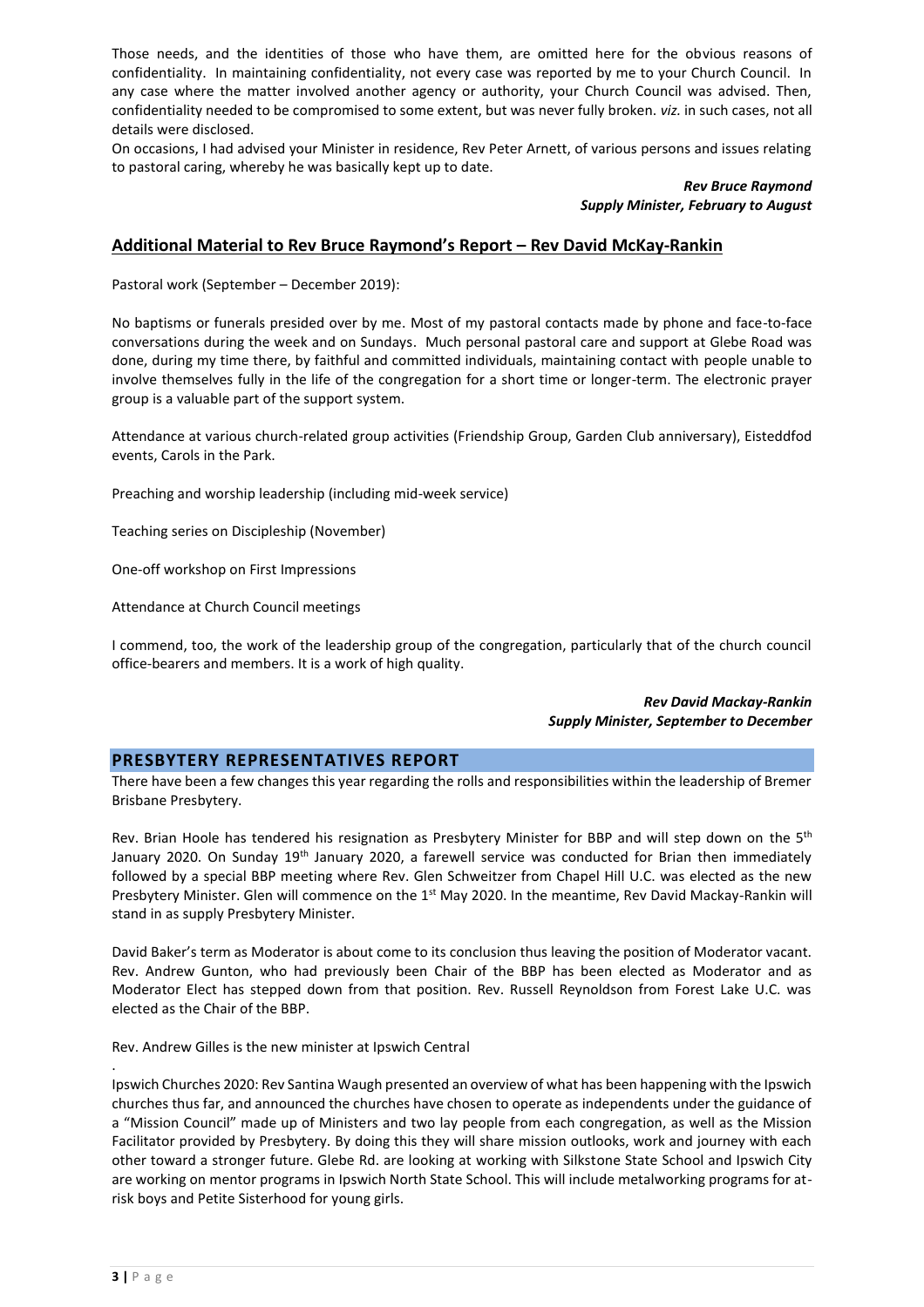Those needs, and the identities of those who have them, are omitted here for the obvious reasons of confidentiality. In maintaining confidentiality, not every case was reported by me to your Church Council. In any case where the matter involved another agency or authority, your Church Council was advised. Then, confidentiality needed to be compromised to some extent, but was never fully broken. *viz.* in such cases, not all details were disclosed.

On occasions, I had advised your Minister in residence, Rev Peter Arnett, of various persons and issues relating to pastoral caring, whereby he was basically kept up to date.

***Rev Bruce Raymond***
***Supply Minister, February to August***

## Additional Material to Rev Bruce Raymond's Report – Rev David McKay-Rankin

Pastoral work (September – December 2019):

No baptisms or funerals presided over by me. Most of my pastoral contacts made by phone and face-to-face conversations during the week and on Sundays. Much personal pastoral care and support at Glebe Road was done, during my time there, by faithful and committed individuals, maintaining contact with people unable to involve themselves fully in the life of the congregation for a short time or longer-term. The electronic prayer group is a valuable part of the support system.

Attendance at various church-related group activities (Friendship Group, Garden Club anniversary), Eisteddfod events, Carols in the Park.

Preaching and worship leadership (including mid-week service)

Teaching series on Discipleship (November)

One-off workshop on First Impressions

Attendance at Church Council meetings

I commend, too, the work of the leadership group of the congregation, particularly that of the church council office-bearers and members. It is a work of high quality.

***Rev David Mackay-Rankin***
***Supply Minister, September to December***

## PRESBYTERY REPRESENTATIVES REPORT

There have been a few changes this year regarding the rolls and responsibilities within the leadership of Bremer Brisbane Presbytery.

Rev. Brian Hoole has tendered his resignation as Presbytery Minister for BBP and will step down on the 5th January 2020. On Sunday 19th January 2020, a farewell service was conducted for Brian then immediately followed by a special BBP meeting where Rev. Glen Schweitzer from Chapel Hill U.C. was elected as the new Presbytery Minister. Glen will commence on the 1st May 2020. In the meantime, Rev David Mackay-Rankin will stand in as supply Presbytery Minister.

David Baker's term as Moderator is about come to its conclusion thus leaving the position of Moderator vacant. Rev. Andrew Gunton, who had previously been Chair of the BBP has been elected as Moderator and as Moderator Elect has stepped down from that position. Rev. Russell Reynoldson from Forest Lake U.C. was elected as the Chair of the BBP.

Rev. Andrew Gilles is the new minister at Ipswich Central

.

Ipswich Churches 2020: Rev Santina Waugh presented an overview of what has been happening with the Ipswich churches thus far, and announced the churches have chosen to operate as independents under the guidance of a "Mission Council" made up of Ministers and two lay people from each congregation, as well as the Mission Facilitator provided by Presbytery. By doing this they will share mission outlooks, work and journey with each other toward a stronger future. Glebe Rd. are looking at working with Silkstone State School and Ipswich City are working on mentor programs in Ipswich North State School. This will include metalworking programs for at-risk boys and Petite Sisterhood for young girls.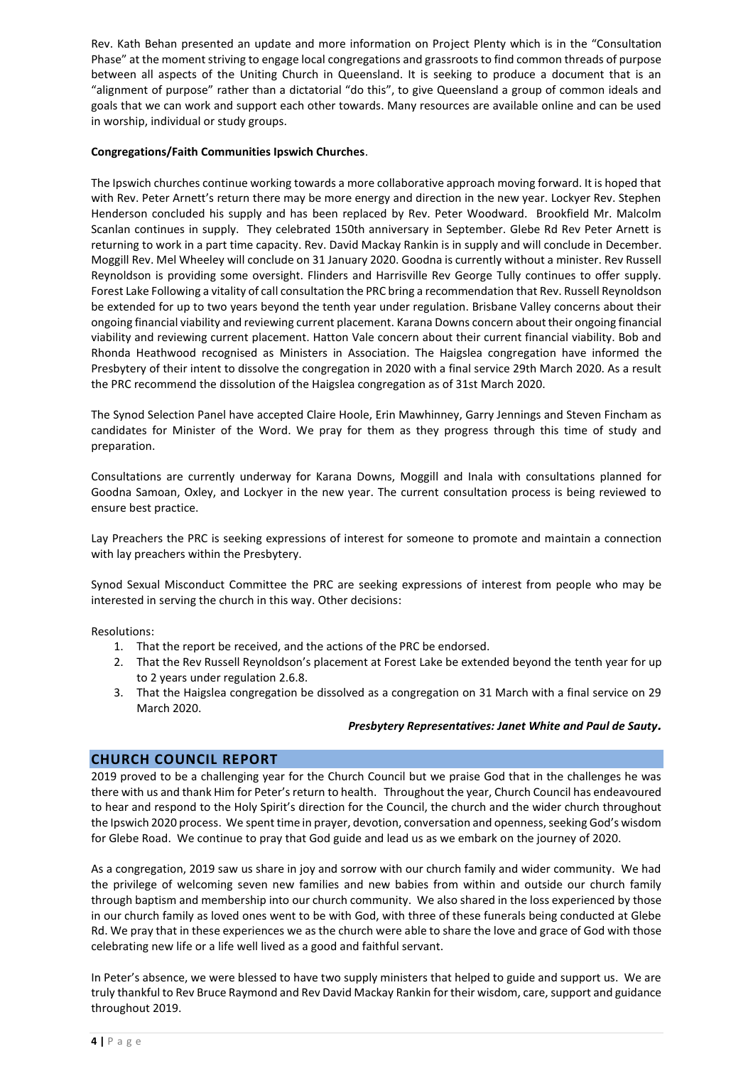Rev. Kath Behan presented an update and more information on Project Plenty which is in the "Consultation Phase" at the moment striving to engage local congregations and grassroots to find common threads of purpose between all aspects of the Uniting Church in Queensland. It is seeking to produce a document that is an "alignment of purpose" rather than a dictatorial "do this", to give Queensland a group of common ideals and goals that we can work and support each other towards. Many resources are available online and can be used in worship, individual or study groups.

**Congregations/Faith Communities Ipswich Churches**.

The Ipswich churches continue working towards a more collaborative approach moving forward. It is hoped that with Rev. Peter Arnett's return there may be more energy and direction in the new year. Lockyer Rev. Stephen Henderson concluded his supply and has been replaced by Rev. Peter Woodward. Brookfield Mr. Malcolm Scanlan continues in supply. They celebrated 150th anniversary in September. Glebe Rd Rev Peter Arnett is returning to work in a part time capacity. Rev. David Mackay Rankin is in supply and will conclude in December. Moggill Rev. Mel Wheeley will conclude on 31 January 2020. Goodna is currently without a minister. Rev Russell Reynoldson is providing some oversight. Flinders and Harrisville Rev George Tully continues to offer supply. Forest Lake Following a vitality of call consultation the PRC bring a recommendation that Rev. Russell Reynoldson be extended for up to two years beyond the tenth year under regulation. Brisbane Valley concerns about their ongoing financial viability and reviewing current placement. Karana Downs concern about their ongoing financial viability and reviewing current placement. Hatton Vale concern about their current financial viability. Bob and Rhonda Heathwood recognised as Ministers in Association. The Haigslea congregation have informed the Presbytery of their intent to dissolve the congregation in 2020 with a final service 29th March 2020. As a result the PRC recommend the dissolution of the Haigslea congregation as of 31st March 2020.

The Synod Selection Panel have accepted Claire Hoole, Erin Mawhinney, Garry Jennings and Steven Fincham as candidates for Minister of the Word. We pray for them as they progress through this time of study and preparation.

Consultations are currently underway for Karana Downs, Moggill and Inala with consultations planned for Goodna Samoan, Oxley, and Lockyer in the new year. The current consultation process is being reviewed to ensure best practice.

Lay Preachers the PRC is seeking expressions of interest for someone to promote and maintain a connection with lay preachers within the Presbytery.

Synod Sexual Misconduct Committee the PRC are seeking expressions of interest from people who may be interested in serving the church in this way. Other decisions:

Resolutions:

1. That the report be received, and the actions of the PRC be endorsed.
2. That the Rev Russell Reynoldson's placement at Forest Lake be extended beyond the tenth year for up to 2 years under regulation 2.6.8.
3. That the Haigslea congregation be dissolved as a congregation on 31 March with a final service on 29 March 2020.

***Presbytery Representatives: Janet White and Paul de Sauty.***

## CHURCH COUNCIL REPORT

2019 proved to be a challenging year for the Church Council but we praise God that in the challenges he was there with us and thank Him for Peter's return to health. Throughout the year, Church Council has endeavoured to hear and respond to the Holy Spirit's direction for the Council, the church and the wider church throughout the Ipswich 2020 process. We spent time in prayer, devotion, conversation and openness, seeking God's wisdom for Glebe Road. We continue to pray that God guide and lead us as we embark on the journey of 2020.

As a congregation, 2019 saw us share in joy and sorrow with our church family and wider community. We had the privilege of welcoming seven new families and new babies from within and outside our church family through baptism and membership into our church community. We also shared in the loss experienced by those in our church family as loved ones went to be with God, with three of these funerals being conducted at Glebe Rd. We pray that in these experiences we as the church were able to share the love and grace of God with those celebrating new life or a life well lived as a good and faithful servant.

In Peter's absence, we were blessed to have two supply ministers that helped to guide and support us. We are truly thankful to Rev Bruce Raymond and Rev David Mackay Rankin for their wisdom, care, support and guidance throughout 2019.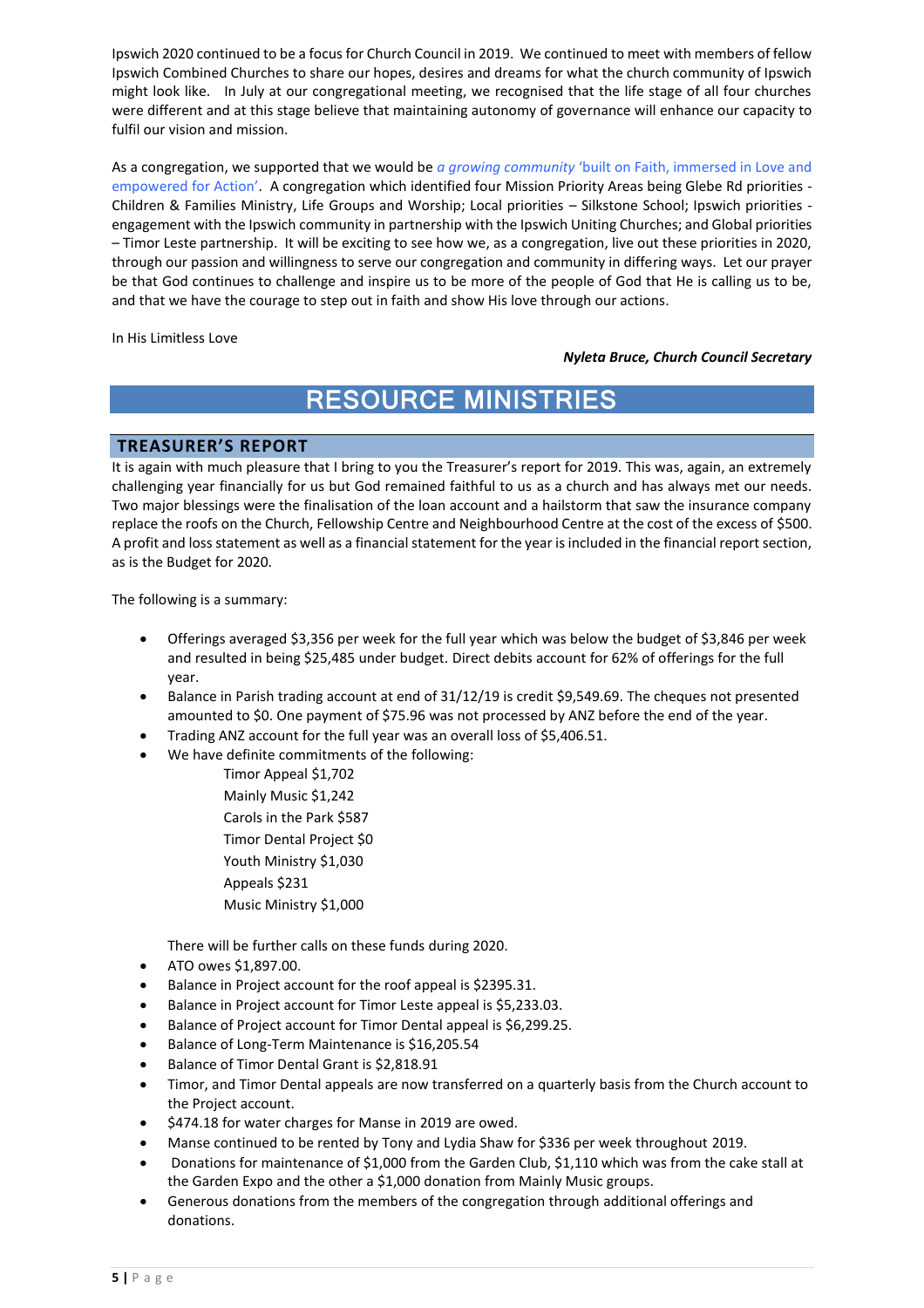Ipswich 2020 continued to be a focus for Church Council in 2019. We continued to meet with members of fellow Ipswich Combined Churches to share our hopes, desires and dreams for what the church community of Ipswich might look like. In July at our congregational meeting, we recognised that the life stage of all four churches were different and at this stage believe that maintaining autonomy of governance will enhance our capacity to fulfil our vision and mission.

As a congregation, we supported that we would be *a growing community* 'built on Faith, immersed in Love and empowered for Action'. A congregation which identified four Mission Priority Areas being Glebe Rd priorities - Children & Families Ministry, Life Groups and Worship; Local priorities – Silkstone School; Ipswich priorities - engagement with the Ipswich community in partnership with the Ipswich Uniting Churches; and Global priorities – Timor Leste partnership. It will be exciting to see how we, as a congregation, live out these priorities in 2020, through our passion and willingness to serve our congregation and community in differing ways. Let our prayer be that God continues to challenge and inspire us to be more of the people of God that He is calling us to be, and that we have the courage to step out in faith and show His love through our actions.

In His Limitless Love

***Nyleta Bruce, Church Council Secretary***

# RESOURCE MINISTRIES

## TREASURER'S REPORT

It is again with much pleasure that I bring to you the Treasurer's report for 2019. This was, again, an extremely challenging year financially for us but God remained faithful to us as a church and has always met our needs. Two major blessings were the finalisation of the loan account and a hailstorm that saw the insurance company replace the roofs on the Church, Fellowship Centre and Neighbourhood Centre at the cost of the excess of $500. A profit and loss statement as well as a financial statement for the year is included in the financial report section, as is the Budget for 2020.

The following is a summary:

- Offerings averaged $3,356 per week for the full year which was below the budget of $3,846 per week and resulted in being $25,485 under budget. Direct debits account for 62% of offerings for the full year.
- Balance in Parish trading account at end of 31/12/19 is credit $9,549.69. The cheques not presented amounted to $0. One payment of $75.96 was not processed by ANZ before the end of the year.
- Trading ANZ account for the full year was an overall loss of $5,406.51.
- We have definite commitments of the following:

  Timor Appeal $1,702
  Mainly Music $1,242
  Carols in the Park $587
  Timor Dental Project $0
  Youth Ministry $1,030
  Appeals $231
  Music Ministry $1,000

  There will be further calls on these funds during 2020.
- ATO owes $1,897.00.
- Balance in Project account for the roof appeal is $2395.31.
- Balance in Project account for Timor Leste appeal is $5,233.03.
- Balance of Project account for Timor Dental appeal is $6,299.25.
- Balance of Long-Term Maintenance is $16,205.54
- Balance of Timor Dental Grant is $2,818.91
- Timor, and Timor Dental appeals are now transferred on a quarterly basis from the Church account to the Project account.
- $474.18 for water charges for Manse in 2019 are owed.
- Manse continued to be rented by Tony and Lydia Shaw for $336 per week throughout 2019.
- Donations for maintenance of $1,000 from the Garden Club, $1,110 which was from the cake stall at the Garden Expo and the other a $1,000 donation from Mainly Music groups.
- Generous donations from the members of the congregation through additional offerings and donations.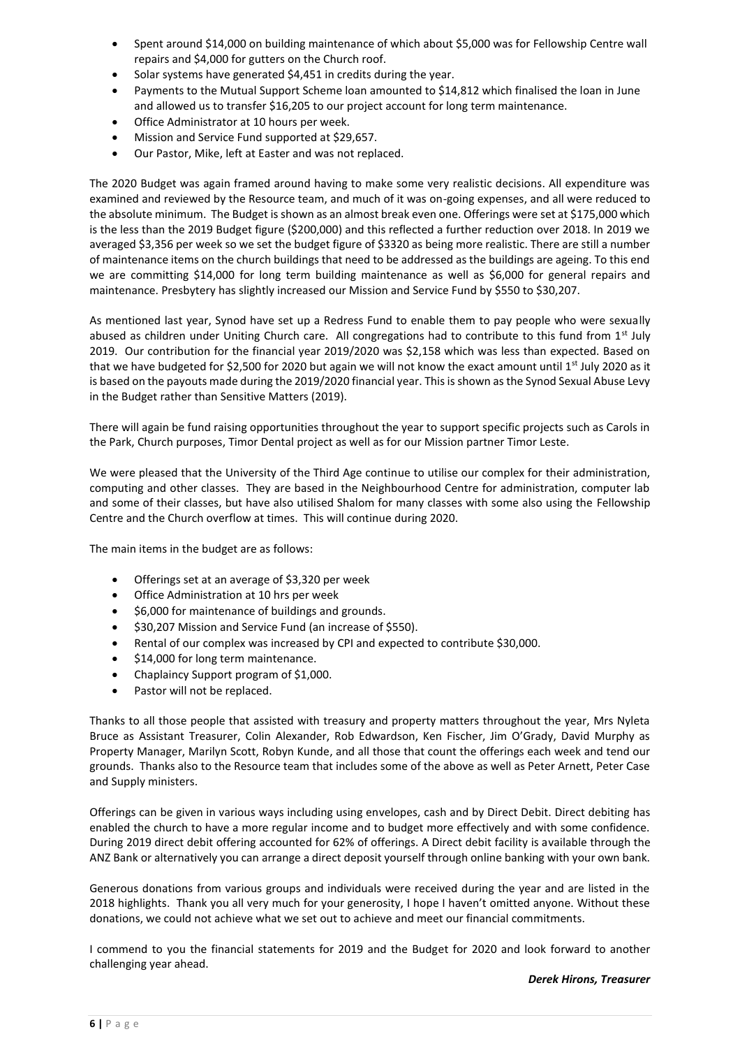- Spent around $14,000 on building maintenance of which about $5,000 was for Fellowship Centre wall repairs and $4,000 for gutters on the Church roof.
- Solar systems have generated $4,451 in credits during the year.
- Payments to the Mutual Support Scheme loan amounted to $14,812 which finalised the loan in June and allowed us to transfer $16,205 to our project account for long term maintenance.
- Office Administrator at 10 hours per week.
- Mission and Service Fund supported at $29,657.
- Our Pastor, Mike, left at Easter and was not replaced.

The 2020 Budget was again framed around having to make some very realistic decisions. All expenditure was examined and reviewed by the Resource team, and much of it was on-going expenses, and all were reduced to the absolute minimum. The Budget is shown as an almost break even one. Offerings were set at $175,000 which is the less than the 2019 Budget figure ($200,000) and this reflected a further reduction over 2018. In 2019 we averaged $3,356 per week so we set the budget figure of $3320 as being more realistic. There are still a number of maintenance items on the church buildings that need to be addressed as the buildings are ageing. To this end we are committing $14,000 for long term building maintenance as well as $6,000 for general repairs and maintenance. Presbytery has slightly increased our Mission and Service Fund by $550 to $30,207.

As mentioned last year, Synod have set up a Redress Fund to enable them to pay people who were sexually abused as children under Uniting Church care. All congregations had to contribute to this fund from 1st July 2019. Our contribution for the financial year 2019/2020 was $2,158 which was less than expected. Based on that we have budgeted for $2,500 for 2020 but again we will not know the exact amount until 1st July 2020 as it is based on the payouts made during the 2019/2020 financial year. This is shown as the Synod Sexual Abuse Levy in the Budget rather than Sensitive Matters (2019).

There will again be fund raising opportunities throughout the year to support specific projects such as Carols in the Park, Church purposes, Timor Dental project as well as for our Mission partner Timor Leste.

We were pleased that the University of the Third Age continue to utilise our complex for their administration, computing and other classes. They are based in the Neighbourhood Centre for administration, computer lab and some of their classes, but have also utilised Shalom for many classes with some also using the Fellowship Centre and the Church overflow at times. This will continue during 2020.

The main items in the budget are as follows:

- Offerings set at an average of $3,320 per week
- Office Administration at 10 hrs per week
- $6,000 for maintenance of buildings and grounds.
- $30,207 Mission and Service Fund (an increase of $550).
- Rental of our complex was increased by CPI and expected to contribute $30,000.
- $14,000 for long term maintenance.
- Chaplaincy Support program of $1,000.
- Pastor will not be replaced.

Thanks to all those people that assisted with treasury and property matters throughout the year, Mrs Nyleta Bruce as Assistant Treasurer, Colin Alexander, Rob Edwardson, Ken Fischer, Jim O'Grady, David Murphy as Property Manager, Marilyn Scott, Robyn Kunde, and all those that count the offerings each week and tend our grounds. Thanks also to the Resource team that includes some of the above as well as Peter Arnett, Peter Case and Supply ministers.

Offerings can be given in various ways including using envelopes, cash and by Direct Debit. Direct debiting has enabled the church to have a more regular income and to budget more effectively and with some confidence. During 2019 direct debit offering accounted for 62% of offerings. A Direct debit facility is available through the ANZ Bank or alternatively you can arrange a direct deposit yourself through online banking with your own bank.

Generous donations from various groups and individuals were received during the year and are listed in the 2018 highlights. Thank you all very much for your generosity, I hope I haven't omitted anyone. Without these donations, we could not achieve what we set out to achieve and meet our financial commitments.

I commend to you the financial statements for 2019 and the Budget for 2020 and look forward to another challenging year ahead.

***Derek Hirons, Treasurer***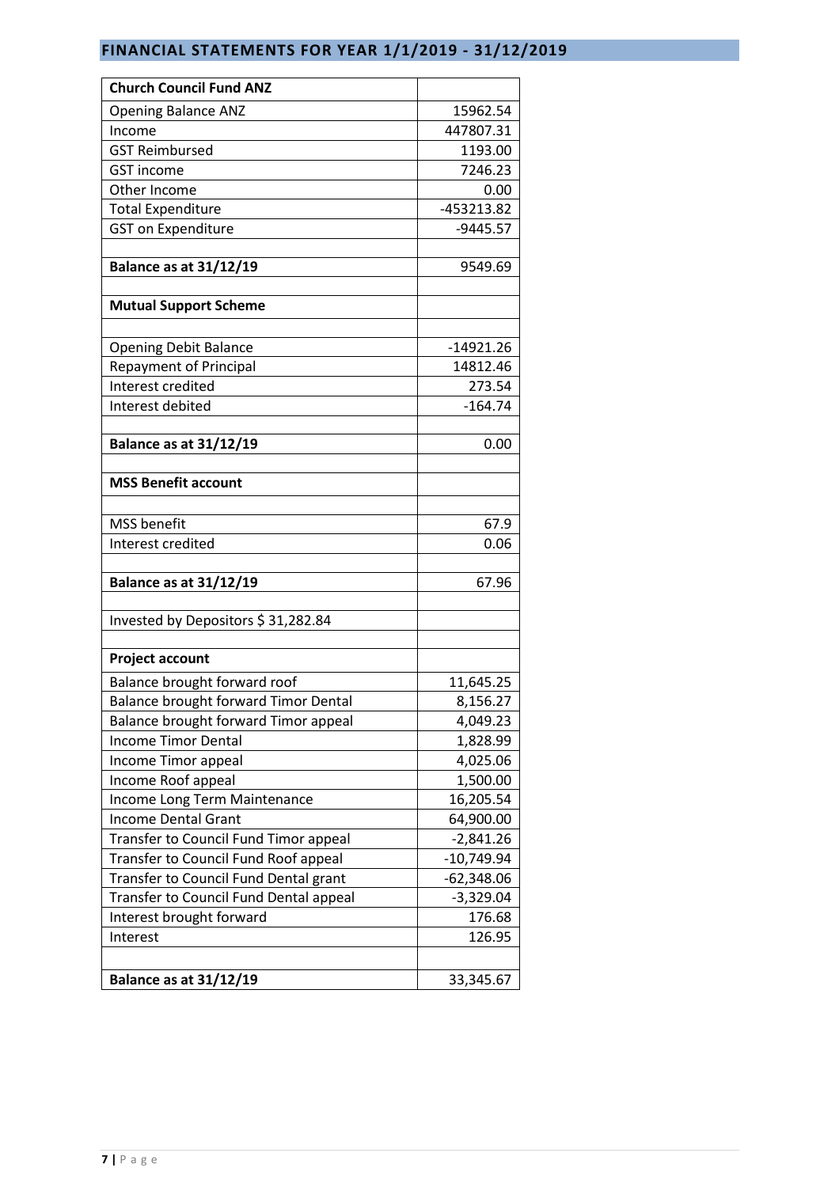## FINANCIAL STATEMENTS FOR YEAR 1/1/2019 - 31/12/2019

| **Church Council Fund ANZ** | |
|---|---|
| Opening Balance ANZ | 15962.54 |
| Income | 447807.31 |
| GST Reimbursed | 1193.00 |
| GST income | 7246.23 |
| Other Income | 0.00 |
| Total Expenditure | -453213.82 |
| GST on Expenditure | -9445.57 |
| | |
| **Balance as at 31/12/19** | 9549.69 |
| | |
| **Mutual Support Scheme** | |
| | |
| Opening Debit Balance | -14921.26 |
| Repayment of Principal | 14812.46 |
| Interest credited | 273.54 |
| Interest debited | -164.74 |
| | |
| **Balance as at 31/12/19** | 0.00 |
| | |
| **MSS Benefit account** | |
| | |
| MSS benefit | 67.9 |
| Interest credited | 0.06 |
| | |
| **Balance as at 31/12/19** | 67.96 |
| | |
| Invested by Depositors $ 31,282.84 | |
| | |
| **Project account** | |
| Balance brought forward roof | 11,645.25 |
| Balance brought forward Timor Dental | 8,156.27 |
| Balance brought forward Timor appeal | 4,049.23 |
| Income Timor Dental | 1,828.99 |
| Income Timor appeal | 4,025.06 |
| Income Roof appeal | 1,500.00 |
| Income Long Term Maintenance | 16,205.54 |
| Income Dental Grant | 64,900.00 |
| Transfer to Council Fund Timor appeal | -2,841.26 |
| Transfer to Council Fund Roof appeal | -10,749.94 |
| Transfer to Council Fund Dental grant | -62,348.06 |
| Transfer to Council Fund Dental appeal | -3,329.04 |
| Interest brought forward | 176.68 |
| Interest | 126.95 |
| | |
| **Balance as at 31/12/19** | 33,345.67 |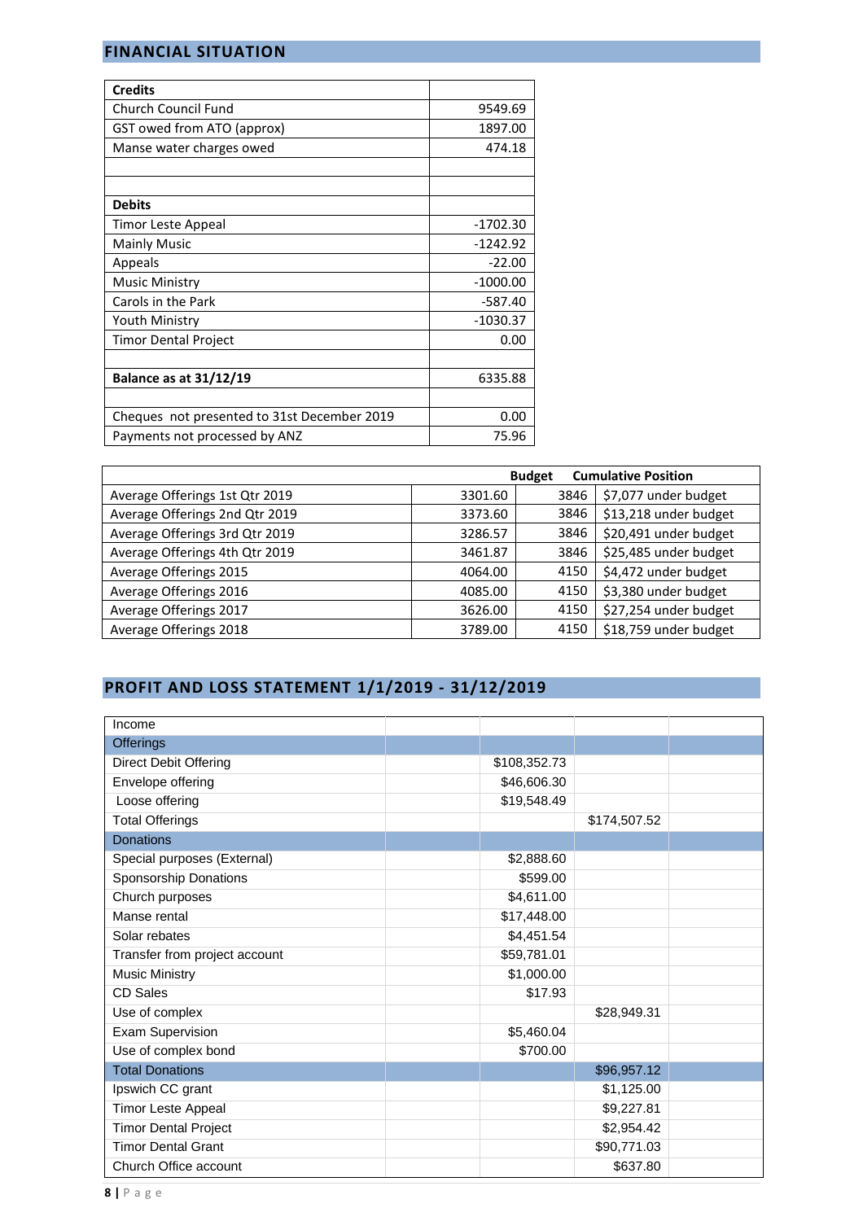## FINANCIAL SITUATION

| **Credits** | |
|---|---|
| Church Council Fund | 9549.69 |
| GST owed from ATO (approx) | 1897.00 |
| Manse water charges owed | 474.18 |
| | |
| | |
| **Debits** | |
| Timor Leste Appeal | -1702.30 |
| Mainly Music | -1242.92 |
| Appeals | -22.00 |
| Music Ministry | -1000.00 |
| Carols in the Park | -587.40 |
| Youth Ministry | -1030.37 |
| Timor Dental Project | 0.00 |
| | |
| **Balance as at 31/12/19** | 6335.88 |
| | |
| Cheques not presented to 31st December 2019 | 0.00 |
| Payments not processed by ANZ | 75.96 |

| | | **Budget** | **Cumulative Position** |
|---|---|---|---|
| Average Offerings 1st Qtr 2019 | 3301.60 | 3846 | $7,077 under budget |
| Average Offerings 2nd Qtr 2019 | 3373.60 | 3846 | $13,218 under budget |
| Average Offerings 3rd Qtr 2019 | 3286.57 | 3846 | $20,491 under budget |
| Average Offerings 4th Qtr 2019 | 3461.87 | 3846 | $25,485 under budget |
| Average Offerings 2015 | 4064.00 | 4150 | $4,472 under budget |
| Average Offerings 2016 | 4085.00 | 4150 | $3,380 under budget |
| Average Offerings 2017 | 3626.00 | 4150 | $27,254 under budget |
| Average Offerings 2018 | 3789.00 | 4150 | $18,759 under budget |

## PROFIT AND LOSS STATEMENT 1/1/2019 - 31/12/2019

| Income | | | | |
|---|---|---|---|---|
| Offerings | | | | |
| Direct Debit Offering | | $108,352.73 | | |
| Envelope offering | | $46,606.30 | | |
| Loose offering | | $19,548.49 | | |
| Total Offerings | | | $174,507.52 | |
| Donations | | | | |
| Special purposes (External) | | $2,888.60 | | |
| Sponsorship Donations | | $599.00 | | |
| Church purposes | | $4,611.00 | | |
| Manse rental | | $17,448.00 | | |
| Solar rebates | | $4,451.54 | | |
| Transfer from project account | | $59,781.01 | | |
| Music Ministry | | $1,000.00 | | |
| CD Sales | | $17.93 | | |
| Use of complex | | | $28,949.31 | |
| Exam Supervision | | $5,460.04 | | |
| Use of complex bond | | $700.00 | | |
| Total Donations | | | $96,957.12 | |
| Ipswich CC grant | | | $1,125.00 | |
| Timor Leste Appeal | | | $9,227.81 | |
| Timor Dental Project | | | $2,954.42 | |
| Timor Dental Grant | | | $90,771.03 | |
| Church Office account | | | $637.80 | |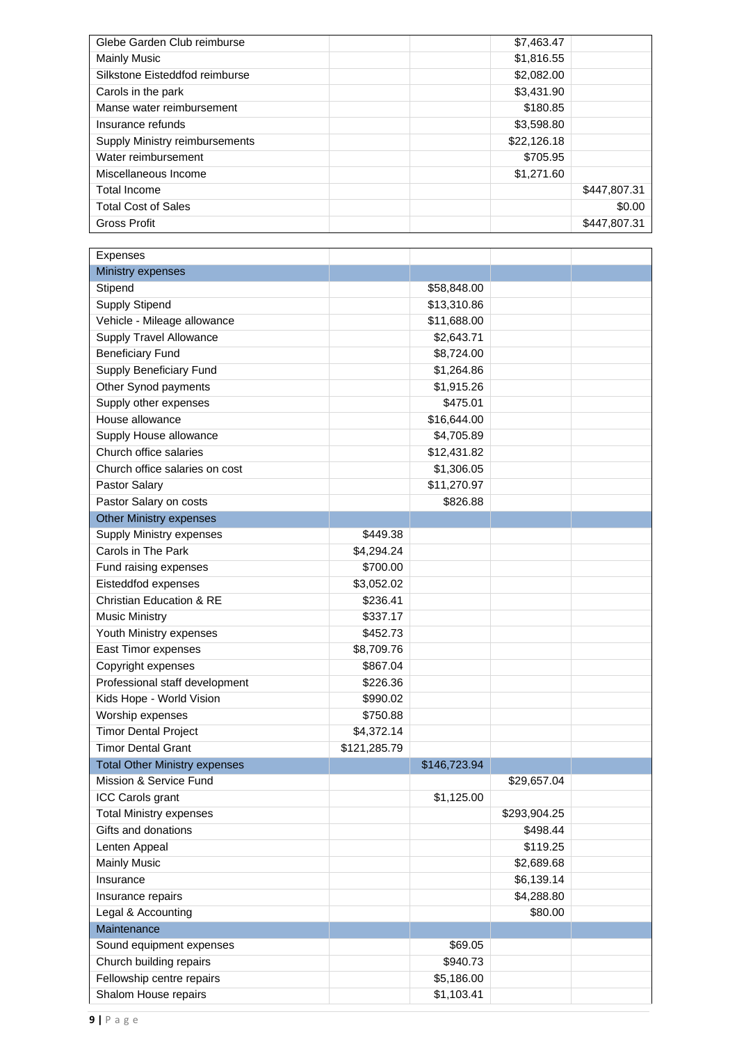| | | | | |
|---|---|---|---|---|
| Glebe Garden Club reimburse | | | $7,463.47 | |
| Mainly Music | | | $1,816.55 | |
| Silkstone Eisteddfod reimburse | | | $2,082.00 | |
| Carols in the park | | | $3,431.90 | |
| Manse water reimbursement | | | $180.85 | |
| Insurance refunds | | | $3,598.80 | |
| Supply Ministry reimbursements | | | $22,126.18 | |
| Water reimbursement | | | $705.95 | |
| Miscellaneous Income | | | $1,271.60 | |
| Total Income | | | | $447,807.31 |
| Total Cost of Sales | | | | $0.00 |
| Gross Profit | | | | $447,807.31 |

| Expenses | | | | |
|---|---|---|---|---|
| Ministry expenses | | | | |
| Stipend | | $58,848.00 | | |
| Supply Stipend | | $13,310.86 | | |
| Vehicle - Mileage allowance | | $11,688.00 | | |
| Supply Travel Allowance | | $2,643.71 | | |
| Beneficiary Fund | | $8,724.00 | | |
| Supply Beneficiary Fund | | $1,264.86 | | |
| Other Synod payments | | $1,915.26 | | |
| Supply other expenses | | $475.01 | | |
| House allowance | | $16,644.00 | | |
| Supply House allowance | | $4,705.89 | | |
| Church office salaries | | $12,431.82 | | |
| Church office salaries on cost | | $1,306.05 | | |
| Pastor Salary | | $11,270.97 | | |
| Pastor Salary on costs | | $826.88 | | |
| Other Ministry expenses | | | | |
| Supply Ministry expenses | $449.38 | | | |
| Carols in The Park | $4,294.24 | | | |
| Fund raising expenses | $700.00 | | | |
| Eisteddfod expenses | $3,052.02 | | | |
| Christian Education & RE | $236.41 | | | |
| Music Ministry | $337.17 | | | |
| Youth Ministry expenses | $452.73 | | | |
| East Timor expenses | $8,709.76 | | | |
| Copyright expenses | $867.04 | | | |
| Professional staff development | $226.36 | | | |
| Kids Hope - World Vision | $990.02 | | | |
| Worship expenses | $750.88 | | | |
| Timor Dental Project | $4,372.14 | | | |
| Timor Dental Grant | $121,285.79 | | | |
| Total Other Ministry expenses | | $146,723.94 | | |
| Mission & Service Fund | | | $29,657.04 | |
| ICC Carols grant | | $1,125.00 | | |
| Total Ministry expenses | | | $293,904.25 | |
| Gifts and donations | | | $498.44 | |
| Lenten Appeal | | | $119.25 | |
| Mainly Music | | | $2,689.68 | |
| Insurance | | | $6,139.14 | |
| Insurance repairs | | | $4,288.80 | |
| Legal & Accounting | | | $80.00 | |
| Maintenance | | | | |
| Sound equipment expenses | | $69.05 | | |
| Church building repairs | | $940.73 | | |
| Fellowship centre repairs | | $5,186.00 | | |
| Shalom House repairs | | $1,103.41 | | |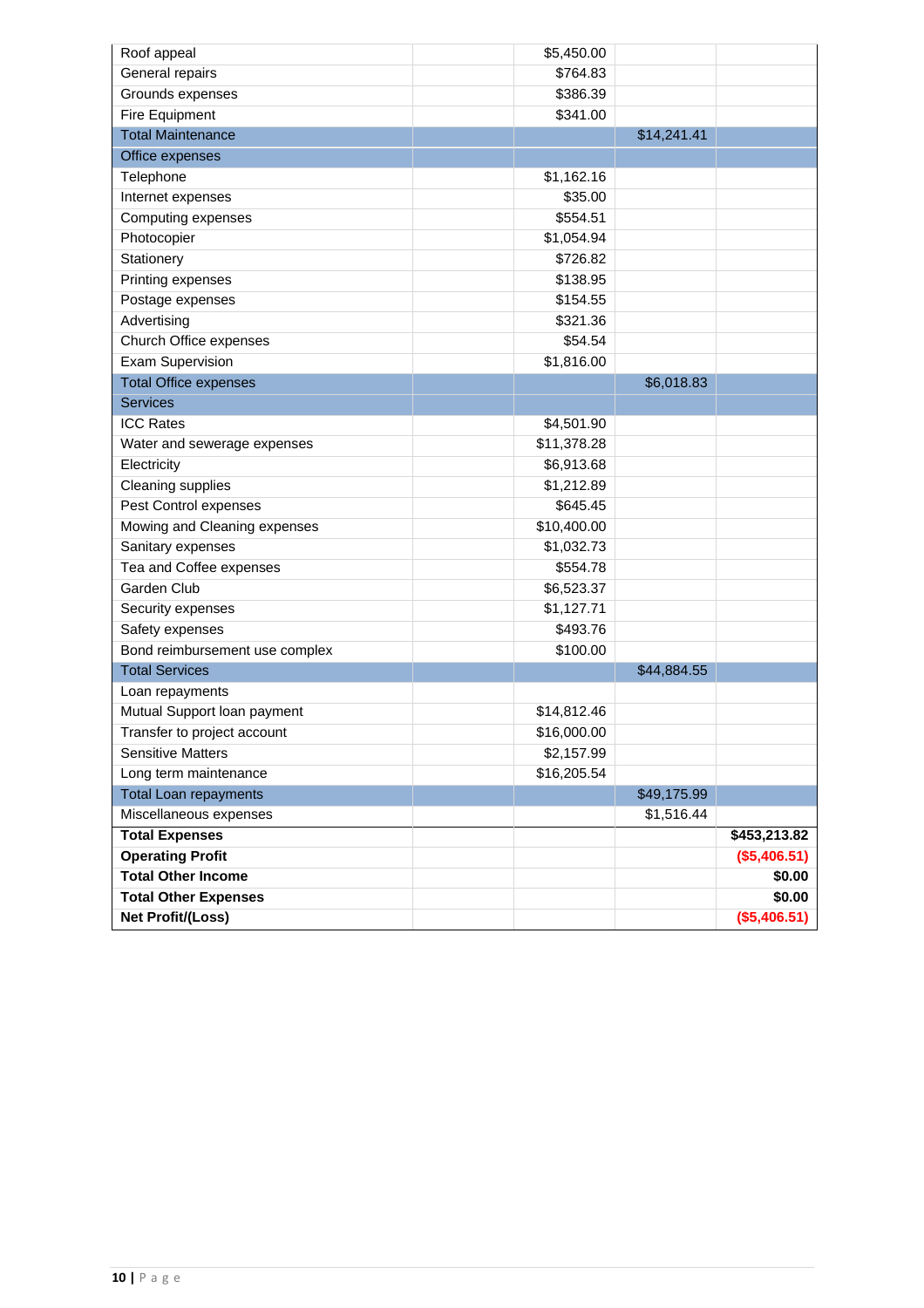| | | | | |
|---|---|---|---|---|
| Roof appeal | | $5,450.00 | | |
| General repairs | | $764.83 | | |
| Grounds expenses | | $386.39 | | |
| Fire Equipment | | $341.00 | | |
| Total Maintenance | | | $14,241.41 | |
| Office expenses | | | | |
| Telephone | | $1,162.16 | | |
| Internet expenses | | $35.00 | | |
| Computing expenses | | $554.51 | | |
| Photocopier | | $1,054.94 | | |
| Stationery | | $726.82 | | |
| Printing expenses | | $138.95 | | |
| Postage expenses | | $154.55 | | |
| Advertising | | $321.36 | | |
| Church Office expenses | | $54.54 | | |
| Exam Supervision | | $1,816.00 | | |
| Total Office expenses | | | $6,018.83 | |
| Services | | | | |
| ICC Rates | | $4,501.90 | | |
| Water and sewerage expenses | | $11,378.28 | | |
| Electricity | | $6,913.68 | | |
| Cleaning supplies | | $1,212.89 | | |
| Pest Control expenses | | $645.45 | | |
| Mowing and Cleaning expenses | | $10,400.00 | | |
| Sanitary expenses | | $1,032.73 | | |
| Tea and Coffee expenses | | $554.78 | | |
| Garden Club | | $6,523.37 | | |
| Security expenses | | $1,127.71 | | |
| Safety expenses | | $493.76 | | |
| Bond reimbursement use complex | | $100.00 | | |
| Total Services | | | $44,884.55 | |
| Loan repayments | | | | |
| Mutual Support loan payment | | $14,812.46 | | |
| Transfer to project account | | $16,000.00 | | |
| Sensitive Matters | | $2,157.99 | | |
| Long term maintenance | | $16,205.54 | | |
| Total Loan repayments | | | $49,175.99 | |
| Miscellaneous expenses | | | $1,516.44 | |
| **Total Expenses** | | | | **$453,213.82** |
| **Operating Profit** | | | | **($5,406.51)** |
| **Total Other Income** | | | | **$0.00** |
| **Total Other Expenses** | | | | **$0.00** |
| **Net Profit/(Loss)** | | | | **($5,406.51)** |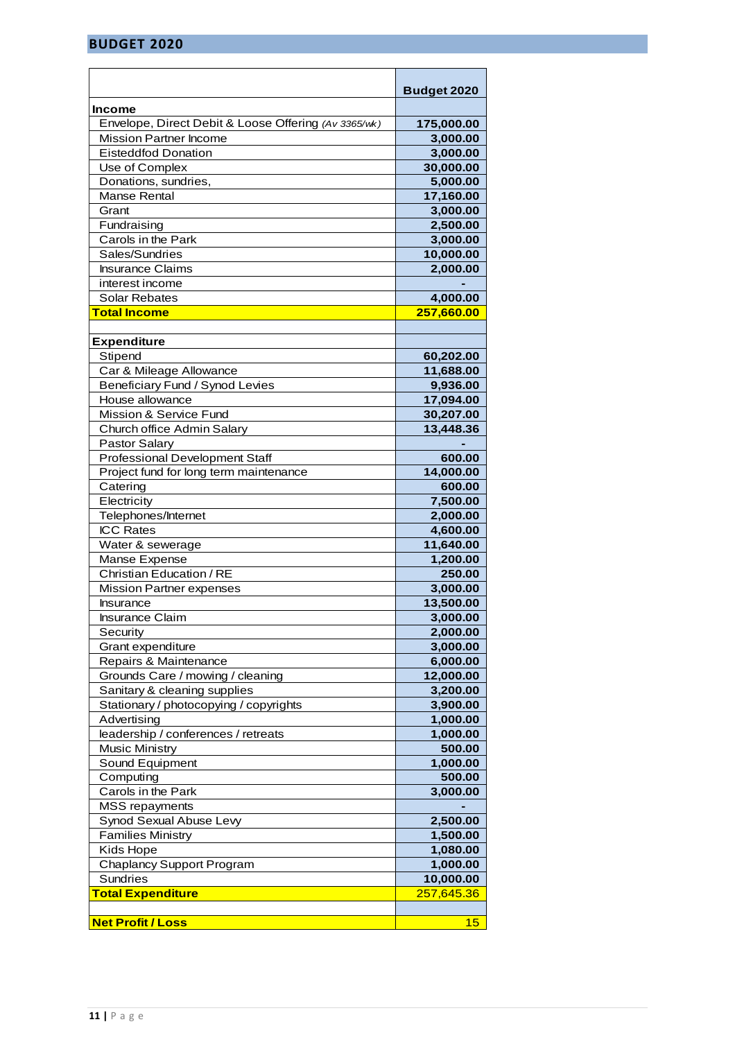## BUDGET 2020

| | Budget 2020 |
|---|---|
| **Income** | |
| Envelope, Direct Debit & Loose Offering *(Av 3365/wk)* | **175,000.00** |
| Mission Partner Income | **3,000.00** |
| Eisteddfod Donation | **3,000.00** |
| Use of Complex | **30,000.00** |
| Donations, sundries, | **5,000.00** |
| Manse Rental | **17,160.00** |
| Grant | **3,000.00** |
| Fundraising | **2,500.00** |
| Carols in the Park | **3,000.00** |
| Sales/Sundries | **10,000.00** |
| Insurance Claims | **2,000.00** |
| interest income | **-** |
| Solar Rebates | **4,000.00** |
| **Total Income** | **257,660.00** |
| | |
| **Expenditure** | |
| Stipend | **60,202.00** |
| Car & Mileage Allowance | **11,688.00** |
| Beneficiary Fund / Synod Levies | **9,936.00** |
| House allowance | **17,094.00** |
| Mission & Service Fund | **30,207.00** |
| Church office Admin Salary | **13,448.36** |
| Pastor Salary | **-** |
| Professional Development Staff | **600.00** |
| Project fund for long term maintenance | **14,000.00** |
| Catering | **600.00** |
| Electricity | **7,500.00** |
| Telephones/Internet | **2,000.00** |
| ICC Rates | **4,600.00** |
| Water & sewerage | **11,640.00** |
| Manse Expense | **1,200.00** |
| Christian Education / RE | **250.00** |
| Mission Partner expenses | **3,000.00** |
| Insurance | **13,500.00** |
| Insurance Claim | **3,000.00** |
| Security | **2,000.00** |
| Grant expenditure | **3,000.00** |
| Repairs & Maintenance | **6,000.00** |
| Grounds Care / mowing / cleaning | **12,000.00** |
| Sanitary & cleaning supplies | **3,200.00** |
| Stationary / photocopying / copyrights | **3,900.00** |
| Advertising | **1,000.00** |
| leadership / conferences / retreats | **1,000.00** |
| Music Ministry | **500.00** |
| Sound Equipment | **1,000.00** |
| Computing | **500.00** |
| Carols in the Park | **3,000.00** |
| MSS repayments | **-** |
| Synod Sexual Abuse Levy | **2,500.00** |
| Families Ministry | **1,500.00** |
| Kids Hope | **1,080.00** |
| Chaplancy Support Program | **1,000.00** |
| Sundries | **10,000.00** |
| **Total Expenditure** | 257,645.36 |
| | |
| **Net Profit / Loss** | 15 |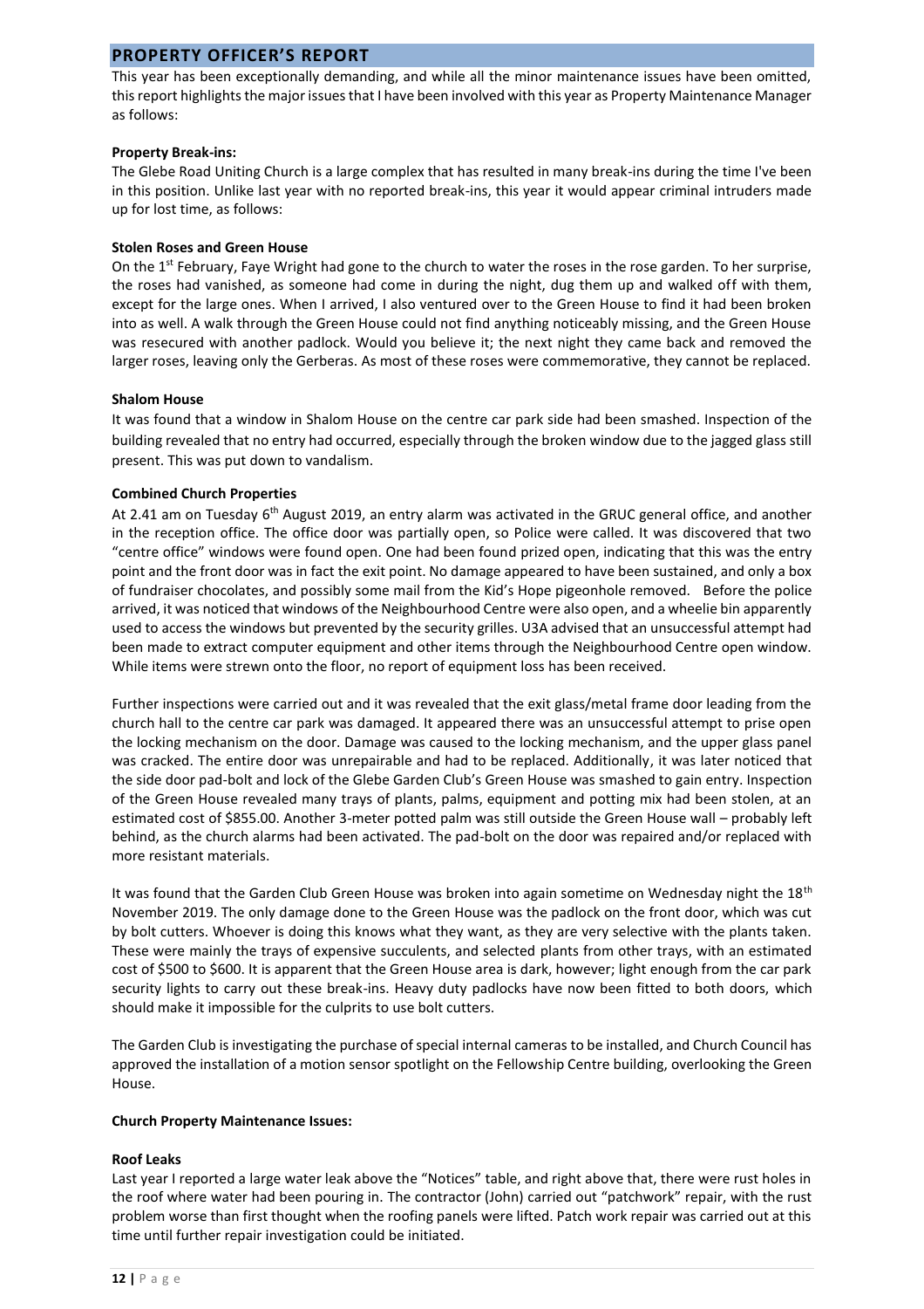## PROPERTY OFFICER'S REPORT

This year has been exceptionally demanding, and while all the minor maintenance issues have been omitted, this report highlights the major issues that I have been involved with this year as Property Maintenance Manager as follows:

**Property Break-ins:**

The Glebe Road Uniting Church is a large complex that has resulted in many break-ins during the time I've been in this position. Unlike last year with no reported break-ins, this year it would appear criminal intruders made up for lost time, as follows:

**Stolen Roses and Green House**

On the 1st February, Faye Wright had gone to the church to water the roses in the rose garden. To her surprise, the roses had vanished, as someone had come in during the night, dug them up and walked off with them, except for the large ones. When I arrived, I also ventured over to the Green House to find it had been broken into as well. A walk through the Green House could not find anything noticeably missing, and the Green House was resecured with another padlock. Would you believe it; the next night they came back and removed the larger roses, leaving only the Gerberas. As most of these roses were commemorative, they cannot be replaced.

**Shalom House**

It was found that a window in Shalom House on the centre car park side had been smashed. Inspection of the building revealed that no entry had occurred, especially through the broken window due to the jagged glass still present. This was put down to vandalism.

**Combined Church Properties**

At 2.41 am on Tuesday 6th August 2019, an entry alarm was activated in the GRUC general office, and another in the reception office. The office door was partially open, so Police were called. It was discovered that two "centre office" windows were found open. One had been found prized open, indicating that this was the entry point and the front door was in fact the exit point. No damage appeared to have been sustained, and only a box of fundraiser chocolates, and possibly some mail from the Kid's Hope pigeonhole removed. Before the police arrived, it was noticed that windows of the Neighbourhood Centre were also open, and a wheelie bin apparently used to access the windows but prevented by the security grilles. U3A advised that an unsuccessful attempt had been made to extract computer equipment and other items through the Neighbourhood Centre open window. While items were strewn onto the floor, no report of equipment loss has been received.

Further inspections were carried out and it was revealed that the exit glass/metal frame door leading from the church hall to the centre car park was damaged. It appeared there was an unsuccessful attempt to prise open the locking mechanism on the door. Damage was caused to the locking mechanism, and the upper glass panel was cracked. The entire door was unrepairable and had to be replaced. Additionally, it was later noticed that the side door pad-bolt and lock of the Glebe Garden Club's Green House was smashed to gain entry. Inspection of the Green House revealed many trays of plants, palms, equipment and potting mix had been stolen, at an estimated cost of $855.00. Another 3-meter potted palm was still outside the Green House wall – probably left behind, as the church alarms had been activated. The pad-bolt on the door was repaired and/or replaced with more resistant materials.

It was found that the Garden Club Green House was broken into again sometime on Wednesday night the 18th November 2019. The only damage done to the Green House was the padlock on the front door, which was cut by bolt cutters. Whoever is doing this knows what they want, as they are very selective with the plants taken. These were mainly the trays of expensive succulents, and selected plants from other trays, with an estimated cost of $500 to $600. It is apparent that the Green House area is dark, however; light enough from the car park security lights to carry out these break-ins. Heavy duty padlocks have now been fitted to both doors, which should make it impossible for the culprits to use bolt cutters.

The Garden Club is investigating the purchase of special internal cameras to be installed, and Church Council has approved the installation of a motion sensor spotlight on the Fellowship Centre building, overlooking the Green House.

**Church Property Maintenance Issues:**

**Roof Leaks**

Last year I reported a large water leak above the "Notices" table, and right above that, there were rust holes in the roof where water had been pouring in. The contractor (John) carried out "patchwork" repair, with the rust problem worse than first thought when the roofing panels were lifted. Patch work repair was carried out at this time until further repair investigation could be initiated.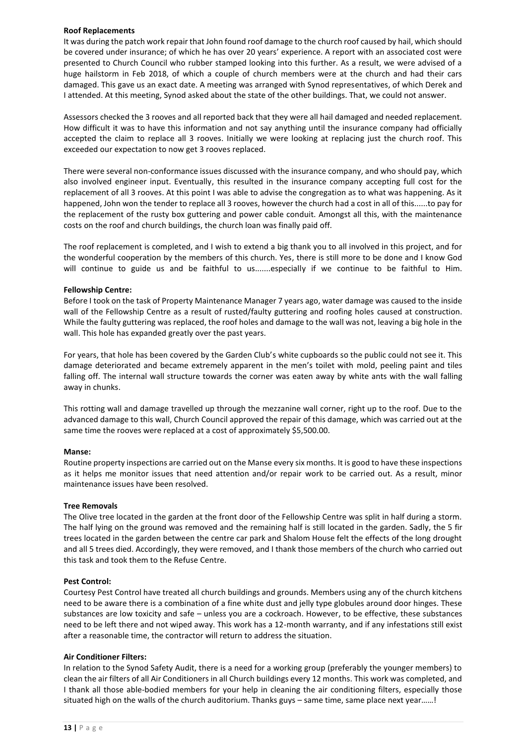**Roof Replacements**

It was during the patch work repair that John found roof damage to the church roof caused by hail, which should be covered under insurance; of which he has over 20 years' experience. A report with an associated cost were presented to Church Council who rubber stamped looking into this further. As a result, we were advised of a huge hailstorm in Feb 2018, of which a couple of church members were at the church and had their cars damaged. This gave us an exact date. A meeting was arranged with Synod representatives, of which Derek and I attended. At this meeting, Synod asked about the state of the other buildings. That, we could not answer.

Assessors checked the 3 rooves and all reported back that they were all hail damaged and needed replacement. How difficult it was to have this information and not say anything until the insurance company had officially accepted the claim to replace all 3 rooves. Initially we were looking at replacing just the church roof. This exceeded our expectation to now get 3 rooves replaced.

There were several non-conformance issues discussed with the insurance company, and who should pay, which also involved engineer input. Eventually, this resulted in the insurance company accepting full cost for the replacement of all 3 rooves. At this point I was able to advise the congregation as to what was happening. As it happened, John won the tender to replace all 3 rooves, however the church had a cost in all of this......to pay for the replacement of the rusty box guttering and power cable conduit. Amongst all this, with the maintenance costs on the roof and church buildings, the church loan was finally paid off.

The roof replacement is completed, and I wish to extend a big thank you to all involved in this project, and for the wonderful cooperation by the members of this church. Yes, there is still more to be done and I know God will continue to guide us and be faithful to us.......especially if we continue to be faithful to Him.

**Fellowship Centre:**

Before I took on the task of Property Maintenance Manager 7 years ago, water damage was caused to the inside wall of the Fellowship Centre as a result of rusted/faulty guttering and roofing holes caused at construction. While the faulty guttering was replaced, the roof holes and damage to the wall was not, leaving a big hole in the wall. This hole has expanded greatly over the past years.

For years, that hole has been covered by the Garden Club's white cupboards so the public could not see it. This damage deteriorated and became extremely apparent in the men's toilet with mold, peeling paint and tiles falling off. The internal wall structure towards the corner was eaten away by white ants with the wall falling away in chunks.

This rotting wall and damage travelled up through the mezzanine wall corner, right up to the roof. Due to the advanced damage to this wall, Church Council approved the repair of this damage, which was carried out at the same time the rooves were replaced at a cost of approximately $5,500.00.

**Manse:**

Routine property inspections are carried out on the Manse every six months. It is good to have these inspections as it helps me monitor issues that need attention and/or repair work to be carried out. As a result, minor maintenance issues have been resolved.

**Tree Removals**

The Olive tree located in the garden at the front door of the Fellowship Centre was split in half during a storm. The half lying on the ground was removed and the remaining half is still located in the garden. Sadly, the 5 fir trees located in the garden between the centre car park and Shalom House felt the effects of the long drought and all 5 trees died. Accordingly, they were removed, and I thank those members of the church who carried out this task and took them to the Refuse Centre.

**Pest Control:**

Courtesy Pest Control have treated all church buildings and grounds. Members using any of the church kitchens need to be aware there is a combination of a fine white dust and jelly type globules around door hinges. These substances are low toxicity and safe – unless you are a cockroach. However, to be effective, these substances need to be left there and not wiped away. This work has a 12-month warranty, and if any infestations still exist after a reasonable time, the contractor will return to address the situation.

**Air Conditioner Filters:**

In relation to the Synod Safety Audit, there is a need for a working group (preferably the younger members) to clean the air filters of all Air Conditioners in all Church buildings every 12 months. This work was completed, and I thank all those able-bodied members for your help in cleaning the air conditioning filters, especially those situated high on the walls of the church auditorium. Thanks guys – same time, same place next year……!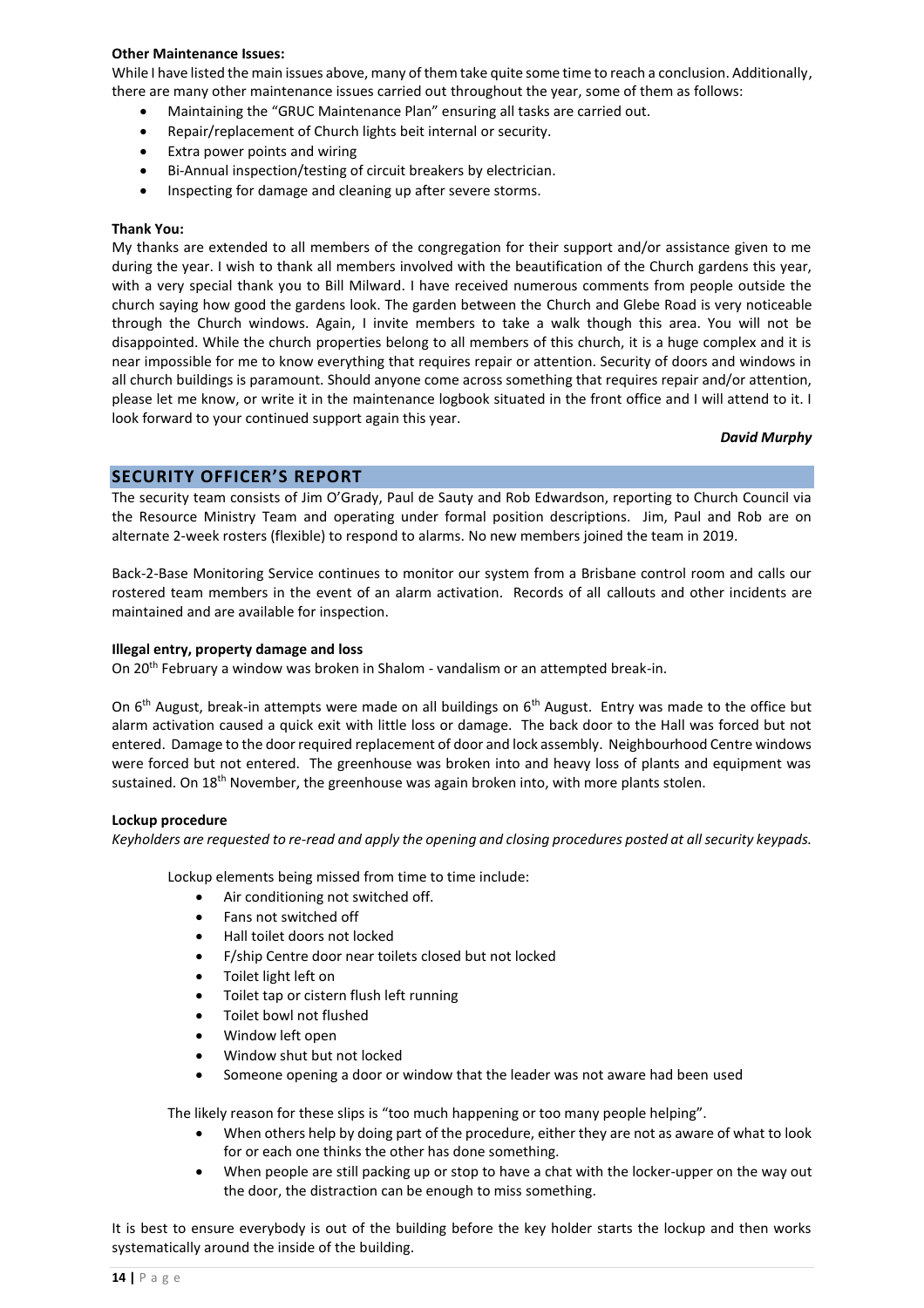**Other Maintenance Issues:**
While I have listed the main issues above, many of them take quite some time to reach a conclusion. Additionally, there are many other maintenance issues carried out throughout the year, some of them as follows:

- Maintaining the "GRUC Maintenance Plan" ensuring all tasks are carried out.
- Repair/replacement of Church lights beit internal or security.
- Extra power points and wiring
- Bi-Annual inspection/testing of circuit breakers by electrician.
- Inspecting for damage and cleaning up after severe storms.

**Thank You:**
My thanks are extended to all members of the congregation for their support and/or assistance given to me during the year. I wish to thank all members involved with the beautification of the Church gardens this year, with a very special thank you to Bill Milward. I have received numerous comments from people outside the church saying how good the gardens look. The garden between the Church and Glebe Road is very noticeable through the Church windows. Again, I invite members to take a walk though this area. You will not be disappointed. While the church properties belong to all members of this church, it is a huge complex and it is near impossible for me to know everything that requires repair or attention. Security of doors and windows in all church buildings is paramount. Should anyone come across something that requires repair and/or attention, please let me know, or write it in the maintenance logbook situated in the front office and I will attend to it. I look forward to your continued support again this year.

***David Murphy***

## SECURITY OFFICER'S REPORT

The security team consists of Jim O'Grady, Paul de Sauty and Rob Edwardson, reporting to Church Council via the Resource Ministry Team and operating under formal position descriptions. Jim, Paul and Rob are on alternate 2-week rosters (flexible) to respond to alarms. No new members joined the team in 2019.

Back-2-Base Monitoring Service continues to monitor our system from a Brisbane control room and calls our rostered team members in the event of an alarm activation. Records of all callouts and other incidents are maintained and are available for inspection.

**Illegal entry, property damage and loss**

On 20th February a window was broken in Shalom - vandalism or an attempted break-in.

On 6th August, break-in attempts were made on all buildings on 6th August. Entry was made to the office but alarm activation caused a quick exit with little loss or damage. The back door to the Hall was forced but not entered. Damage to the door required replacement of door and lock assembly. Neighbourhood Centre windows were forced but not entered. The greenhouse was broken into and heavy loss of plants and equipment was sustained. On 18th November, the greenhouse was again broken into, with more plants stolen.

**Lockup procedure**

*Keyholders are requested to re-read and apply the opening and closing procedures posted at all security keypads.*

Lockup elements being missed from time to time include:

- Air conditioning not switched off.
- Fans not switched off
- Hall toilet doors not locked
- F/ship Centre door near toilets closed but not locked
- Toilet light left on
- Toilet tap or cistern flush left running
- Toilet bowl not flushed
- Window left open
- Window shut but not locked
- Someone opening a door or window that the leader was not aware had been used

The likely reason for these slips is "too much happening or too many people helping".

- When others help by doing part of the procedure, either they are not as aware of what to look for or each one thinks the other has done something.
- When people are still packing up or stop to have a chat with the locker-upper on the way out the door, the distraction can be enough to miss something.

It is best to ensure everybody is out of the building before the key holder starts the lockup and then works systematically around the inside of the building.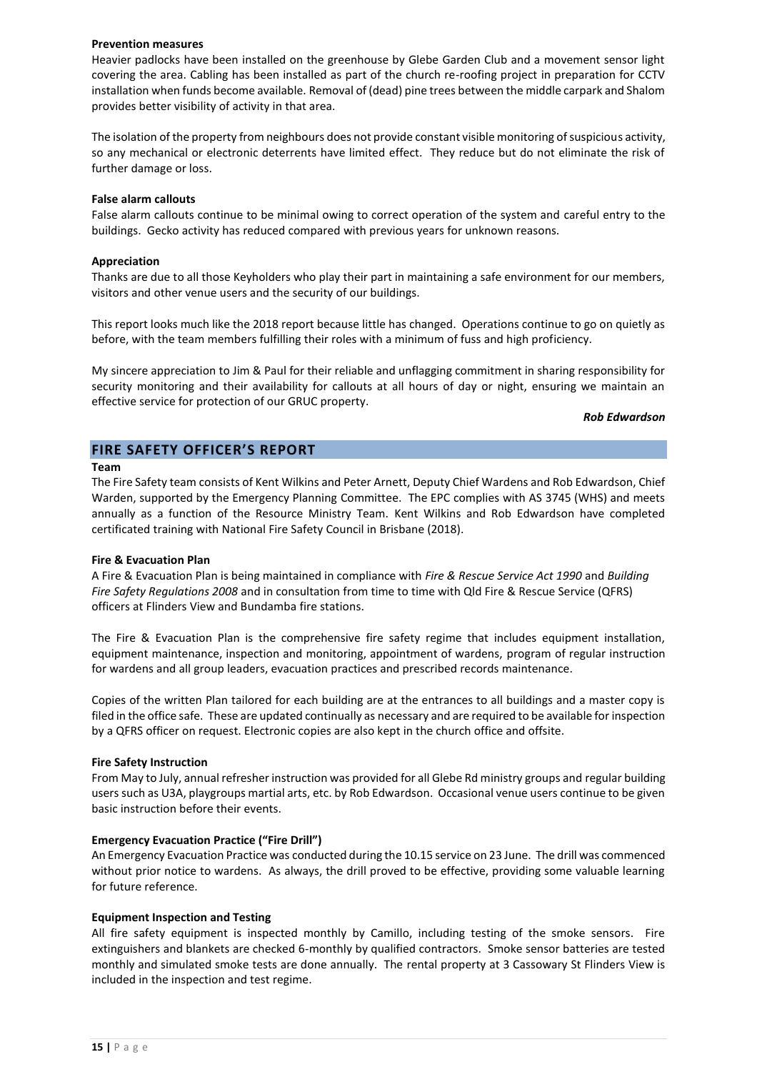**Prevention measures**

Heavier padlocks have been installed on the greenhouse by Glebe Garden Club and a movement sensor light covering the area. Cabling has been installed as part of the church re-roofing project in preparation for CCTV installation when funds become available. Removal of (dead) pine trees between the middle carpark and Shalom provides better visibility of activity in that area.

The isolation of the property from neighbours does not provide constant visible monitoring of suspicious activity, so any mechanical or electronic deterrents have limited effect. They reduce but do not eliminate the risk of further damage or loss.

**False alarm callouts**

False alarm callouts continue to be minimal owing to correct operation of the system and careful entry to the buildings. Gecko activity has reduced compared with previous years for unknown reasons.

**Appreciation**

Thanks are due to all those Keyholders who play their part in maintaining a safe environment for our members, visitors and other venue users and the security of our buildings.

This report looks much like the 2018 report because little has changed. Operations continue to go on quietly as before, with the team members fulfilling their roles with a minimum of fuss and high proficiency.

My sincere appreciation to Jim & Paul for their reliable and unflagging commitment in sharing responsibility for security monitoring and their availability for callouts at all hours of day or night, ensuring we maintain an effective service for protection of our GRUC property.

***Rob Edwardson***

## FIRE SAFETY OFFICER'S REPORT

**Team**

The Fire Safety team consists of Kent Wilkins and Peter Arnett, Deputy Chief Wardens and Rob Edwardson, Chief Warden, supported by the Emergency Planning Committee. The EPC complies with AS 3745 (WHS) and meets annually as a function of the Resource Ministry Team. Kent Wilkins and Rob Edwardson have completed certificated training with National Fire Safety Council in Brisbane (2018).

**Fire & Evacuation Plan**

A Fire & Evacuation Plan is being maintained in compliance with *Fire & Rescue Service Act 1990* and *Building Fire Safety Regulations 2008* and in consultation from time to time with Qld Fire & Rescue Service (QFRS) officers at Flinders View and Bundamba fire stations.

The Fire & Evacuation Plan is the comprehensive fire safety regime that includes equipment installation, equipment maintenance, inspection and monitoring, appointment of wardens, program of regular instruction for wardens and all group leaders, evacuation practices and prescribed records maintenance.

Copies of the written Plan tailored for each building are at the entrances to all buildings and a master copy is filed in the office safe. These are updated continually as necessary and are required to be available for inspection by a QFRS officer on request. Electronic copies are also kept in the church office and offsite.

**Fire Safety Instruction**

From May to July, annual refresher instruction was provided for all Glebe Rd ministry groups and regular building users such as U3A, playgroups martial arts, etc. by Rob Edwardson. Occasional venue users continue to be given basic instruction before their events.

**Emergency Evacuation Practice ("Fire Drill")**

An Emergency Evacuation Practice was conducted during the 10.15 service on 23 June. The drill was commenced without prior notice to wardens. As always, the drill proved to be effective, providing some valuable learning for future reference.

**Equipment Inspection and Testing**

All fire safety equipment is inspected monthly by Camillo, including testing of the smoke sensors. Fire extinguishers and blankets are checked 6-monthly by qualified contractors. Smoke sensor batteries are tested monthly and simulated smoke tests are done annually. The rental property at 3 Cassowary St Flinders View is included in the inspection and test regime.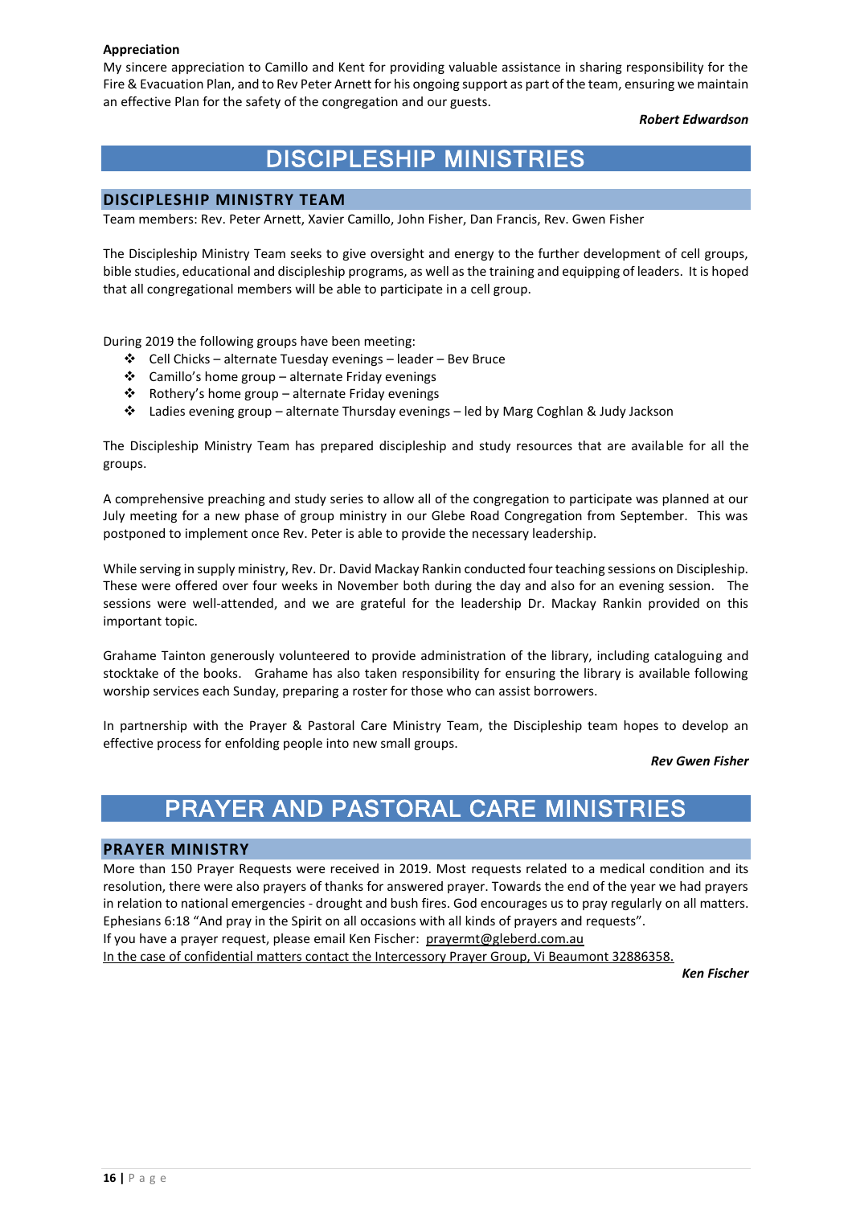**Appreciation**

My sincere appreciation to Camillo and Kent for providing valuable assistance in sharing responsibility for the Fire & Evacuation Plan, and to Rev Peter Arnett for his ongoing support as part of the team, ensuring we maintain an effective Plan for the safety of the congregation and our guests.

***Robert Edwardson***

# DISCIPLESHIP MINISTRIES

## DISCIPLESHIP MINISTRY TEAM

Team members: Rev. Peter Arnett, Xavier Camillo, John Fisher, Dan Francis, Rev. Gwen Fisher

The Discipleship Ministry Team seeks to give oversight and energy to the further development of cell groups, bible studies, educational and discipleship programs, as well as the training and equipping of leaders. It is hoped that all congregational members will be able to participate in a cell group.

During 2019 the following groups have been meeting:

- Cell Chicks – alternate Tuesday evenings – leader – Bev Bruce
- Camillo's home group – alternate Friday evenings
- Rothery's home group – alternate Friday evenings
- Ladies evening group – alternate Thursday evenings – led by Marg Coghlan & Judy Jackson

The Discipleship Ministry Team has prepared discipleship and study resources that are available for all the groups.

A comprehensive preaching and study series to allow all of the congregation to participate was planned at our July meeting for a new phase of group ministry in our Glebe Road Congregation from September. This was postponed to implement once Rev. Peter is able to provide the necessary leadership.

While serving in supply ministry, Rev. Dr. David Mackay Rankin conducted four teaching sessions on Discipleship. These were offered over four weeks in November both during the day and also for an evening session. The sessions were well-attended, and we are grateful for the leadership Dr. Mackay Rankin provided on this important topic.

Grahame Tainton generously volunteered to provide administration of the library, including cataloguing and stocktake of the books. Grahame has also taken responsibility for ensuring the library is available following worship services each Sunday, preparing a roster for those who can assist borrowers.

In partnership with the Prayer & Pastoral Care Ministry Team, the Discipleship team hopes to develop an effective process for enfolding people into new small groups.

***Rev Gwen Fisher***

# PRAYER AND PASTORAL CARE MINISTRIES

## PRAYER MINISTRY

More than 150 Prayer Requests were received in 2019. Most requests related to a medical condition and its resolution, there were also prayers of thanks for answered prayer. Towards the end of the year we had prayers in relation to national emergencies - drought and bush fires. God encourages us to pray regularly on all matters. Ephesians 6:18 "And pray in the Spirit on all occasions with all kinds of prayers and requests".
If you have a prayer request, please email Ken Fischer: prayermt@gleberd.com.au
In the case of confidential matters contact the Intercessory Prayer Group, Vi Beaumont 32886358.

***Ken Fischer***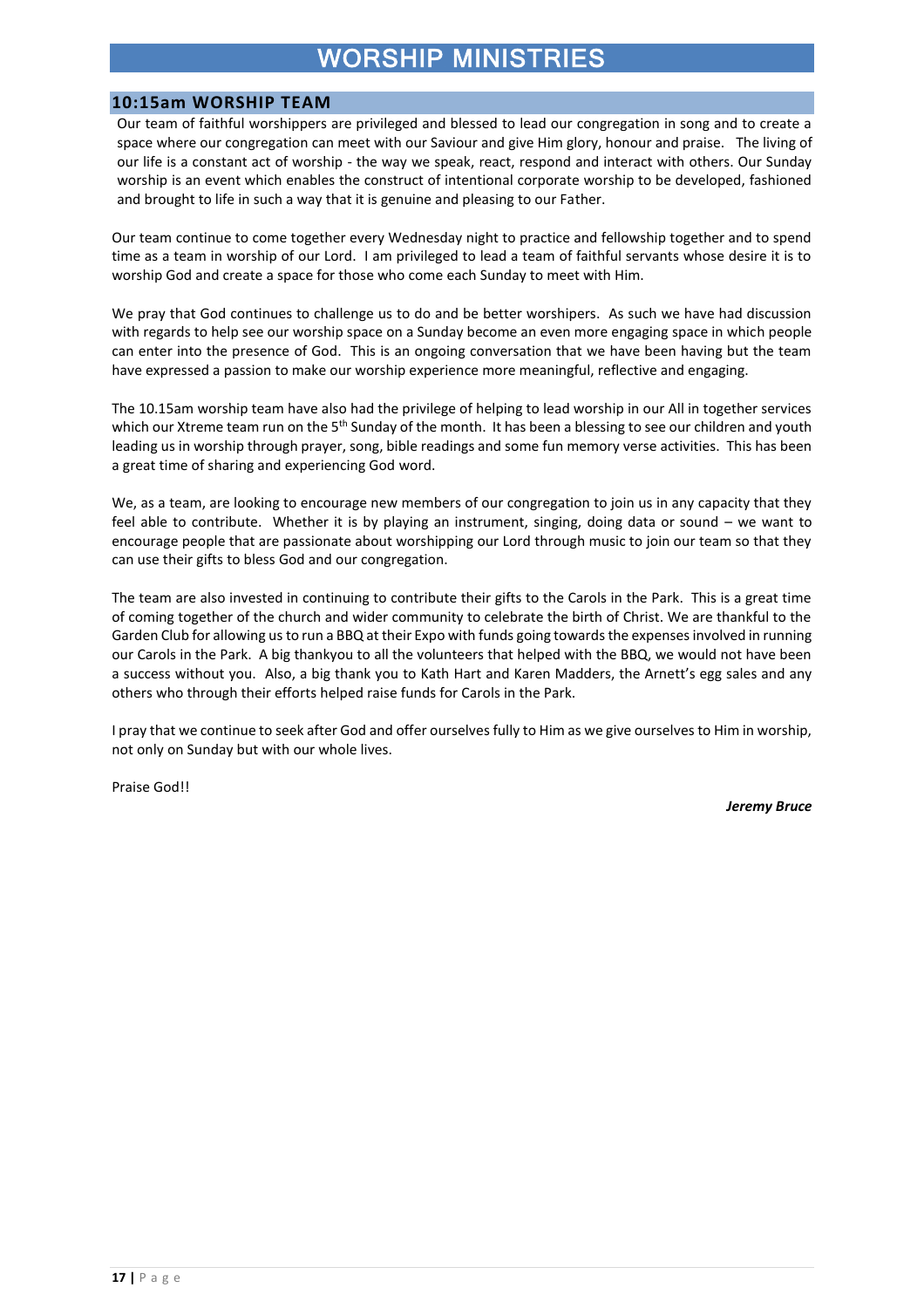# WORSHIP MINISTRIES

## 10:15am WORSHIP TEAM

Our team of faithful worshippers are privileged and blessed to lead our congregation in song and to create a space where our congregation can meet with our Saviour and give Him glory, honour and praise. The living of our life is a constant act of worship - the way we speak, react, respond and interact with others. Our Sunday worship is an event which enables the construct of intentional corporate worship to be developed, fashioned and brought to life in such a way that it is genuine and pleasing to our Father.

Our team continue to come together every Wednesday night to practice and fellowship together and to spend time as a team in worship of our Lord. I am privileged to lead a team of faithful servants whose desire it is to worship God and create a space for those who come each Sunday to meet with Him.

We pray that God continues to challenge us to do and be better worshipers. As such we have had discussion with regards to help see our worship space on a Sunday become an even more engaging space in which people can enter into the presence of God. This is an ongoing conversation that we have been having but the team have expressed a passion to make our worship experience more meaningful, reflective and engaging.

The 10.15am worship team have also had the privilege of helping to lead worship in our All in together services which our Xtreme team run on the 5th Sunday of the month. It has been a blessing to see our children and youth leading us in worship through prayer, song, bible readings and some fun memory verse activities. This has been a great time of sharing and experiencing God word.

We, as a team, are looking to encourage new members of our congregation to join us in any capacity that they feel able to contribute. Whether it is by playing an instrument, singing, doing data or sound – we want to encourage people that are passionate about worshipping our Lord through music to join our team so that they can use their gifts to bless God and our congregation.

The team are also invested in continuing to contribute their gifts to the Carols in the Park. This is a great time of coming together of the church and wider community to celebrate the birth of Christ. We are thankful to the Garden Club for allowing us to run a BBQ at their Expo with funds going towards the expenses involved in running our Carols in the Park. A big thankyou to all the volunteers that helped with the BBQ, we would not have been a success without you. Also, a big thank you to Kath Hart and Karen Madders, the Arnett's egg sales and any others who through their efforts helped raise funds for Carols in the Park.

I pray that we continue to seek after God and offer ourselves fully to Him as we give ourselves to Him in worship, not only on Sunday but with our whole lives.

Praise God!!

***Jeremy Bruce***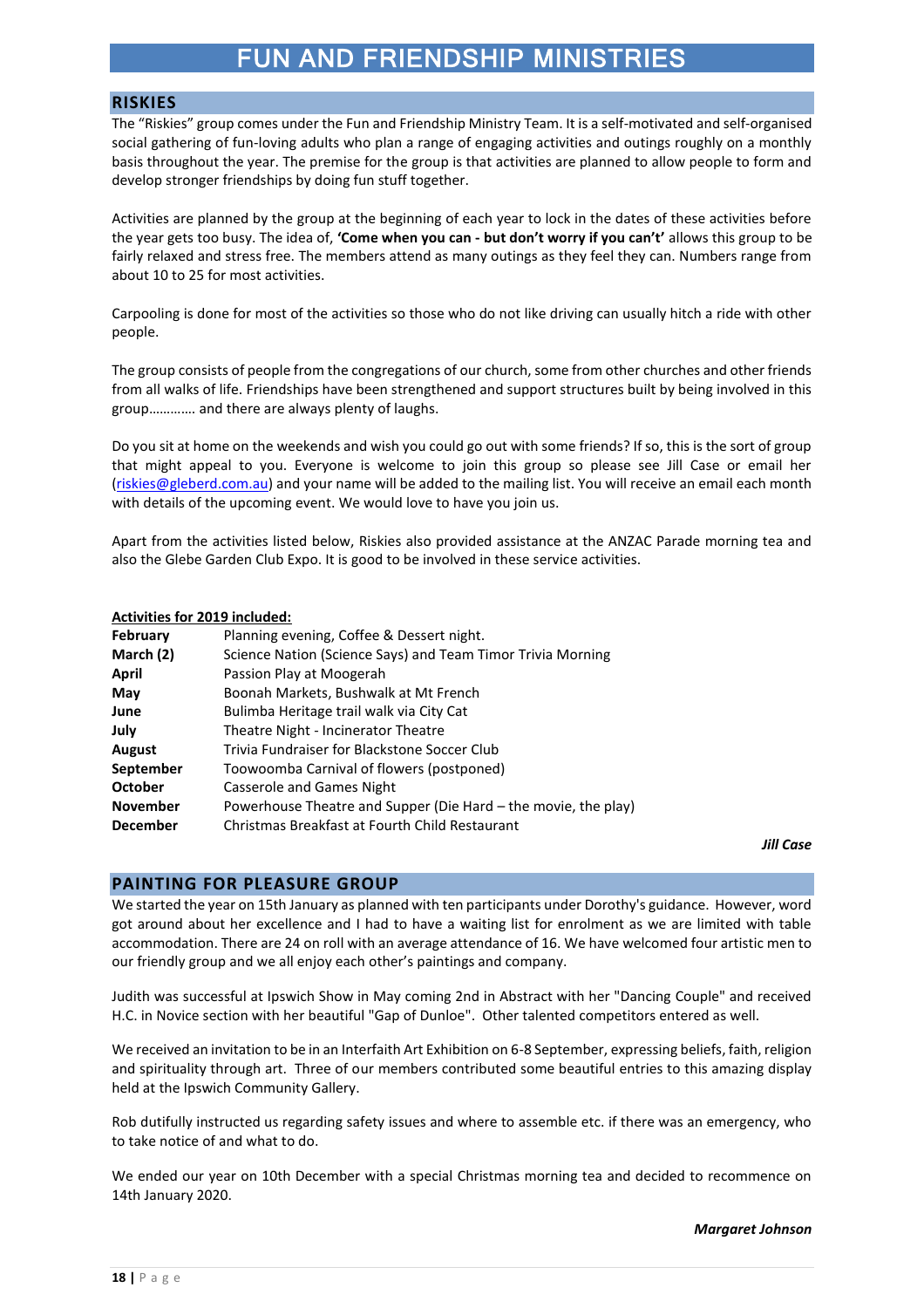# FUN AND FRIENDSHIP MINISTRIES

## RISKIES

The "Riskies" group comes under the Fun and Friendship Ministry Team. It is a self-motivated and self-organised social gathering of fun-loving adults who plan a range of engaging activities and outings roughly on a monthly basis throughout the year. The premise for the group is that activities are planned to allow people to form and develop stronger friendships by doing fun stuff together.

Activities are planned by the group at the beginning of each year to lock in the dates of these activities before the year gets too busy. The idea of, **'Come when you can - but don't worry if you can't'** allows this group to be fairly relaxed and stress free. The members attend as many outings as they feel they can. Numbers range from about 10 to 25 for most activities.

Carpooling is done for most of the activities so those who do not like driving can usually hitch a ride with other people.

The group consists of people from the congregations of our church, some from other churches and other friends from all walks of life. Friendships have been strengthened and support structures built by being involved in this group…………. and there are always plenty of laughs.

Do you sit at home on the weekends and wish you could go out with some friends? If so, this is the sort of group that might appeal to you. Everyone is welcome to join this group so please see Jill Case or email her (riskies@gleberd.com.au) and your name will be added to the mailing list. You will receive an email each month with details of the upcoming event. We would love to have you join us.

Apart from the activities listed below, Riskies also provided assistance at the ANZAC Parade morning tea and also the Glebe Garden Club Expo. It is good to be involved in these service activities.

**Activities for 2019 included:**

| | |
|---|---|
| **February** | Planning evening, Coffee & Dessert night. |
| **March (2)** | Science Nation (Science Says) and Team Timor Trivia Morning |
| **April** | Passion Play at Moogerah |
| **May** | Boonah Markets, Bushwalk at Mt French |
| **June** | Bulimba Heritage trail walk via City Cat |
| **July** | Theatre Night - Incinerator Theatre |
| **August** | Trivia Fundraiser for Blackstone Soccer Club |
| **September** | Toowoomba Carnival of flowers (postponed) |
| **October** | Casserole and Games Night |
| **November** | Powerhouse Theatre and Supper (Die Hard – the movie, the play) |
| **December** | Christmas Breakfast at Fourth Child Restaurant |

***Jill Case***

## PAINTING FOR PLEASURE GROUP

We started the year on 15th January as planned with ten participants under Dorothy's guidance. However, word got around about her excellence and I had to have a waiting list for enrolment as we are limited with table accommodation. There are 24 on roll with an average attendance of 16. We have welcomed four artistic men to our friendly group and we all enjoy each other's paintings and company.

Judith was successful at Ipswich Show in May coming 2nd in Abstract with her "Dancing Couple" and received H.C. in Novice section with her beautiful "Gap of Dunloe". Other talented competitors entered as well.

We received an invitation to be in an Interfaith Art Exhibition on 6-8 September, expressing beliefs, faith, religion and spirituality through art. Three of our members contributed some beautiful entries to this amazing display held at the Ipswich Community Gallery.

Rob dutifully instructed us regarding safety issues and where to assemble etc. if there was an emergency, who to take notice of and what to do.

We ended our year on 10th December with a special Christmas morning tea and decided to recommence on 14th January 2020.

***Margaret Johnson***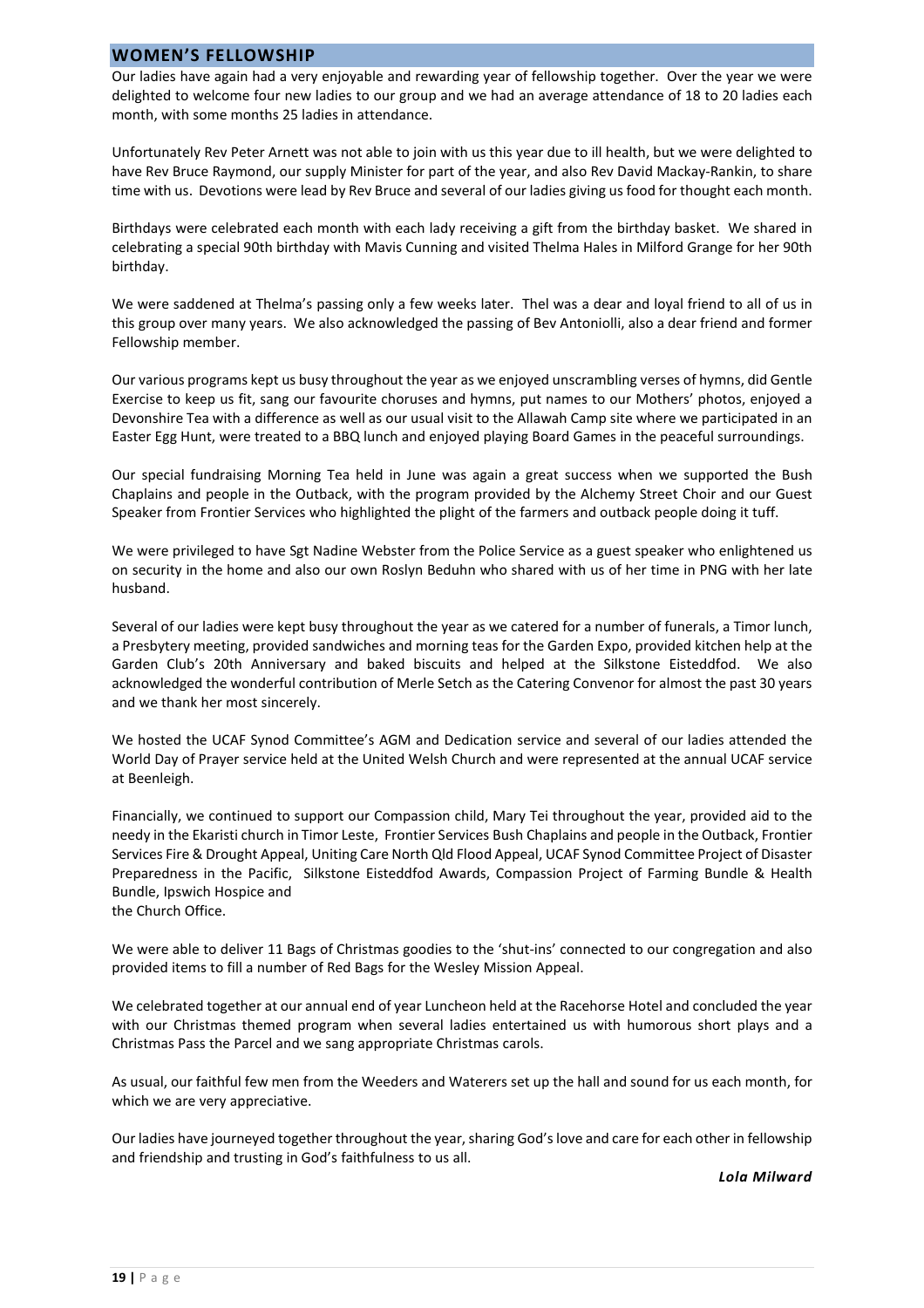## WOMEN'S FELLOWSHIP

Our ladies have again had a very enjoyable and rewarding year of fellowship together. Over the year we were delighted to welcome four new ladies to our group and we had an average attendance of 18 to 20 ladies each month, with some months 25 ladies in attendance.

Unfortunately Rev Peter Arnett was not able to join with us this year due to ill health, but we were delighted to have Rev Bruce Raymond, our supply Minister for part of the year, and also Rev David Mackay-Rankin, to share time with us. Devotions were lead by Rev Bruce and several of our ladies giving us food for thought each month.

Birthdays were celebrated each month with each lady receiving a gift from the birthday basket. We shared in celebrating a special 90th birthday with Mavis Cunning and visited Thelma Hales in Milford Grange for her 90th birthday.

We were saddened at Thelma's passing only a few weeks later. Thel was a dear and loyal friend to all of us in this group over many years. We also acknowledged the passing of Bev Antoniolli, also a dear friend and former Fellowship member.

Our various programs kept us busy throughout the year as we enjoyed unscrambling verses of hymns, did Gentle Exercise to keep us fit, sang our favourite choruses and hymns, put names to our Mothers' photos, enjoyed a Devonshire Tea with a difference as well as our usual visit to the Allawah Camp site where we participated in an Easter Egg Hunt, were treated to a BBQ lunch and enjoyed playing Board Games in the peaceful surroundings.

Our special fundraising Morning Tea held in June was again a great success when we supported the Bush Chaplains and people in the Outback, with the program provided by the Alchemy Street Choir and our Guest Speaker from Frontier Services who highlighted the plight of the farmers and outback people doing it tuff.

We were privileged to have Sgt Nadine Webster from the Police Service as a guest speaker who enlightened us on security in the home and also our own Roslyn Beduhn who shared with us of her time in PNG with her late husband.

Several of our ladies were kept busy throughout the year as we catered for a number of funerals, a Timor lunch, a Presbytery meeting, provided sandwiches and morning teas for the Garden Expo, provided kitchen help at the Garden Club's 20th Anniversary and baked biscuits and helped at the Silkstone Eisteddfod. We also acknowledged the wonderful contribution of Merle Setch as the Catering Convenor for almost the past 30 years and we thank her most sincerely.

We hosted the UCAF Synod Committee's AGM and Dedication service and several of our ladies attended the World Day of Prayer service held at the United Welsh Church and were represented at the annual UCAF service at Beenleigh.

Financially, we continued to support our Compassion child, Mary Tei throughout the year, provided aid to the needy in the Ekaristi church in Timor Leste, Frontier Services Bush Chaplains and people in the Outback, Frontier Services Fire & Drought Appeal, Uniting Care North Qld Flood Appeal, UCAF Synod Committee Project of Disaster Preparedness in the Pacific, Silkstone Eisteddfod Awards, Compassion Project of Farming Bundle & Health Bundle, Ipswich Hospice and the Church Office.

We were able to deliver 11 Bags of Christmas goodies to the 'shut-ins' connected to our congregation and also provided items to fill a number of Red Bags for the Wesley Mission Appeal.

We celebrated together at our annual end of year Luncheon held at the Racehorse Hotel and concluded the year with our Christmas themed program when several ladies entertained us with humorous short plays and a Christmas Pass the Parcel and we sang appropriate Christmas carols.

As usual, our faithful few men from the Weeders and Waterers set up the hall and sound for us each month, for which we are very appreciative.

Our ladies have journeyed together throughout the year, sharing God's love and care for each other in fellowship and friendship and trusting in God's faithfulness to us all.

***Lola Milward***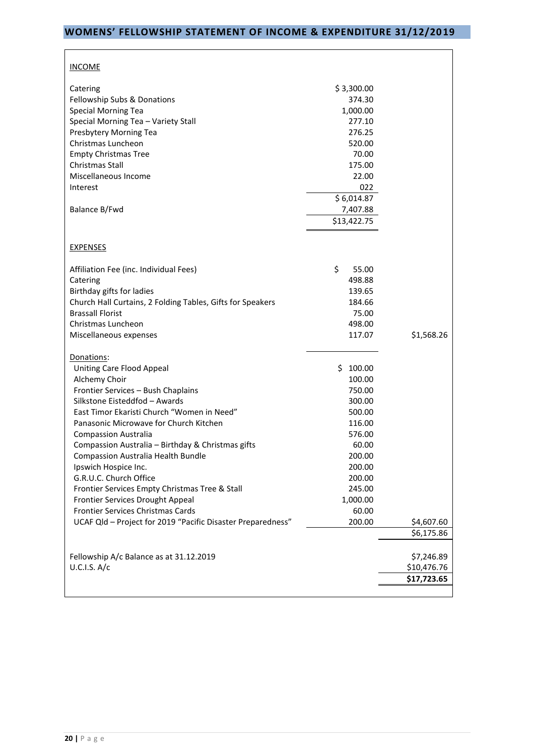## WOMENS' FELLOWSHIP STATEMENT OF INCOME & EXPENDITURE 31/12/2019

| INCOME | | |
|---|---|---|
| Catering | $ 3,300.00 | |
| Fellowship Subs & Donations | 374.30 | |
| Special Morning Tea | 1,000.00 | |
| Special Morning Tea – Variety Stall | 277.10 | |
| Presbytery Morning Tea | 276.25 | |
| Christmas Luncheon | 520.00 | |
| Empty Christmas Tree | 70.00 | |
| Christmas Stall | 175.00 | |
| Miscellaneous Income | 22.00 | |
| Interest | 022 | |
| | $ 6,014.87 | |
| Balance B/Fwd | 7,407.88 | |
| | $13,422.75 | |
| **EXPENSES** | | |
| Affiliation Fee (inc. Individual Fees) | $ 55.00 | |
| Catering | 498.88 | |
| Birthday gifts for ladies | 139.65 | |
| Church Hall Curtains, 2 Folding Tables, Gifts for Speakers | 184.66 | |
| Brassall Florist | 75.00 | |
| Christmas Luncheon | 498.00 | |
| Miscellaneous expenses | 117.07 | $1,568.26 |
| Donations: | | |
| Uniting Care Flood Appeal | $ 100.00 | |
| Alchemy Choir | 100.00 | |
| Frontier Services – Bush Chaplains | 750.00 | |
| Silkstone Eisteddfod – Awards | 300.00 | |
| East Timor Ekaristi Church "Women in Need" | 500.00 | |
| Panasonic Microwave for Church Kitchen | 116.00 | |
| Compassion Australia | 576.00 | |
| Compassion Australia – Birthday & Christmas gifts | 60.00 | |
| Compassion Australia Health Bundle | 200.00 | |
| Ipswich Hospice Inc. | 200.00 | |
| G.R.U.C. Church Office | 200.00 | |
| Frontier Services Empty Christmas Tree & Stall | 245.00 | |
| Frontier Services Drought Appeal | 1,000.00 | |
| Frontier Services Christmas Cards | 60.00 | |
| UCAF Qld – Project for 2019 "Pacific Disaster Preparedness" | 200.00 | $4,607.60 |
| | | $6,175.86 |
| Fellowship A/c Balance as at 31.12.2019 | | $7,246.89 |
| U.C.I.S. A/c | | $10,476.76 |
| | | **$17,723.65** |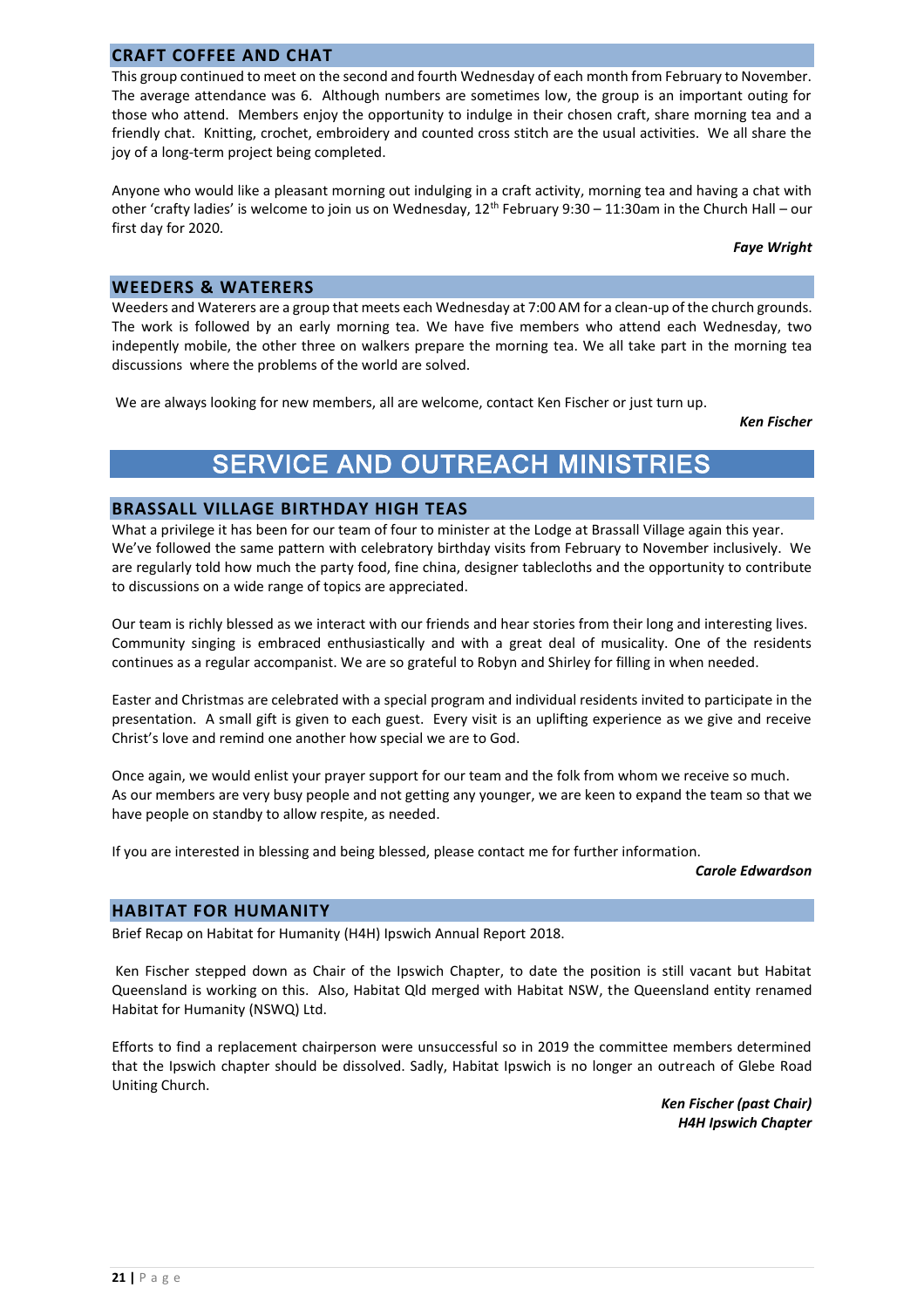## CRAFT COFFEE AND CHAT

This group continued to meet on the second and fourth Wednesday of each month from February to November. The average attendance was 6. Although numbers are sometimes low, the group is an important outing for those who attend. Members enjoy the opportunity to indulge in their chosen craft, share morning tea and a friendly chat. Knitting, crochet, embroidery and counted cross stitch are the usual activities. We all share the joy of a long-term project being completed.

Anyone who would like a pleasant morning out indulging in a craft activity, morning tea and having a chat with other 'crafty ladies' is welcome to join us on Wednesday, 12th February 9:30 – 11:30am in the Church Hall – our first day for 2020.

***Faye Wright***

## WEEDERS & WATERERS

Weeders and Waterers are a group that meets each Wednesday at 7:00 AM for a clean-up of the church grounds. The work is followed by an early morning tea. We have five members who attend each Wednesday, two indepently mobile, the other three on walkers prepare the morning tea. We all take part in the morning tea discussions where the problems of the world are solved.

We are always looking for new members, all are welcome, contact Ken Fischer or just turn up.

***Ken Fischer***

# SERVICE AND OUTREACH MINISTRIES

## BRASSALL VILLAGE BIRTHDAY HIGH TEAS

What a privilege it has been for our team of four to minister at the Lodge at Brassall Village again this year. We've followed the same pattern with celebratory birthday visits from February to November inclusively. We are regularly told how much the party food, fine china, designer tablecloths and the opportunity to contribute to discussions on a wide range of topics are appreciated.

Our team is richly blessed as we interact with our friends and hear stories from their long and interesting lives. Community singing is embraced enthusiastically and with a great deal of musicality. One of the residents continues as a regular accompanist. We are so grateful to Robyn and Shirley for filling in when needed.

Easter and Christmas are celebrated with a special program and individual residents invited to participate in the presentation. A small gift is given to each guest. Every visit is an uplifting experience as we give and receive Christ's love and remind one another how special we are to God.

Once again, we would enlist your prayer support for our team and the folk from whom we receive so much. As our members are very busy people and not getting any younger, we are keen to expand the team so that we have people on standby to allow respite, as needed.

If you are interested in blessing and being blessed, please contact me for further information.

***Carole Edwardson***

## HABITAT FOR HUMANITY

Brief Recap on Habitat for Humanity (H4H) Ipswich Annual Report 2018.

Ken Fischer stepped down as Chair of the Ipswich Chapter, to date the position is still vacant but Habitat Queensland is working on this. Also, Habitat Qld merged with Habitat NSW, the Queensland entity renamed Habitat for Humanity (NSWQ) Ltd.

Efforts to find a replacement chairperson were unsuccessful so in 2019 the committee members determined that the Ipswich chapter should be dissolved. Sadly, Habitat Ipswich is no longer an outreach of Glebe Road Uniting Church.

***Ken Fischer (past Chair)***
***H4H Ipswich Chapter***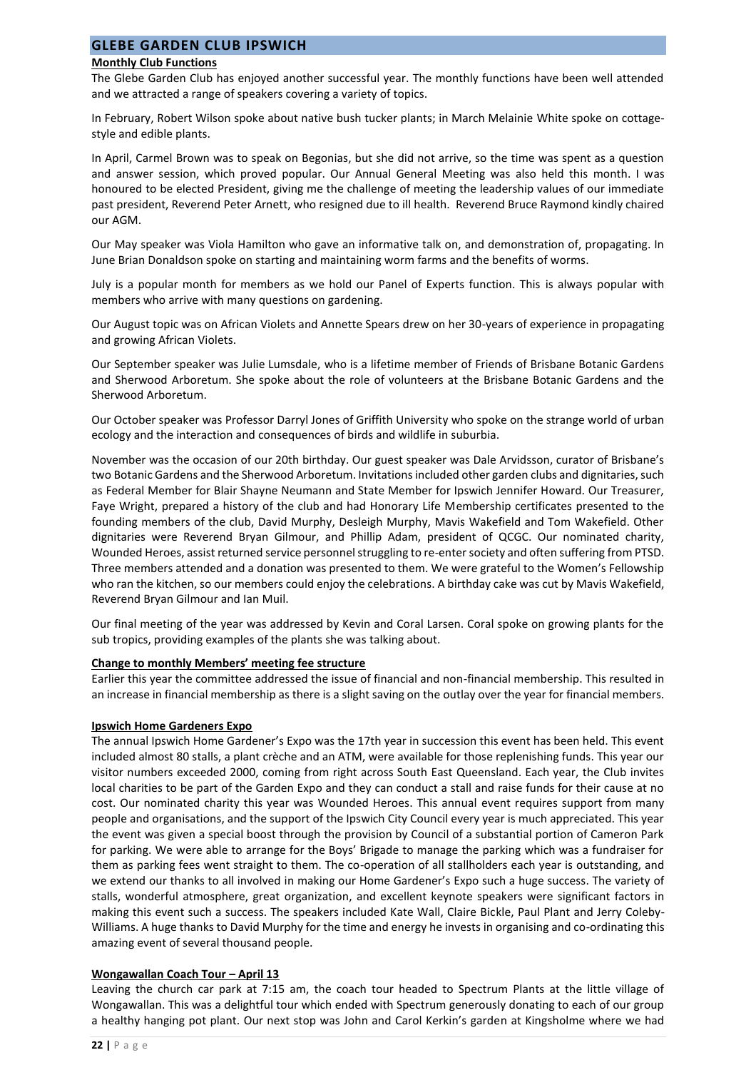## GLEBE GARDEN CLUB IPSWICH

**Monthly Club Functions**

The Glebe Garden Club has enjoyed another successful year. The monthly functions have been well attended and we attracted a range of speakers covering a variety of topics.

In February, Robert Wilson spoke about native bush tucker plants; in March Melainie White spoke on cottage-style and edible plants.

In April, Carmel Brown was to speak on Begonias, but she did not arrive, so the time was spent as a question and answer session, which proved popular. Our Annual General Meeting was also held this month. I was honoured to be elected President, giving me the challenge of meeting the leadership values of our immediate past president, Reverend Peter Arnett, who resigned due to ill health. Reverend Bruce Raymond kindly chaired our AGM.

Our May speaker was Viola Hamilton who gave an informative talk on, and demonstration of, propagating. In June Brian Donaldson spoke on starting and maintaining worm farms and the benefits of worms.

July is a popular month for members as we hold our Panel of Experts function. This is always popular with members who arrive with many questions on gardening.

Our August topic was on African Violets and Annette Spears drew on her 30-years of experience in propagating and growing African Violets.

Our September speaker was Julie Lumsdale, who is a lifetime member of Friends of Brisbane Botanic Gardens and Sherwood Arboretum. She spoke about the role of volunteers at the Brisbane Botanic Gardens and the Sherwood Arboretum.

Our October speaker was Professor Darryl Jones of Griffith University who spoke on the strange world of urban ecology and the interaction and consequences of birds and wildlife in suburbia.

November was the occasion of our 20th birthday. Our guest speaker was Dale Arvidsson, curator of Brisbane's two Botanic Gardens and the Sherwood Arboretum. Invitations included other garden clubs and dignitaries, such as Federal Member for Blair Shayne Neumann and State Member for Ipswich Jennifer Howard. Our Treasurer, Faye Wright, prepared a history of the club and had Honorary Life Membership certificates presented to the founding members of the club, David Murphy, Desleigh Murphy, Mavis Wakefield and Tom Wakefield. Other dignitaries were Reverend Bryan Gilmour, and Phillip Adam, president of QCGC. Our nominated charity, Wounded Heroes, assist returned service personnel struggling to re-enter society and often suffering from PTSD. Three members attended and a donation was presented to them. We were grateful to the Women's Fellowship who ran the kitchen, so our members could enjoy the celebrations. A birthday cake was cut by Mavis Wakefield, Reverend Bryan Gilmour and Ian Muil.

Our final meeting of the year was addressed by Kevin and Coral Larsen. Coral spoke on growing plants for the sub tropics, providing examples of the plants she was talking about.

**Change to monthly Members' meeting fee structure**

Earlier this year the committee addressed the issue of financial and non-financial membership. This resulted in an increase in financial membership as there is a slight saving on the outlay over the year for financial members.

**Ipswich Home Gardeners Expo**

The annual Ipswich Home Gardener's Expo was the 17th year in succession this event has been held. This event included almost 80 stalls, a plant crèche and an ATM, were available for those replenishing funds. This year our visitor numbers exceeded 2000, coming from right across South East Queensland. Each year, the Club invites local charities to be part of the Garden Expo and they can conduct a stall and raise funds for their cause at no cost. Our nominated charity this year was Wounded Heroes. This annual event requires support from many people and organisations, and the support of the Ipswich City Council every year is much appreciated. This year the event was given a special boost through the provision by Council of a substantial portion of Cameron Park for parking. We were able to arrange for the Boys' Brigade to manage the parking which was a fundraiser for them as parking fees went straight to them. The co-operation of all stallholders each year is outstanding, and we extend our thanks to all involved in making our Home Gardener's Expo such a huge success. The variety of stalls, wonderful atmosphere, great organization, and excellent keynote speakers were significant factors in making this event such a success. The speakers included Kate Wall, Claire Bickle, Paul Plant and Jerry Coleby-Williams. A huge thanks to David Murphy for the time and energy he invests in organising and co-ordinating this amazing event of several thousand people.

**Wongawallan Coach Tour – April 13**

Leaving the church car park at 7:15 am, the coach tour headed to Spectrum Plants at the little village of Wongawallan. This was a delightful tour which ended with Spectrum generously donating to each of our group a healthy hanging pot plant. Our next stop was John and Carol Kerkin's garden at Kingsholme where we had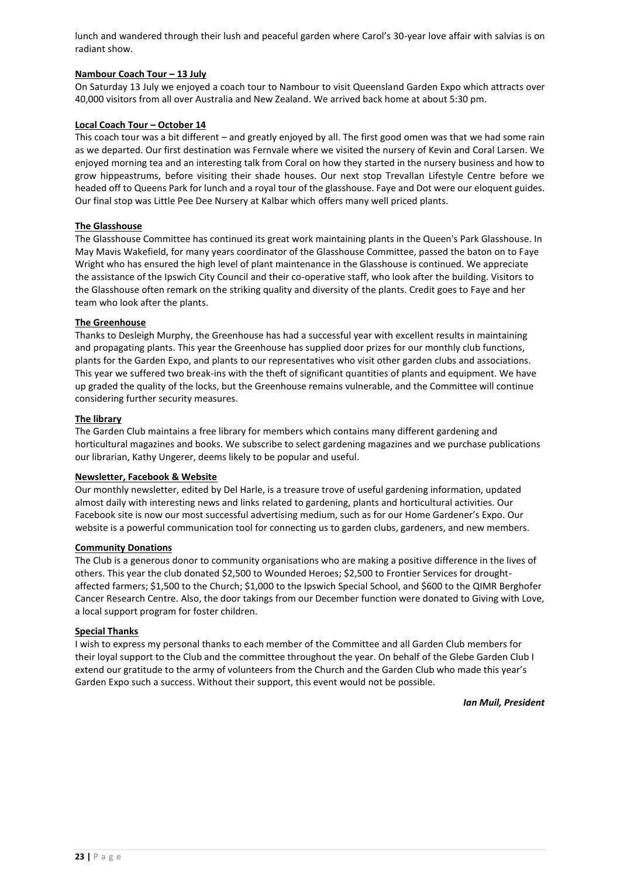lunch and wandered through their lush and peaceful garden where Carol's 30-year love affair with salvias is on radiant show.

**Nambour Coach Tour – 13 July**

On Saturday 13 July we enjoyed a coach tour to Nambour to visit Queensland Garden Expo which attracts over 40,000 visitors from all over Australia and New Zealand. We arrived back home at about 5:30 pm.

**Local Coach Tour – October 14**

This coach tour was a bit different – and greatly enjoyed by all. The first good omen was that we had some rain as we departed. Our first destination was Fernvale where we visited the nursery of Kevin and Coral Larsen. We enjoyed morning tea and an interesting talk from Coral on how they started in the nursery business and how to grow hippeastrums, before visiting their shade houses. Our next stop Trevallan Lifestyle Centre before we headed off to Queens Park for lunch and a royal tour of the glasshouse. Faye and Dot were our eloquent guides. Our final stop was Little Pee Dee Nursery at Kalbar which offers many well priced plants.

**The Glasshouse**

The Glasshouse Committee has continued its great work maintaining plants in the Queen's Park Glasshouse. In May Mavis Wakefield, for many years coordinator of the Glasshouse Committee, passed the baton on to Faye Wright who has ensured the high level of plant maintenance in the Glasshouse is continued. We appreciate the assistance of the Ipswich City Council and their co-operative staff, who look after the building. Visitors to the Glasshouse often remark on the striking quality and diversity of the plants. Credit goes to Faye and her team who look after the plants.

**The Greenhouse**

Thanks to Desleigh Murphy, the Greenhouse has had a successful year with excellent results in maintaining and propagating plants. This year the Greenhouse has supplied door prizes for our monthly club functions, plants for the Garden Expo, and plants to our representatives who visit other garden clubs and associations. This year we suffered two break-ins with the theft of significant quantities of plants and equipment. We have up graded the quality of the locks, but the Greenhouse remains vulnerable, and the Committee will continue considering further security measures.

**The library**

The Garden Club maintains a free library for members which contains many different gardening and horticultural magazines and books. We subscribe to select gardening magazines and we purchase publications our librarian, Kathy Ungerer, deems likely to be popular and useful.

**Newsletter, Facebook & Website**

Our monthly newsletter, edited by Del Harle, is a treasure trove of useful gardening information, updated almost daily with interesting news and links related to gardening, plants and horticultural activities. Our Facebook site is now our most successful advertising medium, such as for our Home Gardener's Expo. Our website is a powerful communication tool for connecting us to garden clubs, gardeners, and new members.

**Community Donations**

The Club is a generous donor to community organisations who are making a positive difference in the lives of others. This year the club donated $2,500 to Wounded Heroes; $2,500 to Frontier Services for drought-affected farmers; $1,500 to the Church; $1,000 to the Ipswich Special School, and $600 to the QIMR Berghofer Cancer Research Centre. Also, the door takings from our December function were donated to Giving with Love, a local support program for foster children.

**Special Thanks**

I wish to express my personal thanks to each member of the Committee and all Garden Club members for their loyal support to the Club and the committee throughout the year. On behalf of the Glebe Garden Club I extend our gratitude to the army of volunteers from the Church and the Garden Club who made this year's Garden Expo such a success. Without their support, this event would not be possible.

***Ian Muil, President***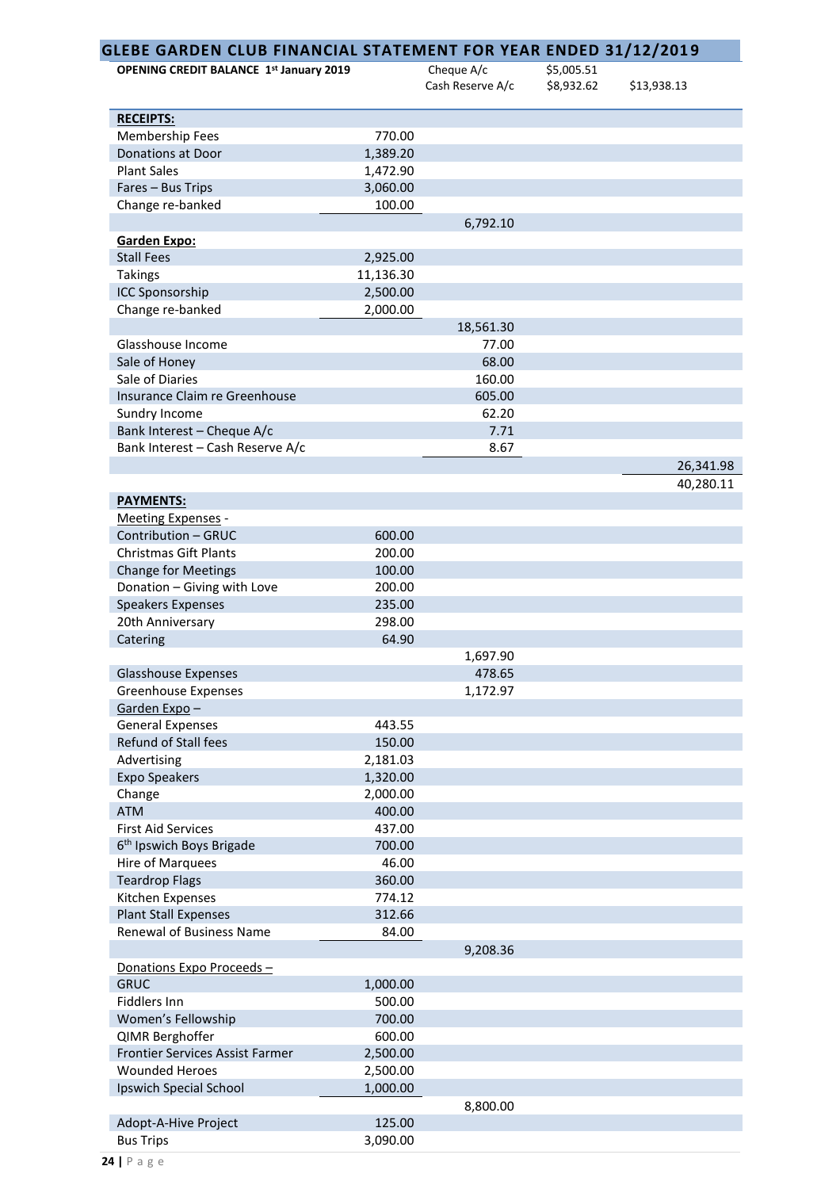## GLEBE GARDEN CLUB FINANCIAL STATEMENT FOR YEAR ENDED 31/12/2019

| **OPENING CREDIT BALANCE 1st January 2019** | | Cheque A/c | $5,005.51 | |
|---|---|---|---|---|
| | | Cash Reserve A/c | $8,932.62 | $13,938.13 |
| **RECEIPTS:** | | | | |
| Membership Fees | 770.00 | | | |
| Donations at Door | 1,389.20 | | | |
| Plant Sales | 1,472.90 | | | |
| Fares – Bus Trips | 3,060.00 | | | |
| Change re-banked | 100.00 | | | |
| | | 6,792.10 | | |
| **Garden Expo:** | | | | |
| Stall Fees | 2,925.00 | | | |
| Takings | 11,136.30 | | | |
| ICC Sponsorship | 2,500.00 | | | |
| Change re-banked | 2,000.00 | | | |
| | | 18,561.30 | | |
| Glasshouse Income | | 77.00 | | |
| Sale of Honey | | 68.00 | | |
| Sale of Diaries | | 160.00 | | |
| Insurance Claim re Greenhouse | | 605.00 | | |
| Sundry Income | | 62.20 | | |
| Bank Interest – Cheque A/c | | 7.71 | | |
| Bank Interest – Cash Reserve A/c | | 8.67 | | |
| | | | | 26,341.98 |
| | | | | 40,280.11 |
| **PAYMENTS:** | | | | |
| Meeting Expenses - | | | | |
| Contribution – GRUC | 600.00 | | | |
| Christmas Gift Plants | 200.00 | | | |
| Change for Meetings | 100.00 | | | |
| Donation – Giving with Love | 200.00 | | | |
| Speakers Expenses | 235.00 | | | |
| 20th Anniversary | 298.00 | | | |
| Catering | 64.90 | | | |
| | | 1,697.90 | | |
| Glasshouse Expenses | | 478.65 | | |
| Greenhouse Expenses | | 1,172.97 | | |
| Garden Expo – | | | | |
| General Expenses | 443.55 | | | |
| Refund of Stall fees | 150.00 | | | |
| Advertising | 2,181.03 | | | |
| Expo Speakers | 1,320.00 | | | |
| Change | 2,000.00 | | | |
| ATM | 400.00 | | | |
| First Aid Services | 437.00 | | | |
| 6th Ipswich Boys Brigade | 700.00 | | | |
| Hire of Marquees | 46.00 | | | |
| Teardrop Flags | 360.00 | | | |
| Kitchen Expenses | 774.12 | | | |
| Plant Stall Expenses | 312.66 | | | |
| Renewal of Business Name | 84.00 | | | |
| | | 9,208.36 | | |
| Donations Expo Proceeds – | | | | |
| GRUC | 1,000.00 | | | |
| Fiddlers Inn | 500.00 | | | |
| Women's Fellowship | 700.00 | | | |
| QIMR Berghoffer | 600.00 | | | |
| Frontier Services Assist Farmer | 2,500.00 | | | |
| Wounded Heroes | 2,500.00 | | | |
| Ipswich Special School | 1,000.00 | | | |
| | | 8,800.00 | | |
| Adopt-A-Hive Project | 125.00 | | | |
| Bus Trips | 3,090.00 | | | |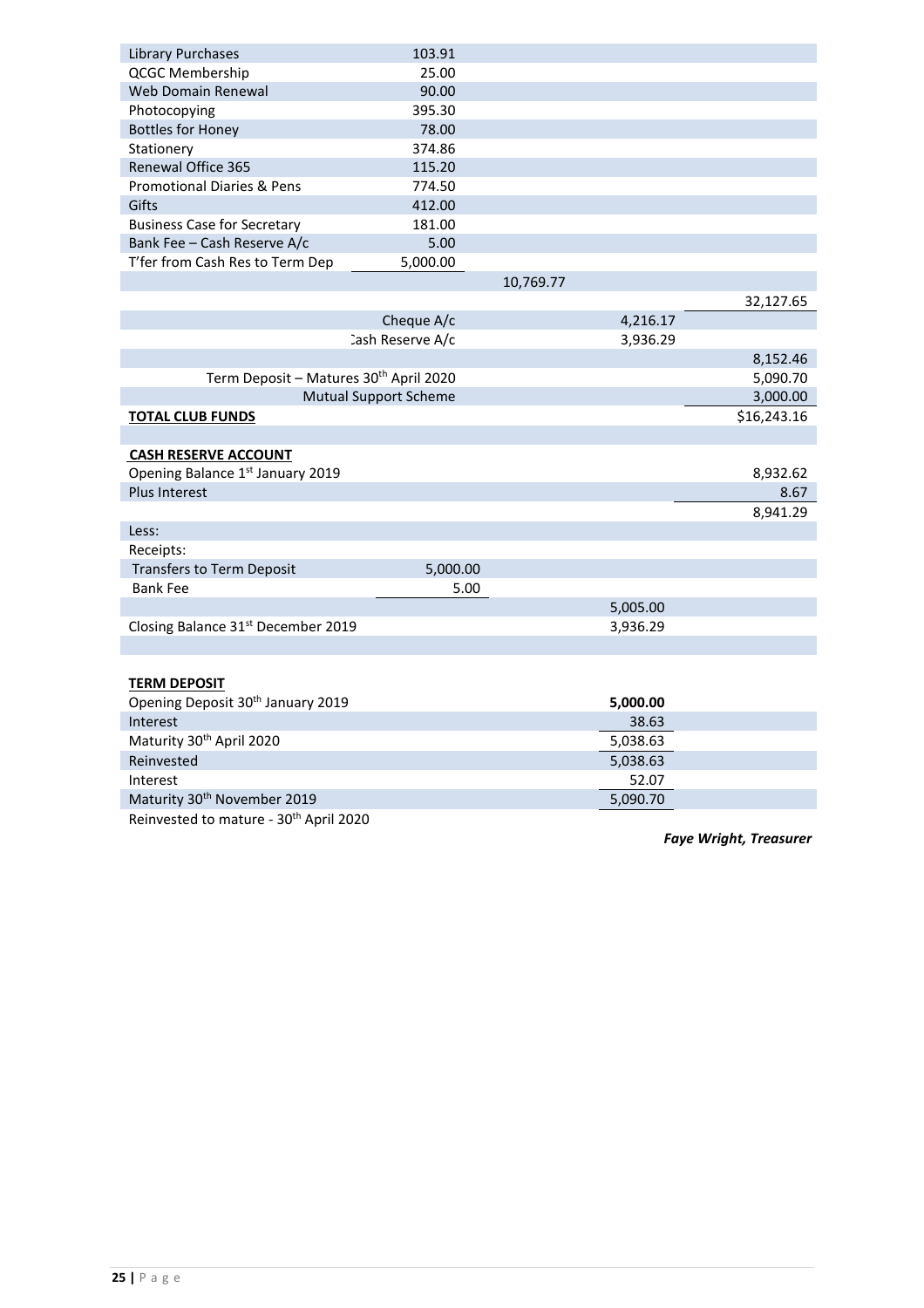| | | | | |
|---|---|---|---|---|
| Library Purchases | 103.91 | | | |
| QCGC Membership | 25.00 | | | |
| Web Domain Renewal | 90.00 | | | |
| Photocopying | 395.30 | | | |
| Bottles for Honey | 78.00 | | | |
| Stationery | 374.86 | | | |
| Renewal Office 365 | 115.20 | | | |
| Promotional Diaries & Pens | 774.50 | | | |
| Gifts | 412.00 | | | |
| Business Case for Secretary | 181.00 | | | |
| Bank Fee – Cash Reserve A/c | 5.00 | | | |
| T'fer from Cash Res to Term Dep | 5,000.00 | | | |
| | | 10,769.77 | | |
| | | | | 32,127.65 |
| | Cheque A/c | | 4,216.17 | |
| | Cash Reserve A/c | | 3,936.29 | |
| | | | | 8,152.46 |
| | Term Deposit – Matures 30th April 2020 | | | 5,090.70 |
| | Mutual Support Scheme | | | 3,000.00 |
| **TOTAL CLUB FUNDS** | | | | $16,243.16 |

**CASH RESERVE ACCOUNT**

| | | | |
|---|---|---|---|
| Opening Balance 1st January 2019 | | | 8,932.62 |
| Plus Interest | | | 8.67 |
| | | | 8,941.29 |
| Less: | | | |
| Receipts: | | | |
| Transfers to Term Deposit | 5,000.00 | | |
| Bank Fee | 5.00 | | |
| | | 5,005.00 | |
| Closing Balance 31st December 2019 | | 3,936.29 | |

**TERM DEPOSIT**

| | |
|---|---|
| Opening Deposit 30th January 2019 | **5,000.00** |
| Interest | 38.63 |
| Maturity 30th April 2020 | 5,038.63 |
| Reinvested | 5,038.63 |
| Interest | 52.07 |
| Maturity 30th November 2019 | 5,090.70 |
| Reinvested to mature - 30th April 2020 | |

***Faye Wright, Treasurer***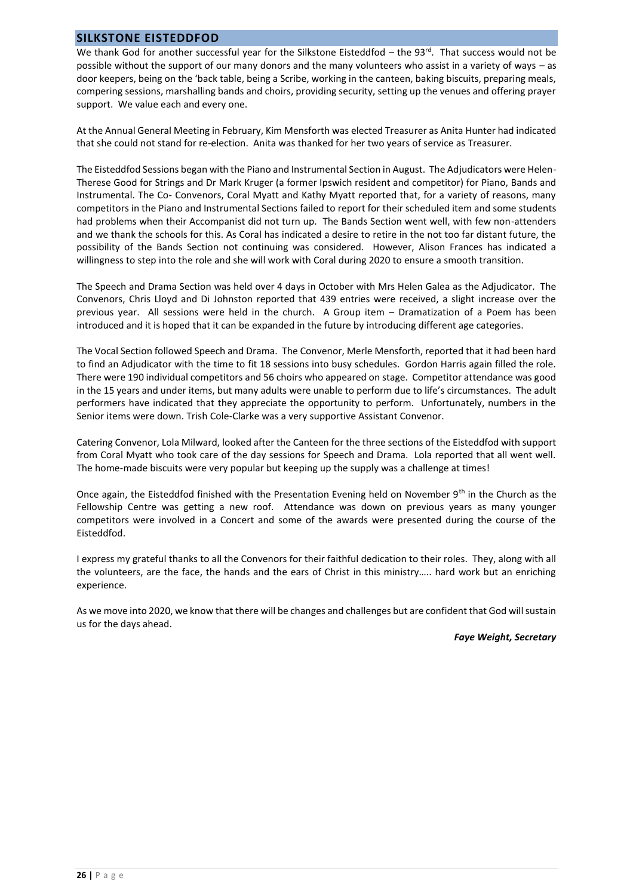## SILKSTONE EISTEDDFOD

We thank God for another successful year for the Silkstone Eisteddfod – the 93rd. That success would not be possible without the support of our many donors and the many volunteers who assist in a variety of ways – as door keepers, being on the 'back table, being a Scribe, working in the canteen, baking biscuits, preparing meals, compering sessions, marshalling bands and choirs, providing security, setting up the venues and offering prayer support. We value each and every one.

At the Annual General Meeting in February, Kim Mensforth was elected Treasurer as Anita Hunter had indicated that she could not stand for re-election. Anita was thanked for her two years of service as Treasurer.

The Eisteddfod Sessions began with the Piano and Instrumental Section in August. The Adjudicators were Helen-Therese Good for Strings and Dr Mark Kruger (a former Ipswich resident and competitor) for Piano, Bands and Instrumental. The Co- Convenors, Coral Myatt and Kathy Myatt reported that, for a variety of reasons, many competitors in the Piano and Instrumental Sections failed to report for their scheduled item and some students had problems when their Accompanist did not turn up. The Bands Section went well, with few non-attenders and we thank the schools for this. As Coral has indicated a desire to retire in the not too far distant future, the possibility of the Bands Section not continuing was considered. However, Alison Frances has indicated a willingness to step into the role and she will work with Coral during 2020 to ensure a smooth transition.

The Speech and Drama Section was held over 4 days in October with Mrs Helen Galea as the Adjudicator. The Convenors, Chris Lloyd and Di Johnston reported that 439 entries were received, a slight increase over the previous year. All sessions were held in the church. A Group item – Dramatization of a Poem has been introduced and it is hoped that it can be expanded in the future by introducing different age categories.

The Vocal Section followed Speech and Drama. The Convenor, Merle Mensforth, reported that it had been hard to find an Adjudicator with the time to fit 18 sessions into busy schedules. Gordon Harris again filled the role. There were 190 individual competitors and 56 choirs who appeared on stage. Competitor attendance was good in the 15 years and under items, but many adults were unable to perform due to life's circumstances. The adult performers have indicated that they appreciate the opportunity to perform. Unfortunately, numbers in the Senior items were down. Trish Cole-Clarke was a very supportive Assistant Convenor.

Catering Convenor, Lola Milward, looked after the Canteen for the three sections of the Eisteddfod with support from Coral Myatt who took care of the day sessions for Speech and Drama. Lola reported that all went well. The home-made biscuits were very popular but keeping up the supply was a challenge at times!

Once again, the Eisteddfod finished with the Presentation Evening held on November 9th in the Church as the Fellowship Centre was getting a new roof. Attendance was down on previous years as many younger competitors were involved in a Concert and some of the awards were presented during the course of the Eisteddfod.

I express my grateful thanks to all the Convenors for their faithful dedication to their roles. They, along with all the volunteers, are the face, the hands and the ears of Christ in this ministry….. hard work but an enriching experience.

As we move into 2020, we know that there will be changes and challenges but are confident that God will sustain us for the days ahead.

***Faye Weight, Secretary***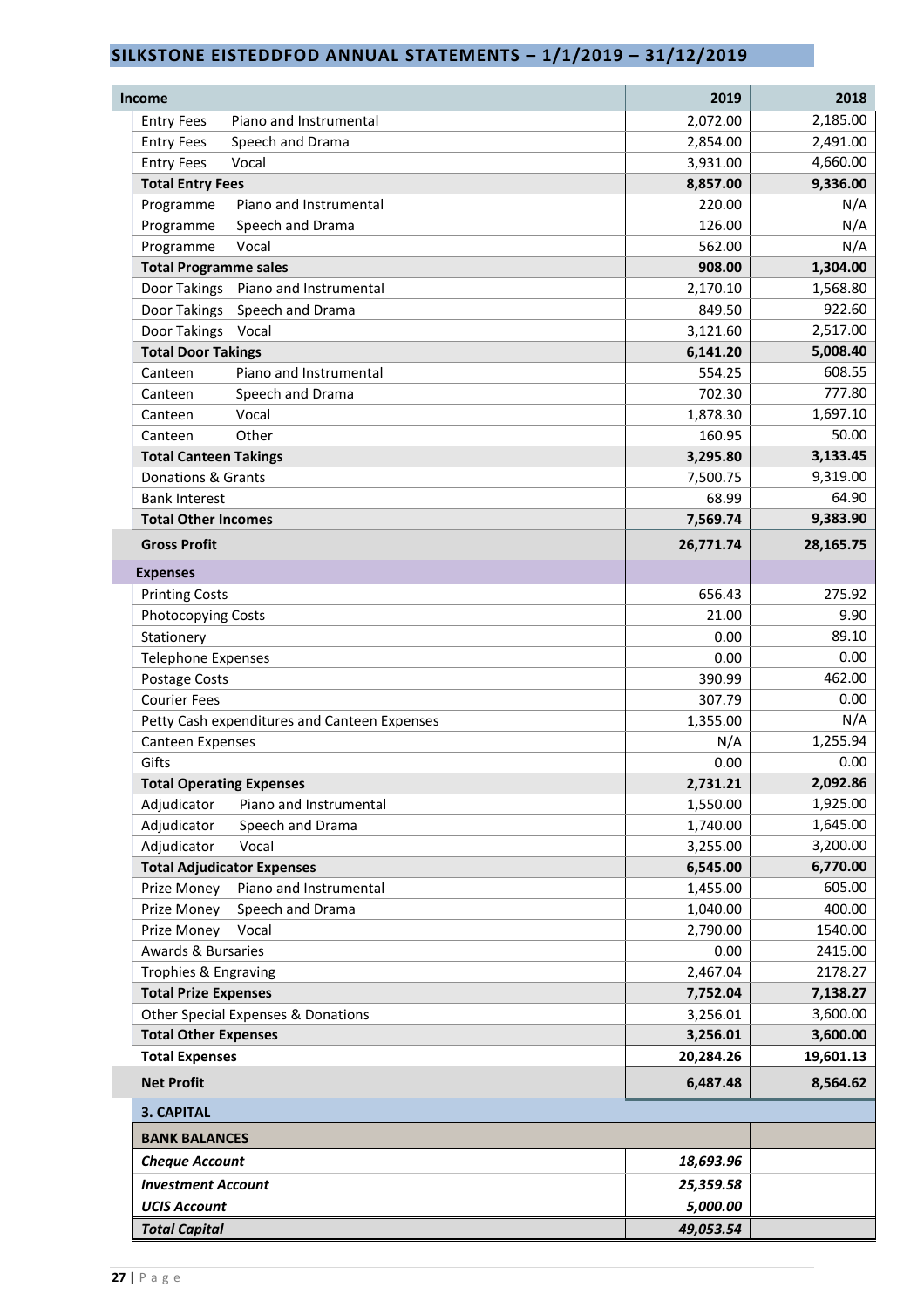## SILKSTONE EISTEDDFOD ANNUAL STATEMENTS – 1/1/2019 – 31/12/2019

| Income | | 2019 | 2018 |
|---|---|---|---|
| Entry Fees | Piano and Instrumental | 2,072.00 | 2,185.00 |
| Entry Fees | Speech and Drama | 2,854.00 | 2,491.00 |
| Entry Fees | Vocal | 3,931.00 | 4,660.00 |
| **Total Entry Fees** | | **8,857.00** | **9,336.00** |
| Programme | Piano and Instrumental | 220.00 | N/A |
| Programme | Speech and Drama | 126.00 | N/A |
| Programme | Vocal | 562.00 | N/A |
| **Total Programme sales** | | **908.00** | **1,304.00** |
| Door Takings | Piano and Instrumental | 2,170.10 | 1,568.80 |
| Door Takings | Speech and Drama | 849.50 | 922.60 |
| Door Takings | Vocal | 3,121.60 | 2,517.00 |
| **Total Door Takings** | | **6,141.20** | **5,008.40** |
| Canteen | Piano and Instrumental | 554.25 | 608.55 |
| Canteen | Speech and Drama | 702.30 | 777.80 |
| Canteen | Vocal | 1,878.30 | 1,697.10 |
| Canteen | Other | 160.95 | 50.00 |
| **Total Canteen Takings** | | **3,295.80** | **3,133.45** |
| Donations & Grants | | 7,500.75 | 9,319.00 |
| Bank Interest | | 68.99 | 64.90 |
| **Total Other Incomes** | | **7,569.74** | **9,383.90** |
| **Gross Profit** | | **26,771.74** | **28,165.75** |
| **Expenses** | | | |
| Printing Costs | | 656.43 | 275.92 |
| Photocopying Costs | | 21.00 | 9.90 |
| Stationery | | 0.00 | 89.10 |
| Telephone Expenses | | 0.00 | 0.00 |
| Postage Costs | | 390.99 | 462.00 |
| Courier Fees | | 307.79 | 0.00 |
| Petty Cash expenditures and Canteen Expenses | | 1,355.00 | N/A |
| Canteen Expenses | | N/A | 1,255.94 |
| Gifts | | 0.00 | 0.00 |
| **Total Operating Expenses** | | **2,731.21** | **2,092.86** |
| Adjudicator | Piano and Instrumental | 1,550.00 | 1,925.00 |
| Adjudicator | Speech and Drama | 1,740.00 | 1,645.00 |
| Adjudicator | Vocal | 3,255.00 | 3,200.00 |
| **Total Adjudicator Expenses** | | **6,545.00** | **6,770.00** |
| Prize Money | Piano and Instrumental | 1,455.00 | 605.00 |
| Prize Money | Speech and Drama | 1,040.00 | 400.00 |
| Prize Money | Vocal | 2,790.00 | 1540.00 |
| Awards & Bursaries | | 0.00 | 2415.00 |
| Trophies & Engraving | | 2,467.04 | 2178.27 |
| **Total Prize Expenses** | | **7,752.04** | **7,138.27** |
| Other Special Expenses & Donations | | 3,256.01 | 3,600.00 |
| **Total Other Expenses** | | **3,256.01** | **3,600.00** |
| **Total Expenses** | | **20,284.26** | **19,601.13** |
| **Net Profit** | | **6,487.48** | **8,564.62** |

### 3. CAPITAL

| BANK BALANCES | | |
|---|---|---|
| ***Cheque Account*** | ***18,693.96*** | |
| ***Investment Account*** | ***25,359.58*** | |
| ***UCIS Account*** | ***5,000.00*** | |
| ***Total Capital*** | ***49,053.54*** | |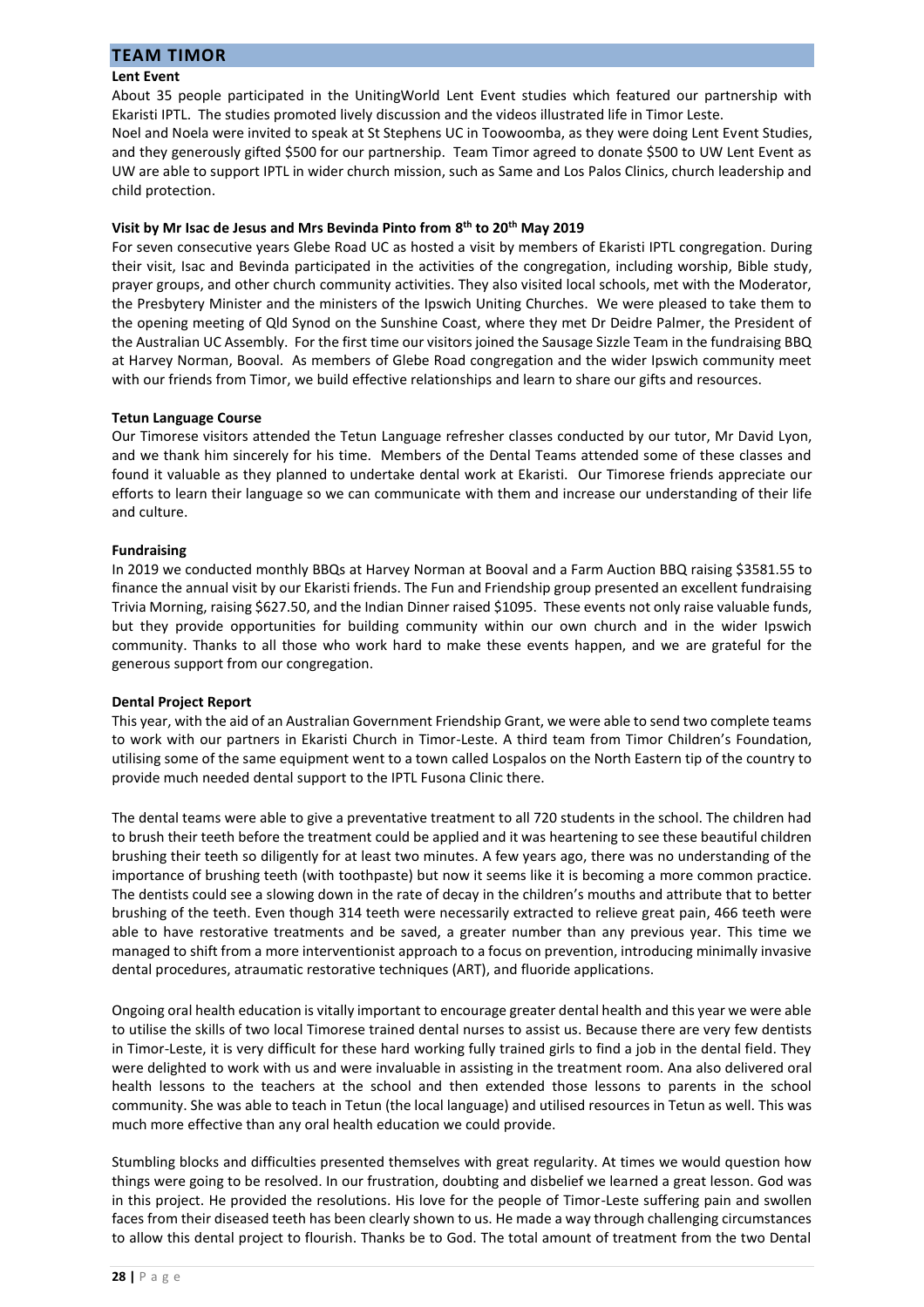## TEAM TIMOR

**Lent Event**

About 35 people participated in the UnitingWorld Lent Event studies which featured our partnership with Ekaristi IPTL. The studies promoted lively discussion and the videos illustrated life in Timor Leste.

Noel and Noela were invited to speak at St Stephens UC in Toowoomba, as they were doing Lent Event Studies, and they generously gifted $500 for our partnership. Team Timor agreed to donate $500 to UW Lent Event as UW are able to support IPTL in wider church mission, such as Same and Los Palos Clinics, church leadership and child protection.

**Visit by Mr Isac de Jesus and Mrs Bevinda Pinto from 8th to 20th May 2019**

For seven consecutive years Glebe Road UC as hosted a visit by members of Ekaristi IPTL congregation. During their visit, Isac and Bevinda participated in the activities of the congregation, including worship, Bible study, prayer groups, and other church community activities. They also visited local schools, met with the Moderator, the Presbytery Minister and the ministers of the Ipswich Uniting Churches. We were pleased to take them to the opening meeting of Qld Synod on the Sunshine Coast, where they met Dr Deidre Palmer, the President of the Australian UC Assembly. For the first time our visitors joined the Sausage Sizzle Team in the fundraising BBQ at Harvey Norman, Booval. As members of Glebe Road congregation and the wider Ipswich community meet with our friends from Timor, we build effective relationships and learn to share our gifts and resources.

**Tetun Language Course**

Our Timorese visitors attended the Tetun Language refresher classes conducted by our tutor, Mr David Lyon, and we thank him sincerely for his time. Members of the Dental Teams attended some of these classes and found it valuable as they planned to undertake dental work at Ekaristi. Our Timorese friends appreciate our efforts to learn their language so we can communicate with them and increase our understanding of their life and culture.

**Fundraising**

In 2019 we conducted monthly BBQs at Harvey Norman at Booval and a Farm Auction BBQ raising $3581.55 to finance the annual visit by our Ekaristi friends. The Fun and Friendship group presented an excellent fundraising Trivia Morning, raising $627.50, and the Indian Dinner raised $1095. These events not only raise valuable funds, but they provide opportunities for building community within our own church and in the wider Ipswich community. Thanks to all those who work hard to make these events happen, and we are grateful for the generous support from our congregation.

**Dental Project Report**

This year, with the aid of an Australian Government Friendship Grant, we were able to send two complete teams to work with our partners in Ekaristi Church in Timor-Leste. A third team from Timor Children's Foundation, utilising some of the same equipment went to a town called Lospalos on the North Eastern tip of the country to provide much needed dental support to the IPTL Fusona Clinic there.

The dental teams were able to give a preventative treatment to all 720 students in the school. The children had to brush their teeth before the treatment could be applied and it was heartening to see these beautiful children brushing their teeth so diligently for at least two minutes. A few years ago, there was no understanding of the importance of brushing teeth (with toothpaste) but now it seems like it is becoming a more common practice. The dentists could see a slowing down in the rate of decay in the children's mouths and attribute that to better brushing of the teeth. Even though 314 teeth were necessarily extracted to relieve great pain, 466 teeth were able to have restorative treatments and be saved, a greater number than any previous year. This time we managed to shift from a more interventionist approach to a focus on prevention, introducing minimally invasive dental procedures, atraumatic restorative techniques (ART), and fluoride applications.

Ongoing oral health education is vitally important to encourage greater dental health and this year we were able to utilise the skills of two local Timorese trained dental nurses to assist us. Because there are very few dentists in Timor-Leste, it is very difficult for these hard working fully trained girls to find a job in the dental field. They were delighted to work with us and were invaluable in assisting in the treatment room. Ana also delivered oral health lessons to the teachers at the school and then extended those lessons to parents in the school community. She was able to teach in Tetun (the local language) and utilised resources in Tetun as well. This was much more effective than any oral health education we could provide.

Stumbling blocks and difficulties presented themselves with great regularity. At times we would question how things were going to be resolved. In our frustration, doubting and disbelief we learned a great lesson. God was in this project. He provided the resolutions. His love for the people of Timor-Leste suffering pain and swollen faces from their diseased teeth has been clearly shown to us. He made a way through challenging circumstances to allow this dental project to flourish. Thanks be to God. The total amount of treatment from the two Dental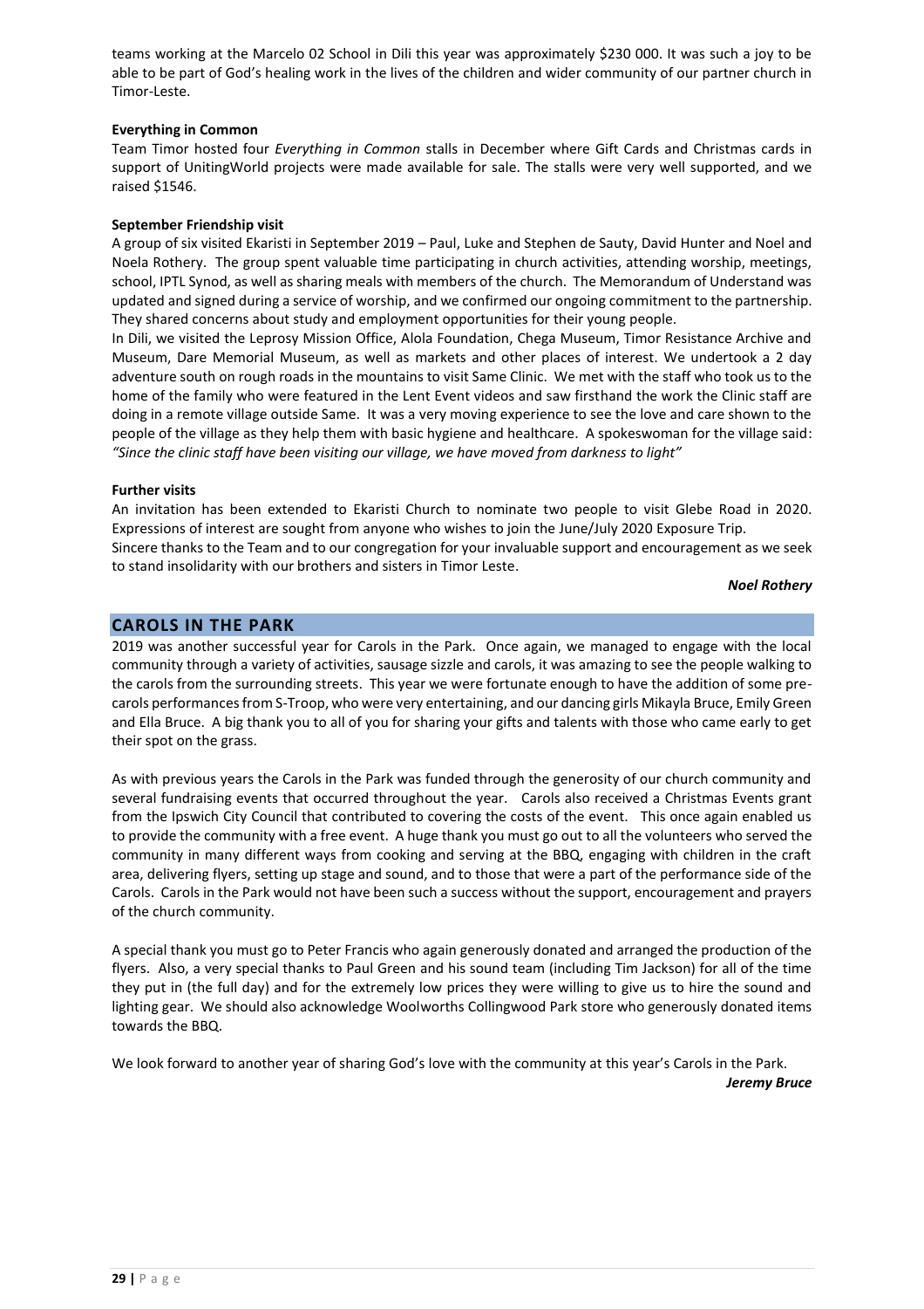teams working at the Marcelo 02 School in Dili this year was approximately $230 000. It was such a joy to be able to be part of God's healing work in the lives of the children and wider community of our partner church in Timor-Leste.

**Everything in Common**

Team Timor hosted four *Everything in Common* stalls in December where Gift Cards and Christmas cards in support of UnitingWorld projects were made available for sale. The stalls were very well supported, and we raised $1546.

**September Friendship visit**

A group of six visited Ekaristi in September 2019 – Paul, Luke and Stephen de Sauty, David Hunter and Noel and Noela Rothery. The group spent valuable time participating in church activities, attending worship, meetings, school, IPTL Synod, as well as sharing meals with members of the church. The Memorandum of Understand was updated and signed during a service of worship, and we confirmed our ongoing commitment to the partnership. They shared concerns about study and employment opportunities for their young people.

In Dili, we visited the Leprosy Mission Office, Alola Foundation, Chega Museum, Timor Resistance Archive and Museum, Dare Memorial Museum, as well as markets and other places of interest. We undertook a 2 day adventure south on rough roads in the mountains to visit Same Clinic. We met with the staff who took us to the home of the family who were featured in the Lent Event videos and saw firsthand the work the Clinic staff are doing in a remote village outside Same. It was a very moving experience to see the love and care shown to the people of the village as they help them with basic hygiene and healthcare. A spokeswoman for the village said: *"Since the clinic staff have been visiting our village, we have moved from darkness to light"*

**Further visits**

An invitation has been extended to Ekaristi Church to nominate two people to visit Glebe Road in 2020. Expressions of interest are sought from anyone who wishes to join the June/July 2020 Exposure Trip.
Sincere thanks to the Team and to our congregation for your invaluable support and encouragement as we seek to stand insolidarity with our brothers and sisters in Timor Leste.

***Noel Rothery***

## CAROLS IN THE PARK

2019 was another successful year for Carols in the Park. Once again, we managed to engage with the local community through a variety of activities, sausage sizzle and carols, it was amazing to see the people walking to the carols from the surrounding streets. This year we were fortunate enough to have the addition of some pre-carols performances from S-Troop, who were very entertaining, and our dancing girls Mikayla Bruce, Emily Green and Ella Bruce. A big thank you to all of you for sharing your gifts and talents with those who came early to get their spot on the grass.

As with previous years the Carols in the Park was funded through the generosity of our church community and several fundraising events that occurred throughout the year. Carols also received a Christmas Events grant from the Ipswich City Council that contributed to covering the costs of the event. This once again enabled us to provide the community with a free event. A huge thank you must go out to all the volunteers who served the community in many different ways from cooking and serving at the BBQ, engaging with children in the craft area, delivering flyers, setting up stage and sound, and to those that were a part of the performance side of the Carols. Carols in the Park would not have been such a success without the support, encouragement and prayers of the church community.

A special thank you must go to Peter Francis who again generously donated and arranged the production of the flyers. Also, a very special thanks to Paul Green and his sound team (including Tim Jackson) for all of the time they put in (the full day) and for the extremely low prices they were willing to give us to hire the sound and lighting gear. We should also acknowledge Woolworths Collingwood Park store who generously donated items towards the BBQ.

We look forward to another year of sharing God's love with the community at this year's Carols in the Park.

***Jeremy Bruce***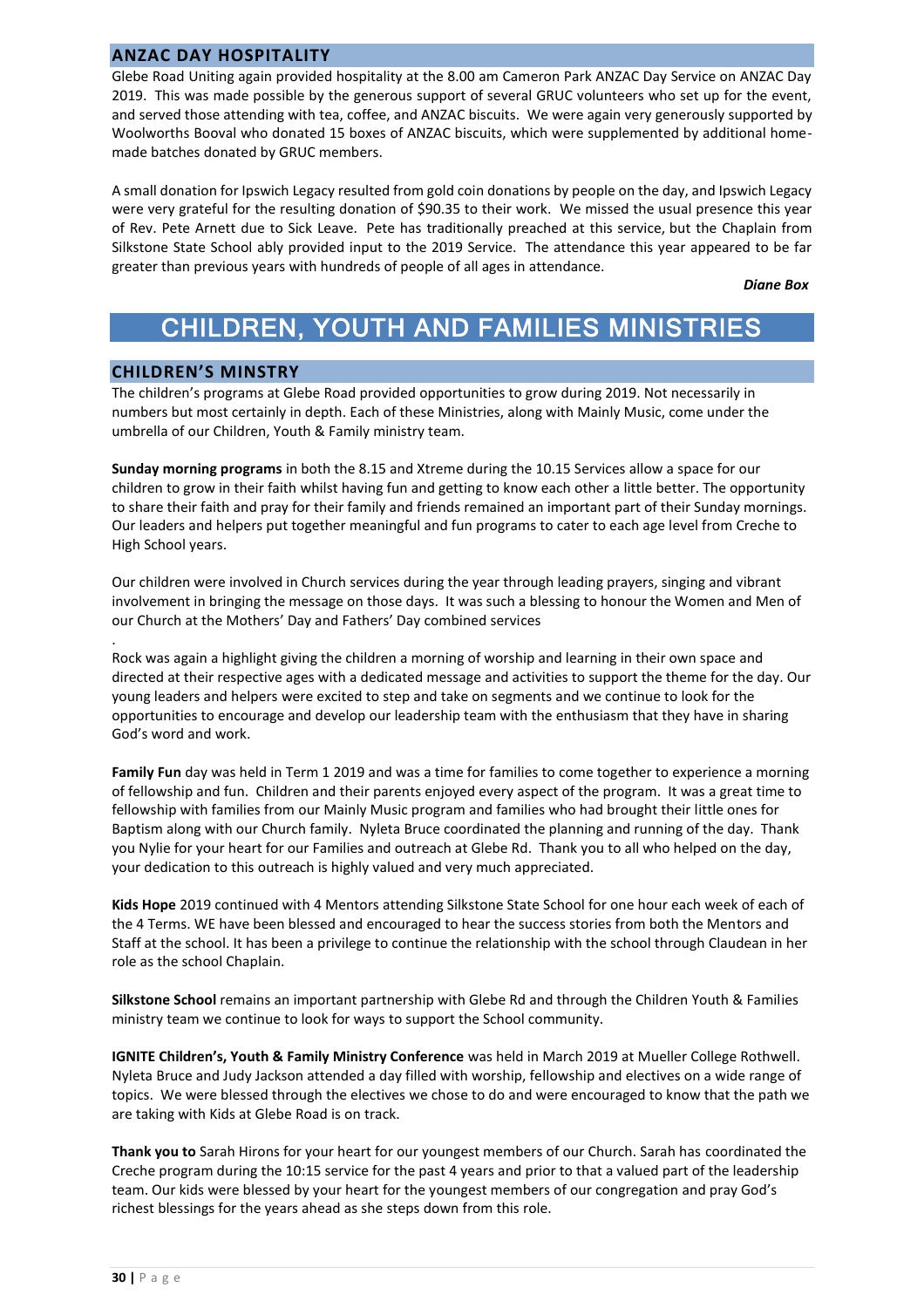## ANZAC DAY HOSPITALITY

Glebe Road Uniting again provided hospitality at the 8.00 am Cameron Park ANZAC Day Service on ANZAC Day 2019. This was made possible by the generous support of several GRUC volunteers who set up for the event, and served those attending with tea, coffee, and ANZAC biscuits. We were again very generously supported by Woolworths Booval who donated 15 boxes of ANZAC biscuits, which were supplemented by additional home-made batches donated by GRUC members.

A small donation for Ipswich Legacy resulted from gold coin donations by people on the day, and Ipswich Legacy were very grateful for the resulting donation of $90.35 to their work. We missed the usual presence this year of Rev. Pete Arnett due to Sick Leave. Pete has traditionally preached at this service, but the Chaplain from Silkstone State School ably provided input to the 2019 Service. The attendance this year appeared to be far greater than previous years with hundreds of people of all ages in attendance.

***Diane Box***

# CHILDREN, YOUTH AND FAMILIES MINISTRIES

## CHILDREN'S MINSTRY

The children's programs at Glebe Road provided opportunities to grow during 2019. Not necessarily in numbers but most certainly in depth. Each of these Ministries, along with Mainly Music, come under the umbrella of our Children, Youth & Family ministry team.

**Sunday morning programs** in both the 8.15 and Xtreme during the 10.15 Services allow a space for our children to grow in their faith whilst having fun and getting to know each other a little better. The opportunity to share their faith and pray for their family and friends remained an important part of their Sunday mornings. Our leaders and helpers put together meaningful and fun programs to cater to each age level from Creche to High School years.

Our children were involved in Church services during the year through leading prayers, singing and vibrant involvement in bringing the message on those days. It was such a blessing to honour the Women and Men of our Church at the Mothers' Day and Fathers' Day combined services

.

Rock was again a highlight giving the children a morning of worship and learning in their own space and directed at their respective ages with a dedicated message and activities to support the theme for the day. Our young leaders and helpers were excited to step and take on segments and we continue to look for the opportunities to encourage and develop our leadership team with the enthusiasm that they have in sharing God's word and work.

**Family Fun** day was held in Term 1 2019 and was a time for families to come together to experience a morning of fellowship and fun. Children and their parents enjoyed every aspect of the program. It was a great time to fellowship with families from our Mainly Music program and families who had brought their little ones for Baptism along with our Church family. Nyleta Bruce coordinated the planning and running of the day. Thank you Nylie for your heart for our Families and outreach at Glebe Rd. Thank you to all who helped on the day, your dedication to this outreach is highly valued and very much appreciated.

**Kids Hope** 2019 continued with 4 Mentors attending Silkstone State School for one hour each week of each of the 4 Terms. WE have been blessed and encouraged to hear the success stories from both the Mentors and Staff at the school. It has been a privilege to continue the relationship with the school through Claudean in her role as the school Chaplain.

**Silkstone School** remains an important partnership with Glebe Rd and through the Children Youth & Families ministry team we continue to look for ways to support the School community.

**IGNITE Children's, Youth & Family Ministry Conference** was held in March 2019 at Mueller College Rothwell. Nyleta Bruce and Judy Jackson attended a day filled with worship, fellowship and electives on a wide range of topics. We were blessed through the electives we chose to do and were encouraged to know that the path we are taking with Kids at Glebe Road is on track.

**Thank you to** Sarah Hirons for your heart for our youngest members of our Church. Sarah has coordinated the Creche program during the 10:15 service for the past 4 years and prior to that a valued part of the leadership team. Our kids were blessed by your heart for the youngest members of our congregation and pray God's richest blessings for the years ahead as she steps down from this role.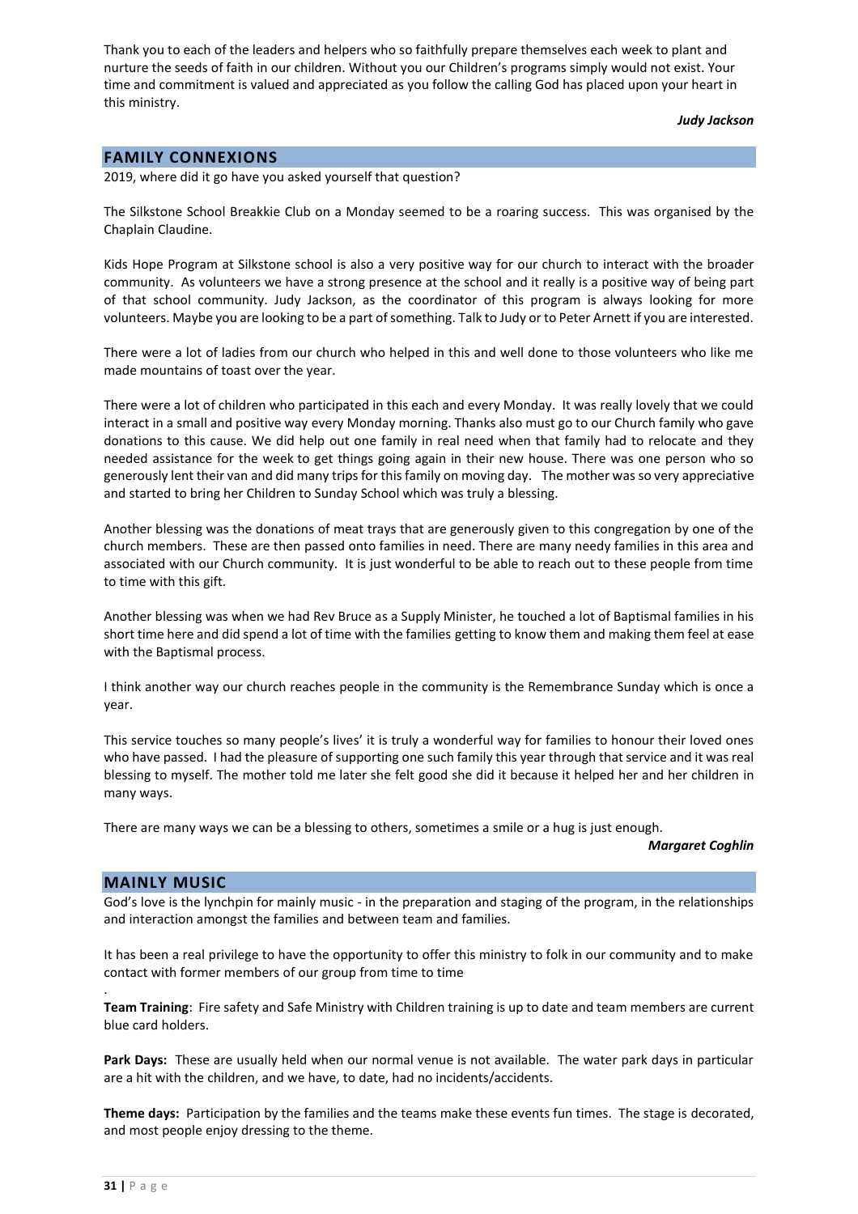Thank you to each of the leaders and helpers who so faithfully prepare themselves each week to plant and nurture the seeds of faith in our children. Without you our Children's programs simply would not exist. Your time and commitment is valued and appreciated as you follow the calling God has placed upon your heart in this ministry.

***Judy Jackson***

## FAMILY CONNEXIONS

2019, where did it go have you asked yourself that question?

The Silkstone School Breakkie Club on a Monday seemed to be a roaring success. This was organised by the Chaplain Claudine.

Kids Hope Program at Silkstone school is also a very positive way for our church to interact with the broader community. As volunteers we have a strong presence at the school and it really is a positive way of being part of that school community. Judy Jackson, as the coordinator of this program is always looking for more volunteers. Maybe you are looking to be a part of something. Talk to Judy or to Peter Arnett if you are interested.

There were a lot of ladies from our church who helped in this and well done to those volunteers who like me made mountains of toast over the year.

There were a lot of children who participated in this each and every Monday. It was really lovely that we could interact in a small and positive way every Monday morning. Thanks also must go to our Church family who gave donations to this cause. We did help out one family in real need when that family had to relocate and they needed assistance for the week to get things going again in their new house. There was one person who so generously lent their van and did many trips for this family on moving day. The mother was so very appreciative and started to bring her Children to Sunday School which was truly a blessing.

Another blessing was the donations of meat trays that are generously given to this congregation by one of the church members. These are then passed onto families in need. There are many needy families in this area and associated with our Church community. It is just wonderful to be able to reach out to these people from time to time with this gift.

Another blessing was when we had Rev Bruce as a Supply Minister, he touched a lot of Baptismal families in his short time here and did spend a lot of time with the families getting to know them and making them feel at ease with the Baptismal process.

I think another way our church reaches people in the community is the Remembrance Sunday which is once a year.

This service touches so many people's lives' it is truly a wonderful way for families to honour their loved ones who have passed. I had the pleasure of supporting one such family this year through that service and it was real blessing to myself. The mother told me later she felt good she did it because it helped her and her children in many ways.

There are many ways we can be a blessing to others, sometimes a smile or a hug is just enough.

***Margaret Coghlin***

## MAINLY MUSIC

God's love is the lynchpin for mainly music - in the preparation and staging of the program, in the relationships and interaction amongst the families and between team and families.

It has been a real privilege to have the opportunity to offer this ministry to folk in our community and to make contact with former members of our group from time to time

.

**Team Training**: Fire safety and Safe Ministry with Children training is up to date and team members are current blue card holders.

**Park Days:** These are usually held when our normal venue is not available. The water park days in particular are a hit with the children, and we have, to date, had no incidents/accidents.

**Theme days:** Participation by the families and the teams make these events fun times. The stage is decorated, and most people enjoy dressing to the theme.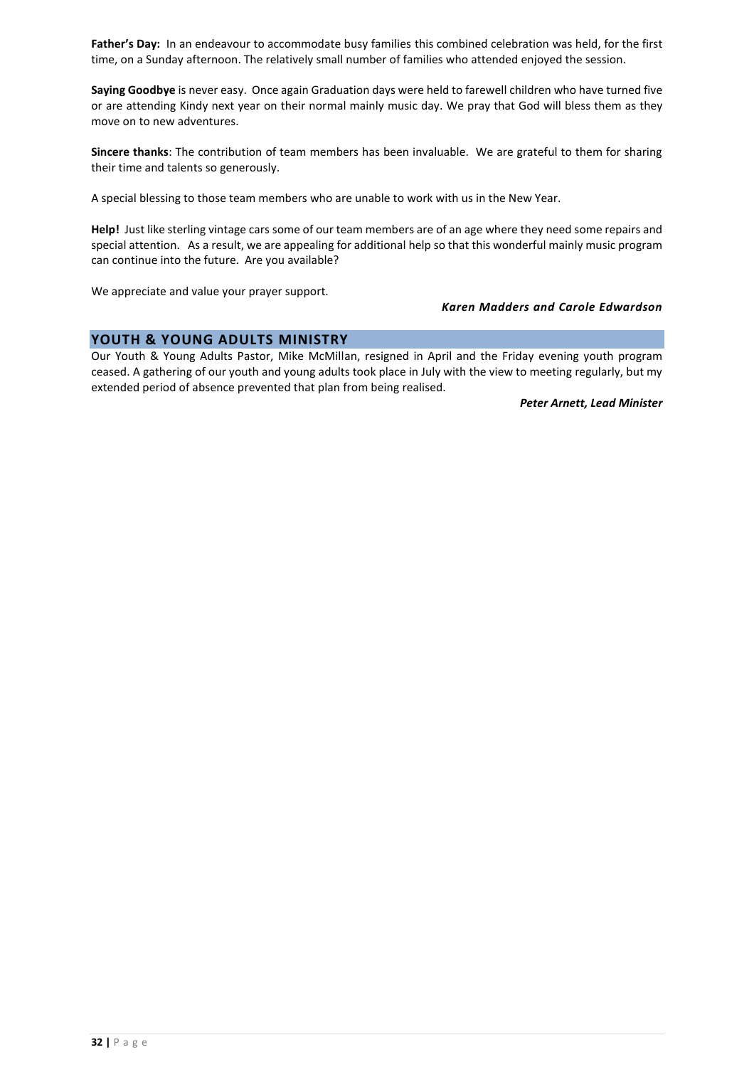**Father's Day:** In an endeavour to accommodate busy families this combined celebration was held, for the first time, on a Sunday afternoon. The relatively small number of families who attended enjoyed the session.

**Saying Goodbye** is never easy. Once again Graduation days were held to farewell children who have turned five or are attending Kindy next year on their normal mainly music day. We pray that God will bless them as they move on to new adventures.

**Sincere thanks**: The contribution of team members has been invaluable. We are grateful to them for sharing their time and talents so generously.

A special blessing to those team members who are unable to work with us in the New Year.

**Help!** Just like sterling vintage cars some of our team members are of an age where they need some repairs and special attention. As a result, we are appealing for additional help so that this wonderful mainly music program can continue into the future. Are you available?

We appreciate and value your prayer support.

***Karen Madders and Carole Edwardson***

## YOUTH & YOUNG ADULTS MINISTRY

Our Youth & Young Adults Pastor, Mike McMillan, resigned in April and the Friday evening youth program ceased. A gathering of our youth and young adults took place in July with the view to meeting regularly, but my extended period of absence prevented that plan from being realised.

***Peter Arnett, Lead Minister***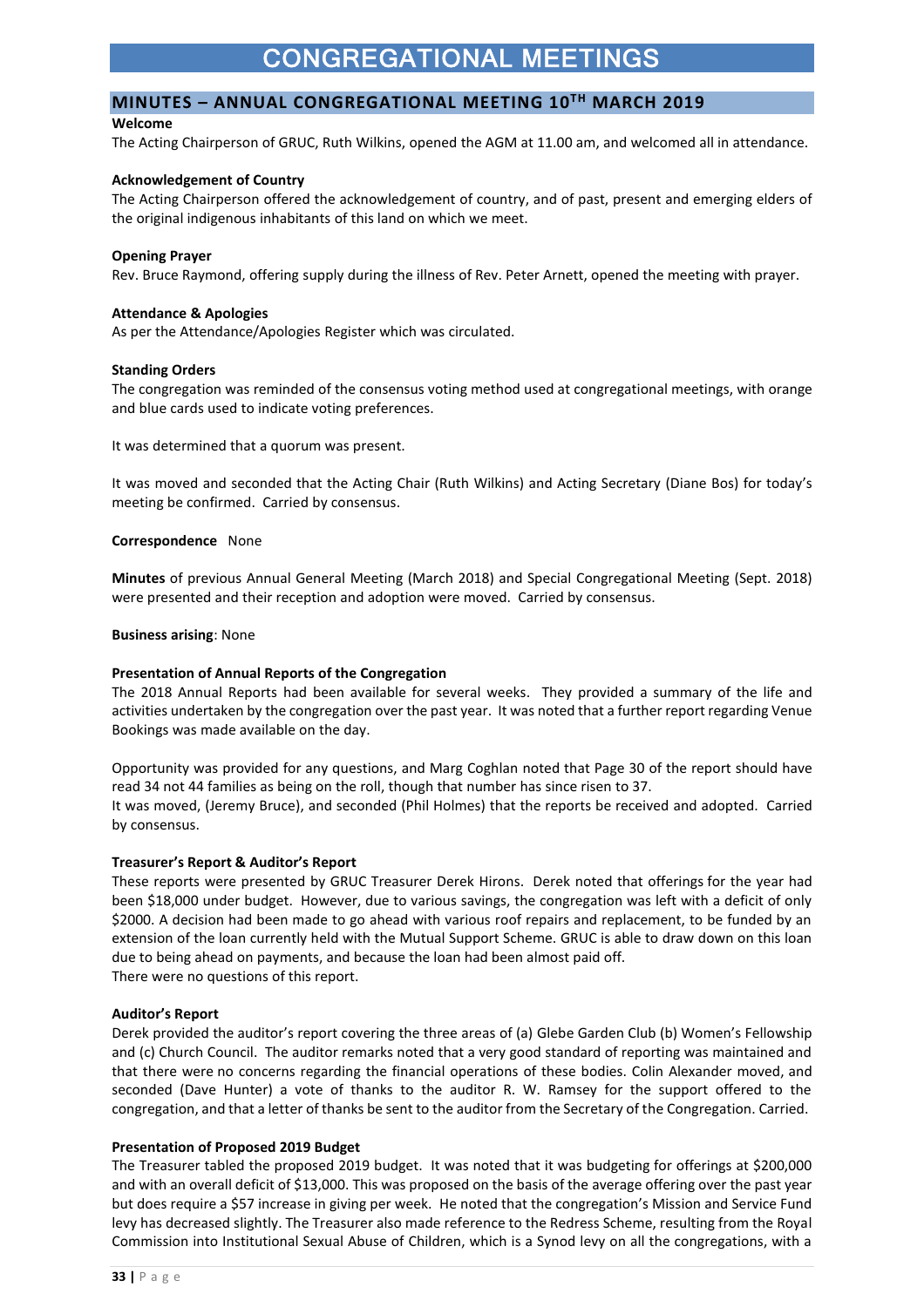# CONGREGATIONAL MEETINGS

## MINUTES – ANNUAL CONGREGATIONAL MEETING 10TH MARCH 2019

**Welcome**
The Acting Chairperson of GRUC, Ruth Wilkins, opened the AGM at 11.00 am, and welcomed all in attendance.

**Acknowledgement of Country**
The Acting Chairperson offered the acknowledgement of country, and of past, present and emerging elders of the original indigenous inhabitants of this land on which we meet.

**Opening Prayer**
Rev. Bruce Raymond, offering supply during the illness of Rev. Peter Arnett, opened the meeting with prayer.

**Attendance & Apologies**
As per the Attendance/Apologies Register which was circulated.

**Standing Orders**
The congregation was reminded of the consensus voting method used at congregational meetings, with orange and blue cards used to indicate voting preferences.

It was determined that a quorum was present.

It was moved and seconded that the Acting Chair (Ruth Wilkins) and Acting Secretary (Diane Bos) for today's meeting be confirmed. Carried by consensus.

**Correspondence** None

**Minutes** of previous Annual General Meeting (March 2018) and Special Congregational Meeting (Sept. 2018) were presented and their reception and adoption were moved. Carried by consensus.

**Business arising**: None

**Presentation of Annual Reports of the Congregation**
The 2018 Annual Reports had been available for several weeks. They provided a summary of the life and activities undertaken by the congregation over the past year. It was noted that a further report regarding Venue Bookings was made available on the day.

Opportunity was provided for any questions, and Marg Coghlan noted that Page 30 of the report should have read 34 not 44 families as being on the roll, though that number has since risen to 37.
It was moved, (Jeremy Bruce), and seconded (Phil Holmes) that the reports be received and adopted. Carried by consensus.

**Treasurer's Report & Auditor's Report**
These reports were presented by GRUC Treasurer Derek Hirons. Derek noted that offerings for the year had been $18,000 under budget. However, due to various savings, the congregation was left with a deficit of only $2000. A decision had been made to go ahead with various roof repairs and replacement, to be funded by an extension of the loan currently held with the Mutual Support Scheme. GRUC is able to draw down on this loan due to being ahead on payments, and because the loan had been almost paid off.
There were no questions of this report.

**Auditor's Report**
Derek provided the auditor's report covering the three areas of (a) Glebe Garden Club (b) Women's Fellowship and (c) Church Council. The auditor remarks noted that a very good standard of reporting was maintained and that there were no concerns regarding the financial operations of these bodies. Colin Alexander moved, and seconded (Dave Hunter) a vote of thanks to the auditor R. W. Ramsey for the support offered to the congregation, and that a letter of thanks be sent to the auditor from the Secretary of the Congregation. Carried.

**Presentation of Proposed 2019 Budget**
The Treasurer tabled the proposed 2019 budget. It was noted that it was budgeting for offerings at $200,000 and with an overall deficit of $13,000. This was proposed on the basis of the average offering over the past year but does require a $57 increase in giving per week. He noted that the congregation's Mission and Service Fund levy has decreased slightly. The Treasurer also made reference to the Redress Scheme, resulting from the Royal Commission into Institutional Sexual Abuse of Children, which is a Synod levy on all the congregations, with a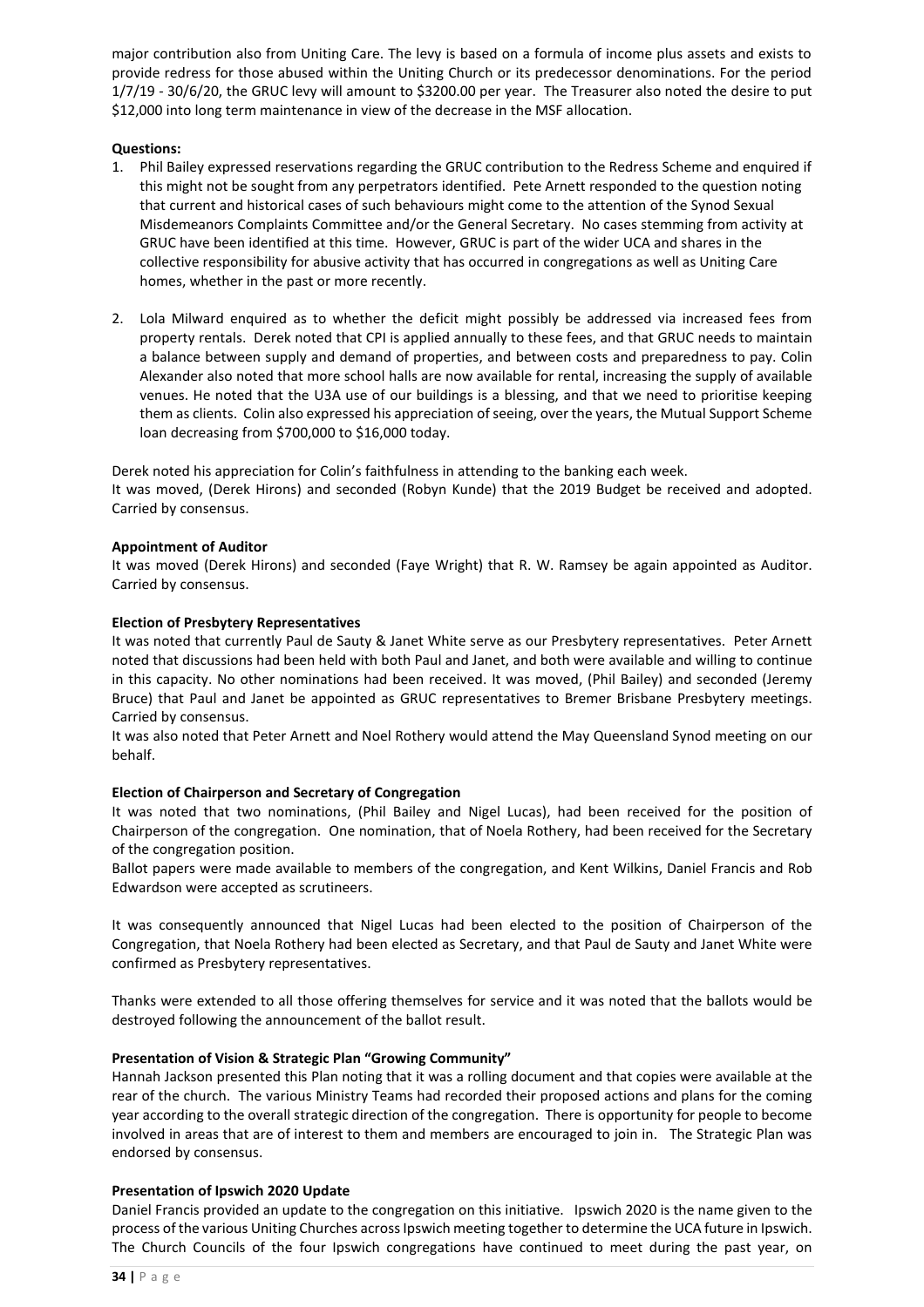major contribution also from Uniting Care. The levy is based on a formula of income plus assets and exists to provide redress for those abused within the Uniting Church or its predecessor denominations. For the period 1/7/19 - 30/6/20, the GRUC levy will amount to $3200.00 per year. The Treasurer also noted the desire to put $12,000 into long term maintenance in view of the decrease in the MSF allocation.

**Questions:**

1. Phil Bailey expressed reservations regarding the GRUC contribution to the Redress Scheme and enquired if this might not be sought from any perpetrators identified. Pete Arnett responded to the question noting that current and historical cases of such behaviours might come to the attention of the Synod Sexual Misdemeanors Complaints Committee and/or the General Secretary. No cases stemming from activity at GRUC have been identified at this time. However, GRUC is part of the wider UCA and shares in the collective responsibility for abusive activity that has occurred in congregations as well as Uniting Care homes, whether in the past or more recently.

2. Lola Milward enquired as to whether the deficit might possibly be addressed via increased fees from property rentals. Derek noted that CPI is applied annually to these fees, and that GRUC needs to maintain a balance between supply and demand of properties, and between costs and preparedness to pay. Colin Alexander also noted that more school halls are now available for rental, increasing the supply of available venues. He noted that the U3A use of our buildings is a blessing, and that we need to prioritise keeping them as clients. Colin also expressed his appreciation of seeing, over the years, the Mutual Support Scheme loan decreasing from $700,000 to $16,000 today.

Derek noted his appreciation for Colin's faithfulness in attending to the banking each week.
It was moved, (Derek Hirons) and seconded (Robyn Kunde) that the 2019 Budget be received and adopted. Carried by consensus.

**Appointment of Auditor**

It was moved (Derek Hirons) and seconded (Faye Wright) that R. W. Ramsey be again appointed as Auditor. Carried by consensus.

**Election of Presbytery Representatives**

It was noted that currently Paul de Sauty & Janet White serve as our Presbytery representatives. Peter Arnett noted that discussions had been held with both Paul and Janet, and both were available and willing to continue in this capacity. No other nominations had been received. It was moved, (Phil Bailey) and seconded (Jeremy Bruce) that Paul and Janet be appointed as GRUC representatives to Bremer Brisbane Presbytery meetings. Carried by consensus.
It was also noted that Peter Arnett and Noel Rothery would attend the May Queensland Synod meeting on our behalf.

**Election of Chairperson and Secretary of Congregation**

It was noted that two nominations, (Phil Bailey and Nigel Lucas), had been received for the position of Chairperson of the congregation. One nomination, that of Noela Rothery, had been received for the Secretary of the congregation position.
Ballot papers were made available to members of the congregation, and Kent Wilkins, Daniel Francis and Rob Edwardson were accepted as scrutineers.

It was consequently announced that Nigel Lucas had been elected to the position of Chairperson of the Congregation, that Noela Rothery had been elected as Secretary, and that Paul de Sauty and Janet White were confirmed as Presbytery representatives.

Thanks were extended to all those offering themselves for service and it was noted that the ballots would be destroyed following the announcement of the ballot result.

**Presentation of Vision & Strategic Plan "Growing Community"**

Hannah Jackson presented this Plan noting that it was a rolling document and that copies were available at the rear of the church. The various Ministry Teams had recorded their proposed actions and plans for the coming year according to the overall strategic direction of the congregation. There is opportunity for people to become involved in areas that are of interest to them and members are encouraged to join in. The Strategic Plan was endorsed by consensus.

**Presentation of Ipswich 2020 Update**

Daniel Francis provided an update to the congregation on this initiative. Ipswich 2020 is the name given to the process of the various Uniting Churches across Ipswich meeting together to determine the UCA future in Ipswich. The Church Councils of the four Ipswich congregations have continued to meet during the past year, on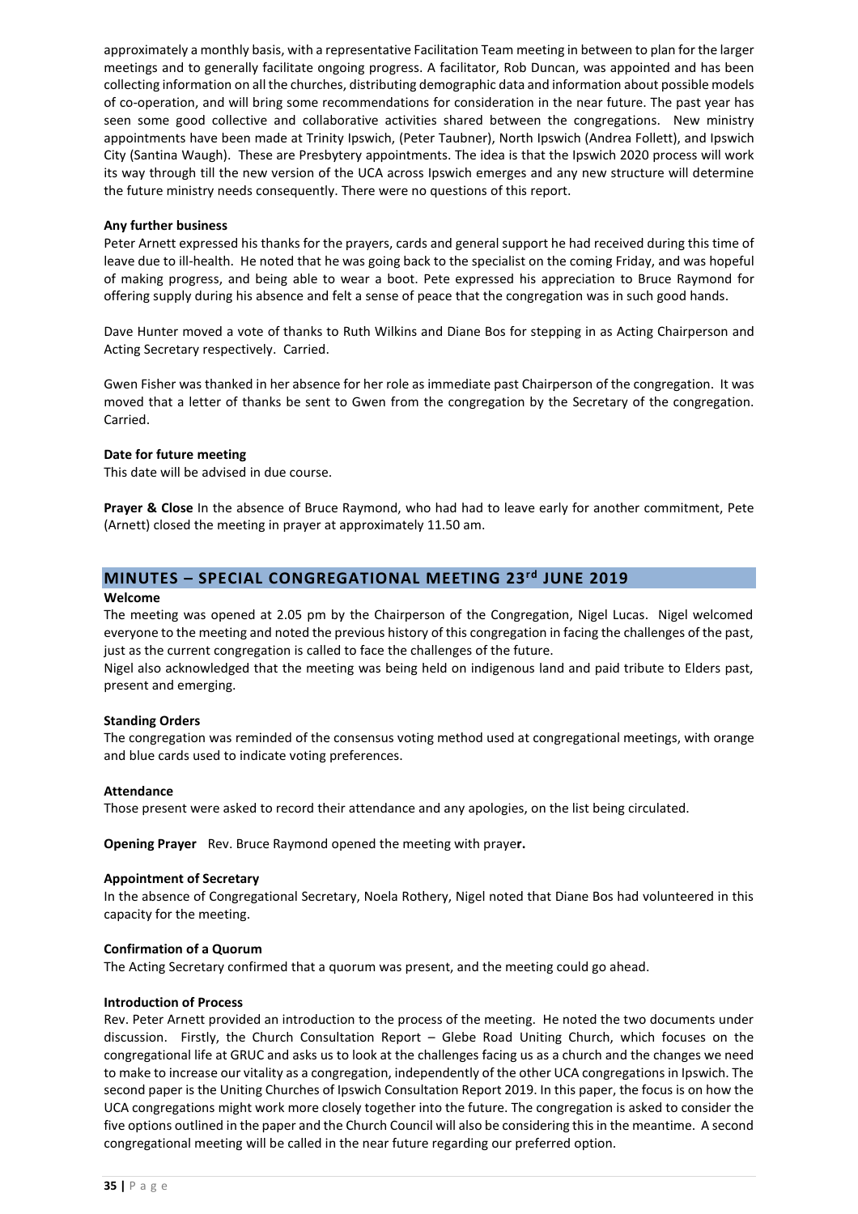approximately a monthly basis, with a representative Facilitation Team meeting in between to plan for the larger meetings and to generally facilitate ongoing progress. A facilitator, Rob Duncan, was appointed and has been collecting information on all the churches, distributing demographic data and information about possible models of co-operation, and will bring some recommendations for consideration in the near future. The past year has seen some good collective and collaborative activities shared between the congregations. New ministry appointments have been made at Trinity Ipswich, (Peter Taubner), North Ipswich (Andrea Follett), and Ipswich City (Santina Waugh). These are Presbytery appointments. The idea is that the Ipswich 2020 process will work its way through till the new version of the UCA across Ipswich emerges and any new structure will determine the future ministry needs consequently. There were no questions of this report.

**Any further business**

Peter Arnett expressed his thanks for the prayers, cards and general support he had received during this time of leave due to ill-health. He noted that he was going back to the specialist on the coming Friday, and was hopeful of making progress, and being able to wear a boot. Pete expressed his appreciation to Bruce Raymond for offering supply during his absence and felt a sense of peace that the congregation was in such good hands.

Dave Hunter moved a vote of thanks to Ruth Wilkins and Diane Bos for stepping in as Acting Chairperson and Acting Secretary respectively. Carried.

Gwen Fisher was thanked in her absence for her role as immediate past Chairperson of the congregation. It was moved that a letter of thanks be sent to Gwen from the congregation by the Secretary of the congregation. Carried.

**Date for future meeting**

This date will be advised in due course.

**Prayer & Close** In the absence of Bruce Raymond, who had had to leave early for another commitment, Pete (Arnett) closed the meeting in prayer at approximately 11.50 am.

## MINUTES – SPECIAL CONGREGATIONAL MEETING 23rd JUNE 2019

**Welcome**

The meeting was opened at 2.05 pm by the Chairperson of the Congregation, Nigel Lucas. Nigel welcomed everyone to the meeting and noted the previous history of this congregation in facing the challenges of the past, just as the current congregation is called to face the challenges of the future.

Nigel also acknowledged that the meeting was being held on indigenous land and paid tribute to Elders past, present and emerging.

**Standing Orders**

The congregation was reminded of the consensus voting method used at congregational meetings, with orange and blue cards used to indicate voting preferences.

**Attendance**

Those present were asked to record their attendance and any apologies, on the list being circulated.

**Opening Prayer** Rev. Bruce Raymond opened the meeting with prayer.

**Appointment of Secretary**

In the absence of Congregational Secretary, Noela Rothery, Nigel noted that Diane Bos had volunteered in this capacity for the meeting.

**Confirmation of a Quorum**

The Acting Secretary confirmed that a quorum was present, and the meeting could go ahead.

**Introduction of Process**

Rev. Peter Arnett provided an introduction to the process of the meeting. He noted the two documents under discussion. Firstly, the Church Consultation Report – Glebe Road Uniting Church, which focuses on the congregational life at GRUC and asks us to look at the challenges facing us as a church and the changes we need to make to increase our vitality as a congregation, independently of the other UCA congregations in Ipswich. The second paper is the Uniting Churches of Ipswich Consultation Report 2019. In this paper, the focus is on how the UCA congregations might work more closely together into the future. The congregation is asked to consider the five options outlined in the paper and the Church Council will also be considering this in the meantime. A second congregational meeting will be called in the near future regarding our preferred option.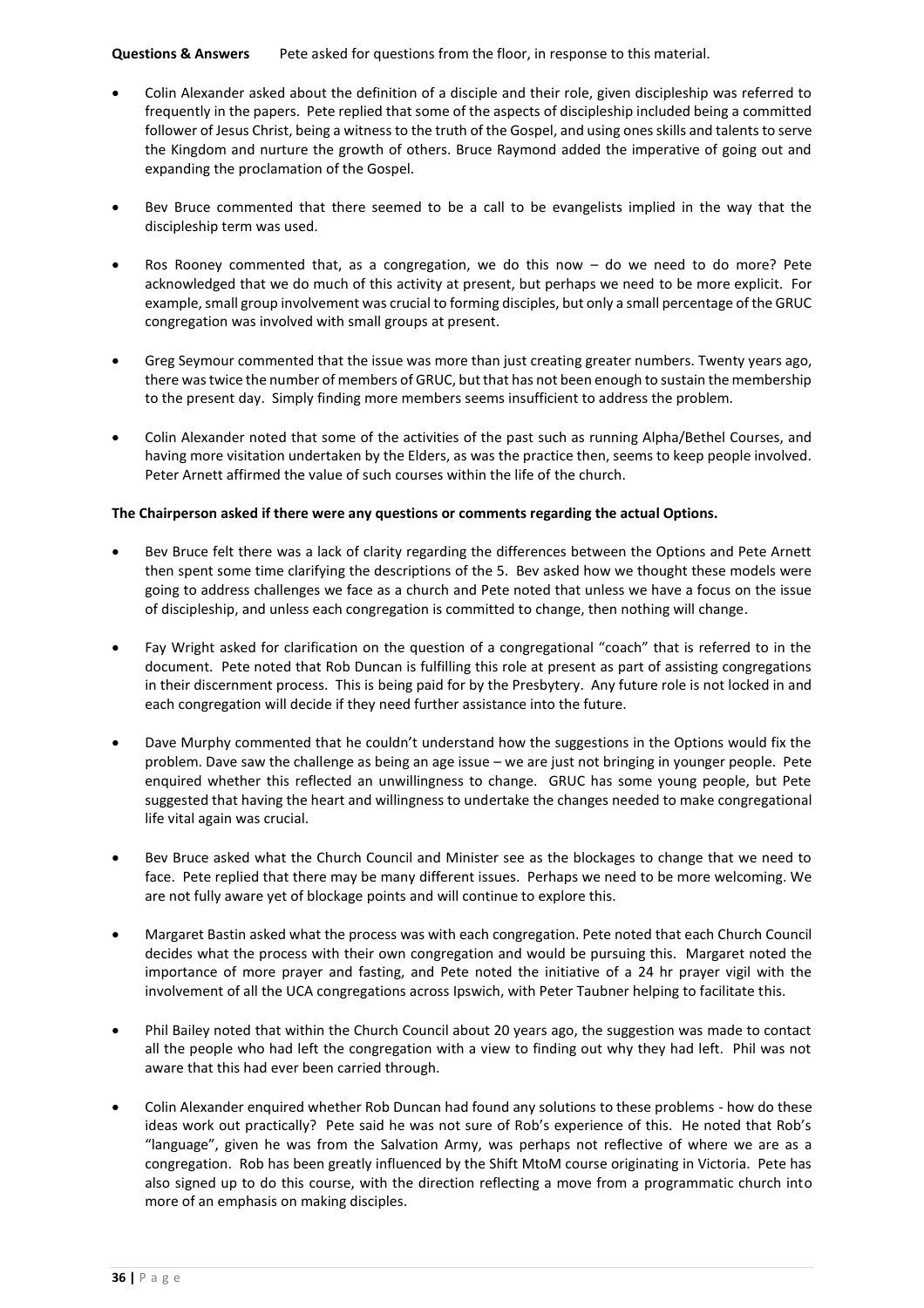**Questions & Answers** Pete asked for questions from the floor, in response to this material.

- Colin Alexander asked about the definition of a disciple and their role, given discipleship was referred to frequently in the papers. Pete replied that some of the aspects of discipleship included being a committed follower of Jesus Christ, being a witness to the truth of the Gospel, and using ones skills and talents to serve the Kingdom and nurture the growth of others. Bruce Raymond added the imperative of going out and expanding the proclamation of the Gospel.

- Bev Bruce commented that there seemed to be a call to be evangelists implied in the way that the discipleship term was used.

- Ros Rooney commented that, as a congregation, we do this now – do we need to do more? Pete acknowledged that we do much of this activity at present, but perhaps we need to be more explicit. For example, small group involvement was crucial to forming disciples, but only a small percentage of the GRUC congregation was involved with small groups at present.

- Greg Seymour commented that the issue was more than just creating greater numbers. Twenty years ago, there was twice the number of members of GRUC, but that has not been enough to sustain the membership to the present day. Simply finding more members seems insufficient to address the problem.

- Colin Alexander noted that some of the activities of the past such as running Alpha/Bethel Courses, and having more visitation undertaken by the Elders, as was the practice then, seems to keep people involved. Peter Arnett affirmed the value of such courses within the life of the church.

**The Chairperson asked if there were any questions or comments regarding the actual Options.**

- Bev Bruce felt there was a lack of clarity regarding the differences between the Options and Pete Arnett then spent some time clarifying the descriptions of the 5. Bev asked how we thought these models were going to address challenges we face as a church and Pete noted that unless we have a focus on the issue of discipleship, and unless each congregation is committed to change, then nothing will change.

- Fay Wright asked for clarification on the question of a congregational "coach" that is referred to in the document. Pete noted that Rob Duncan is fulfilling this role at present as part of assisting congregations in their discernment process. This is being paid for by the Presbytery. Any future role is not locked in and each congregation will decide if they need further assistance into the future.

- Dave Murphy commented that he couldn't understand how the suggestions in the Options would fix the problem. Dave saw the challenge as being an age issue – we are just not bringing in younger people. Pete enquired whether this reflected an unwillingness to change. GRUC has some young people, but Pete suggested that having the heart and willingness to undertake the changes needed to make congregational life vital again was crucial.

- Bev Bruce asked what the Church Council and Minister see as the blockages to change that we need to face. Pete replied that there may be many different issues. Perhaps we need to be more welcoming. We are not fully aware yet of blockage points and will continue to explore this.

- Margaret Bastin asked what the process was with each congregation. Pete noted that each Church Council decides what the process with their own congregation and would be pursuing this. Margaret noted the importance of more prayer and fasting, and Pete noted the initiative of a 24 hr prayer vigil with the involvement of all the UCA congregations across Ipswich, with Peter Taubner helping to facilitate this.

- Phil Bailey noted that within the Church Council about 20 years ago, the suggestion was made to contact all the people who had left the congregation with a view to finding out why they had left. Phil was not aware that this had ever been carried through.

- Colin Alexander enquired whether Rob Duncan had found any solutions to these problems - how do these ideas work out practically? Pete said he was not sure of Rob's experience of this. He noted that Rob's "language", given he was from the Salvation Army, was perhaps not reflective of where we are as a congregation. Rob has been greatly influenced by the Shift MtoM course originating in Victoria. Pete has also signed up to do this course, with the direction reflecting a move from a programmatic church into more of an emphasis on making disciples.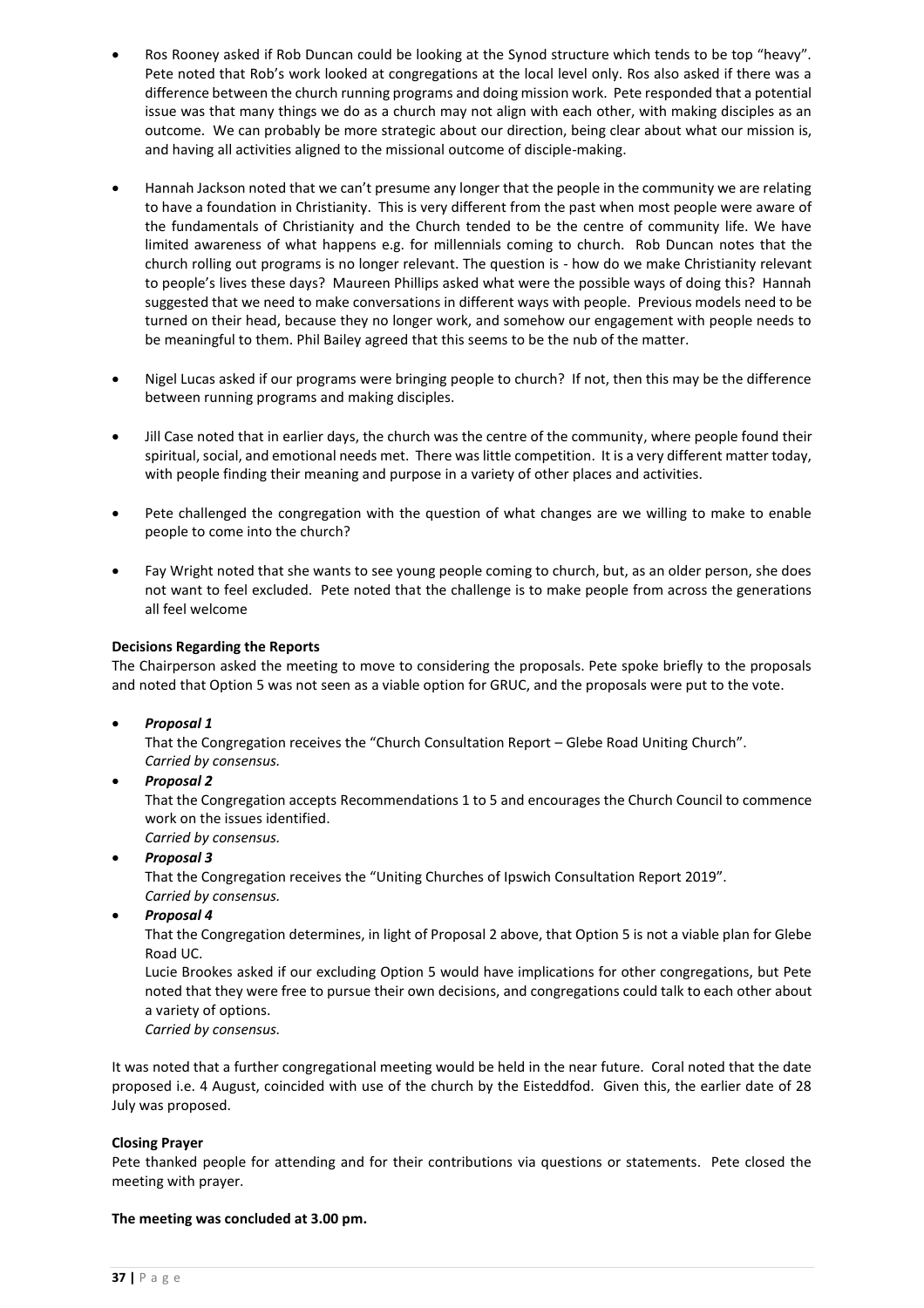- Ros Rooney asked if Rob Duncan could be looking at the Synod structure which tends to be top "heavy". Pete noted that Rob's work looked at congregations at the local level only. Ros also asked if there was a difference between the church running programs and doing mission work. Pete responded that a potential issue was that many things we do as a church may not align with each other, with making disciples as an outcome. We can probably be more strategic about our direction, being clear about what our mission is, and having all activities aligned to the missional outcome of disciple-making.

- Hannah Jackson noted that we can't presume any longer that the people in the community we are relating to have a foundation in Christianity. This is very different from the past when most people were aware of the fundamentals of Christianity and the Church tended to be the centre of community life. We have limited awareness of what happens e.g. for millennials coming to church. Rob Duncan notes that the church rolling out programs is no longer relevant. The question is - how do we make Christianity relevant to people's lives these days? Maureen Phillips asked what were the possible ways of doing this? Hannah suggested that we need to make conversations in different ways with people. Previous models need to be turned on their head, because they no longer work, and somehow our engagement with people needs to be meaningful to them. Phil Bailey agreed that this seems to be the nub of the matter.

- Nigel Lucas asked if our programs were bringing people to church? If not, then this may be the difference between running programs and making disciples.

- Jill Case noted that in earlier days, the church was the centre of the community, where people found their spiritual, social, and emotional needs met. There was little competition. It is a very different matter today, with people finding their meaning and purpose in a variety of other places and activities.

- Pete challenged the congregation with the question of what changes are we willing to make to enable people to come into the church?

- Fay Wright noted that she wants to see young people coming to church, but, as an older person, she does not want to feel excluded. Pete noted that the challenge is to make people from across the generations all feel welcome

**Decisions Regarding the Reports**

The Chairperson asked the meeting to move to considering the proposals. Pete spoke briefly to the proposals and noted that Option 5 was not seen as a viable option for GRUC, and the proposals were put to the vote.

- ***Proposal 1***
  That the Congregation receives the "Church Consultation Report – Glebe Road Uniting Church".
  *Carried by consensus.*
- ***Proposal 2***
  That the Congregation accepts Recommendations 1 to 5 and encourages the Church Council to commence work on the issues identified.
  *Carried by consensus.*
- ***Proposal 3***
  That the Congregation receives the "Uniting Churches of Ipswich Consultation Report 2019".
  *Carried by consensus.*
- ***Proposal 4***
  That the Congregation determines, in light of Proposal 2 above, that Option 5 is not a viable plan for Glebe Road UC.
  Lucie Brookes asked if our excluding Option 5 would have implications for other congregations, but Pete noted that they were free to pursue their own decisions, and congregations could talk to each other about a variety of options.
  *Carried by consensus.*

It was noted that a further congregational meeting would be held in the near future. Coral noted that the date proposed i.e. 4 August, coincided with use of the church by the Eisteddfod. Given this, the earlier date of 28 July was proposed.

**Closing Prayer**

Pete thanked people for attending and for their contributions via questions or statements. Pete closed the meeting with prayer.

**The meeting was concluded at 3.00 pm.**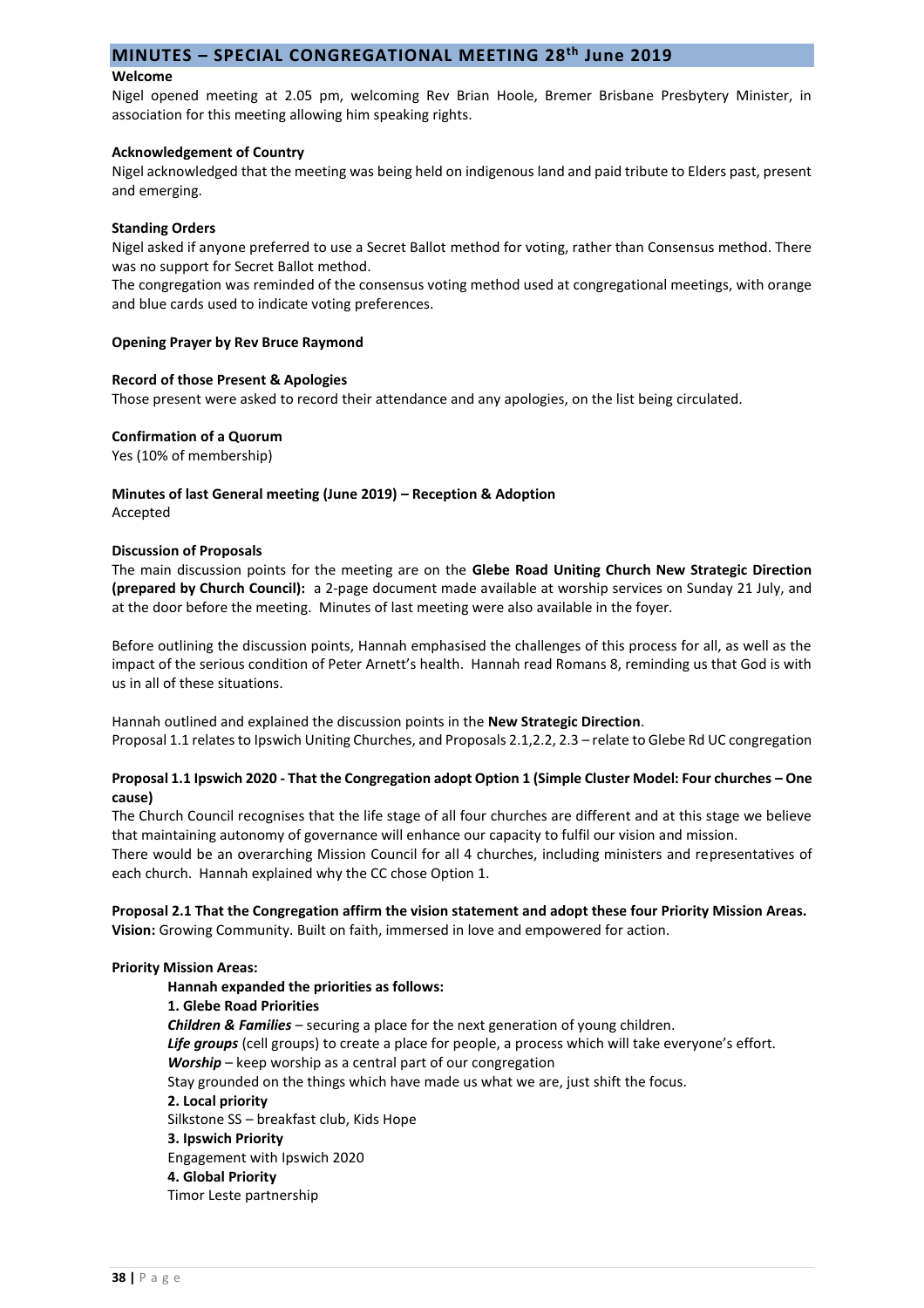## MINUTES – SPECIAL CONGREGATIONAL MEETING 28th June 2019

**Welcome**

Nigel opened meeting at 2.05 pm, welcoming Rev Brian Hoole, Bremer Brisbane Presbytery Minister, in association for this meeting allowing him speaking rights.

**Acknowledgement of Country**

Nigel acknowledged that the meeting was being held on indigenous land and paid tribute to Elders past, present and emerging.

**Standing Orders**

Nigel asked if anyone preferred to use a Secret Ballot method for voting, rather than Consensus method. There was no support for Secret Ballot method.

The congregation was reminded of the consensus voting method used at congregational meetings, with orange and blue cards used to indicate voting preferences.

**Opening Prayer by Rev Bruce Raymond**

**Record of those Present & Apologies**

Those present were asked to record their attendance and any apologies, on the list being circulated.

**Confirmation of a Quorum**

Yes (10% of membership)

**Minutes of last General meeting (June 2019) – Reception & Adoption**

Accepted

**Discussion of Proposals**

The main discussion points for the meeting are on the **Glebe Road Uniting Church New Strategic Direction (prepared by Church Council):** a 2-page document made available at worship services on Sunday 21 July, and at the door before the meeting. Minutes of last meeting were also available in the foyer.

Before outlining the discussion points, Hannah emphasised the challenges of this process for all, as well as the impact of the serious condition of Peter Arnett's health. Hannah read Romans 8, reminding us that God is with us in all of these situations.

Hannah outlined and explained the discussion points in the **New Strategic Direction**.

Proposal 1.1 relates to Ipswich Uniting Churches, and Proposals 2.1,2.2, 2.3 – relate to Glebe Rd UC congregation

**Proposal 1.1 Ipswich 2020 - That the Congregation adopt Option 1 (Simple Cluster Model: Four churches – One cause)**

The Church Council recognises that the life stage of all four churches are different and at this stage we believe that maintaining autonomy of governance will enhance our capacity to fulfil our vision and mission.

There would be an overarching Mission Council for all 4 churches, including ministers and representatives of each church. Hannah explained why the CC chose Option 1.

**Proposal 2.1 That the Congregation affirm the vision statement and adopt these four Priority Mission Areas.**

**Vision:** Growing Community. Built on faith, immersed in love and empowered for action.

**Priority Mission Areas:**

**Hannah expanded the priorities as follows:**

**1. Glebe Road Priorities**

***Children & Families*** – securing a place for the next generation of young children.

***Life groups*** (cell groups) to create a place for people, a process which will take everyone's effort.

***Worship*** – keep worship as a central part of our congregation

Stay grounded on the things which have made us what we are, just shift the focus.

**2. Local priority**

Silkstone SS – breakfast club, Kids Hope

**3. Ipswich Priority**

Engagement with Ipswich 2020

**4. Global Priority**

Timor Leste partnership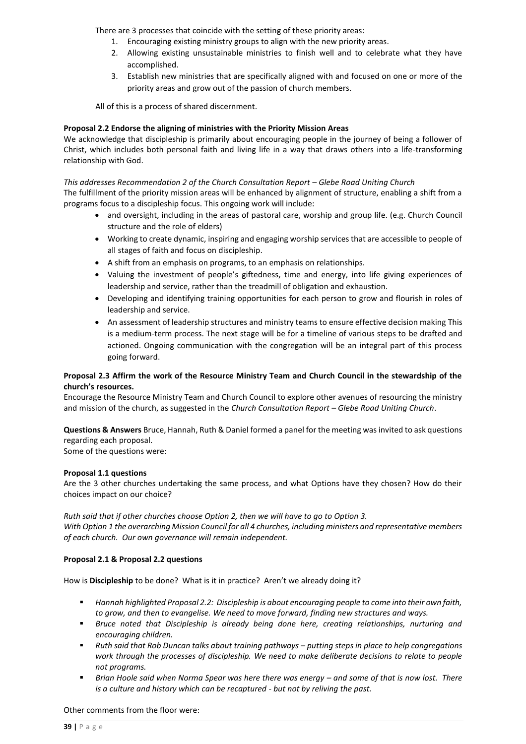There are 3 processes that coincide with the setting of these priority areas:

1. Encouraging existing ministry groups to align with the new priority areas.
2. Allowing existing unsustainable ministries to finish well and to celebrate what they have accomplished.
3. Establish new ministries that are specifically aligned with and focused on one or more of the priority areas and grow out of the passion of church members.

All of this is a process of shared discernment.

**Proposal 2.2 Endorse the aligning of ministries with the Priority Mission Areas**

We acknowledge that discipleship is primarily about encouraging people in the journey of being a follower of Christ, which includes both personal faith and living life in a way that draws others into a life-transforming relationship with God.

*This addresses Recommendation 2 of the Church Consultation Report – Glebe Road Uniting Church*

The fulfillment of the priority mission areas will be enhanced by alignment of structure, enabling a shift from a programs focus to a discipleship focus. This ongoing work will include:

- and oversight, including in the areas of pastoral care, worship and group life. (e.g. Church Council structure and the role of elders)
- Working to create dynamic, inspiring and engaging worship services that are accessible to people of all stages of faith and focus on discipleship.
- A shift from an emphasis on programs, to an emphasis on relationships.
- Valuing the investment of people's giftedness, time and energy, into life giving experiences of leadership and service, rather than the treadmill of obligation and exhaustion.
- Developing and identifying training opportunities for each person to grow and flourish in roles of leadership and service.
- An assessment of leadership structures and ministry teams to ensure effective decision making This is a medium-term process. The next stage will be for a timeline of various steps to be drafted and actioned. Ongoing communication with the congregation will be an integral part of this process going forward.

**Proposal 2.3 Affirm the work of the Resource Ministry Team and Church Council in the stewardship of the church's resources.**

Encourage the Resource Ministry Team and Church Council to explore other avenues of resourcing the ministry and mission of the church, as suggested in the *Church Consultation Report – Glebe Road Uniting Church*.

**Questions & Answers** Bruce, Hannah, Ruth & Daniel formed a panel for the meeting was invited to ask questions regarding each proposal.

Some of the questions were:

**Proposal 1.1 questions**

Are the 3 other churches undertaking the same process, and what Options have they chosen? How do their choices impact on our choice?

*Ruth said that if other churches choose Option 2, then we will have to go to Option 3.*
*With Option 1 the overarching Mission Council for all 4 churches, including ministers and representative members of each church. Our own governance will remain independent.*

**Proposal 2.1 & Proposal 2.2 questions**

How is **Discipleship** to be done? What is it in practice? Aren't we already doing it?

- *Hannah highlighted Proposal 2.2: Discipleship is about encouraging people to come into their own faith, to grow, and then to evangelise. We need to move forward, finding new structures and ways.*
- *Bruce noted that Discipleship is already being done here, creating relationships, nurturing and encouraging children.*
- *Ruth said that Rob Duncan talks about training pathways – putting steps in place to help congregations work through the processes of discipleship. We need to make deliberate decisions to relate to people not programs.*
- *Brian Hoole said when Norma Spear was here there was energy – and some of that is now lost. There is a culture and history which can be recaptured - but not by reliving the past.*

Other comments from the floor were: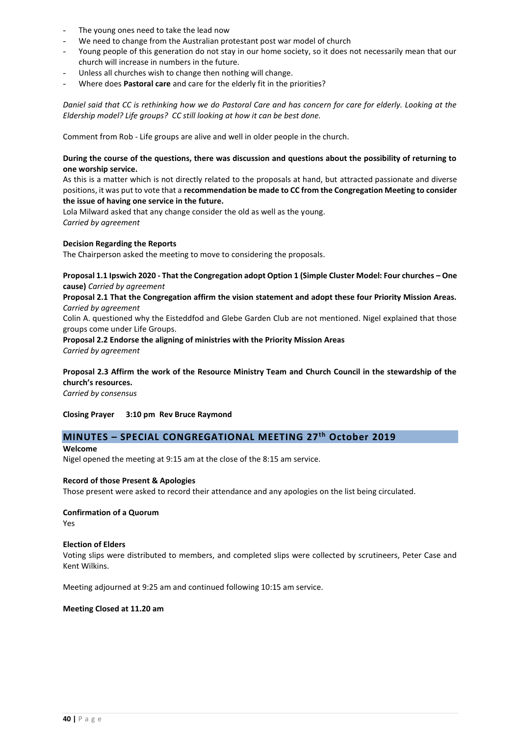- The young ones need to take the lead now
- We need to change from the Australian protestant post war model of church
- Young people of this generation do not stay in our home society, so it does not necessarily mean that our church will increase in numbers in the future.
- Unless all churches wish to change then nothing will change.
- Where does **Pastoral care** and care for the elderly fit in the priorities?

*Daniel said that CC is rethinking how we do Pastoral Care and has concern for care for elderly. Looking at the Eldership model? Life groups? CC still looking at how it can be best done.*

Comment from Rob - Life groups are alive and well in older people in the church.

**During the course of the questions, there was discussion and questions about the possibility of returning to one worship service.**

As this is a matter which is not directly related to the proposals at hand, but attracted passionate and diverse positions, it was put to vote that a **recommendation be made to CC from the Congregation Meeting to consider the issue of having one service in the future.**

Lola Milward asked that any change consider the old as well as the young.

*Carried by agreement*

**Decision Regarding the Reports**

The Chairperson asked the meeting to move to considering the proposals.

**Proposal 1.1 Ipswich 2020 - That the Congregation adopt Option 1 (Simple Cluster Model: Four churches – One cause)** *Carried by agreement*

**Proposal 2.1 That the Congregation affirm the vision statement and adopt these four Priority Mission Areas.** *Carried by agreement*

Colin A. questioned why the Eisteddfod and Glebe Garden Club are not mentioned. Nigel explained that those groups come under Life Groups.

**Proposal 2.2 Endorse the aligning of ministries with the Priority Mission Areas**

*Carried by agreement*

**Proposal 2.3 Affirm the work of the Resource Ministry Team and Church Council in the stewardship of the church's resources.**

*Carried by consensus*

**Closing Prayer 3:10 pm Rev Bruce Raymond**

## MINUTES – SPECIAL CONGREGATIONAL MEETING 27th October 2019

**Welcome**

Nigel opened the meeting at 9:15 am at the close of the 8:15 am service.

**Record of those Present & Apologies**

Those present were asked to record their attendance and any apologies on the list being circulated.

**Confirmation of a Quorum**

Yes

**Election of Elders**

Voting slips were distributed to members, and completed slips were collected by scrutineers, Peter Case and Kent Wilkins.

Meeting adjourned at 9:25 am and continued following 10:15 am service.

**Meeting Closed at 11.20 am**